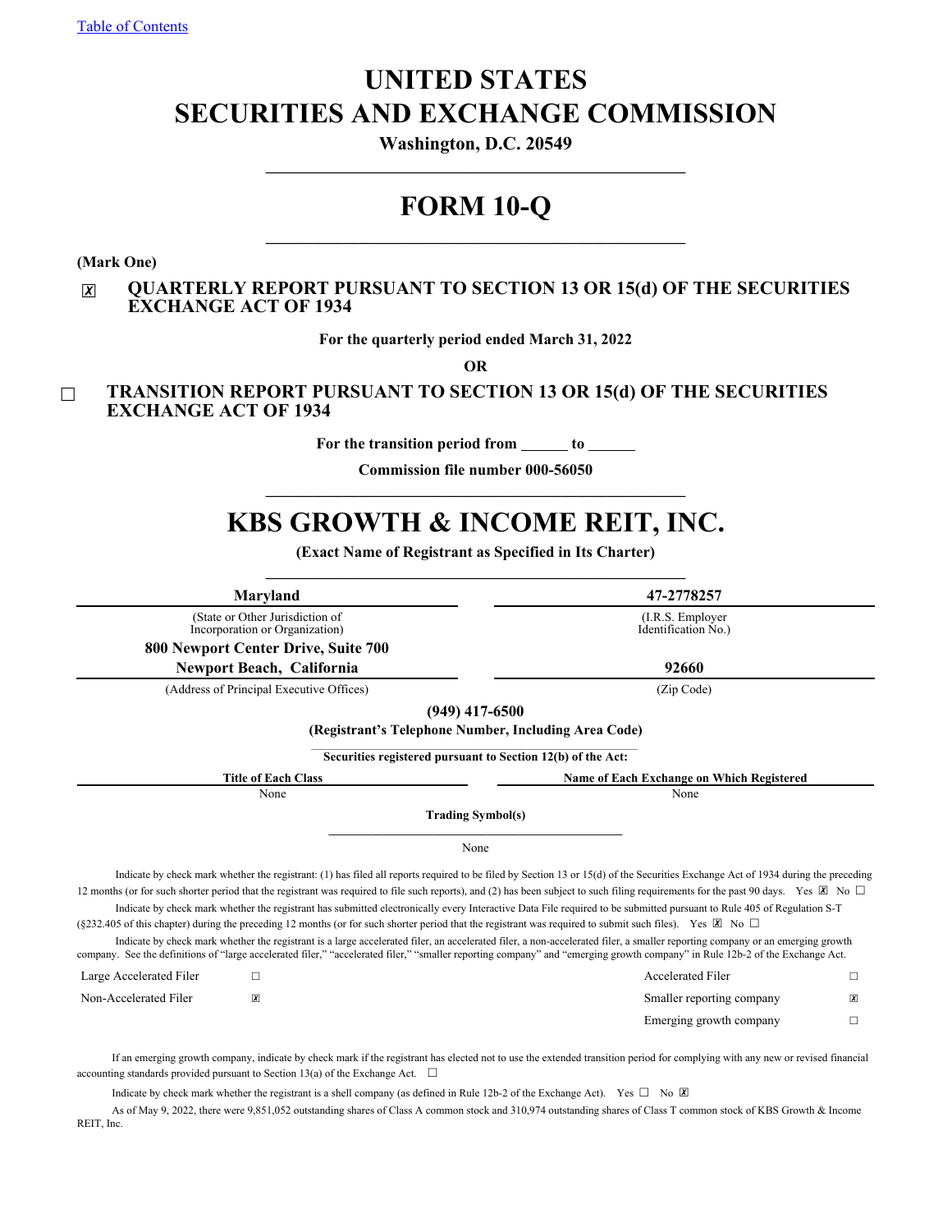[Table of Contents](#)

# UNITED STATES
# SECURITIES AND EXCHANGE COMMISSION

**Washington, D.C. 20549**

# FORM 10-Q

**(Mark One)**

☒ **QUARTERLY REPORT PURSUANT TO SECTION 13 OR 15(d) OF THE SECURITIES EXCHANGE ACT OF 1934**

**For the quarterly period ended March 31, 2022**

**OR**

☐ **TRANSITION REPORT PURSUANT TO SECTION 13 OR 15(d) OF THE SECURITIES EXCHANGE ACT OF 1934**

**For the transition period from ______ to ______**

**Commission file number 000-56050**

# KBS GROWTH & INCOME REIT, INC.

**(Exact Name of Registrant as Specified in Its Charter)**

| **Maryland** | **47-2778257** |
|---|---|
| (State or Other Jurisdiction of Incorporation or Organization) | (I.R.S. Employer Identification No.) |
| **800 Newport Center Drive, Suite 700 Newport Beach, California** | **92660** |
| (Address of Principal Executive Offices) | (Zip Code) |

**(949) 417-6500**

**(Registrant's Telephone Number, Including Area Code)**

**Securities registered pursuant to Section 12(b) of the Act:**

| Title of Each Class | Name of Each Exchange on Which Registered |
|---|---|
| None | None |

**Trading Symbol(s)**

None

Indicate by check mark whether the registrant: (1) has filed all reports required to be filed by Section 13 or 15(d) of the Securities Exchange Act of 1934 during the preceding 12 months (or for such shorter period that the registrant was required to file such reports), and (2) has been subject to such filing requirements for the past 90 days. Yes ☒ No ☐

Indicate by check mark whether the registrant has submitted electronically every Interactive Data File required to be submitted pursuant to Rule 405 of Regulation S-T (§232.405 of this chapter) during the preceding 12 months (or for such shorter period that the registrant was required to submit such files). Yes ☒ No ☐

Indicate by check mark whether the registrant is a large accelerated filer, an accelerated filer, a non-accelerated filer, a smaller reporting company or an emerging growth company. See the definitions of "large accelerated filer," "accelerated filer," "smaller reporting company" and "emerging growth company" in Rule 12b-2 of the Exchange Act.

| | | | |
|---|---|---|---|
| Large Accelerated Filer | ☐ | Accelerated Filer | ☐ |
| Non-Accelerated Filer | ☒ | Smaller reporting company | ☒ |
| | | Emerging growth company | ☐ |

If an emerging growth company, indicate by check mark if the registrant has elected not to use the extended transition period for complying with any new or revised financial accounting standards provided pursuant to Section 13(a) of the Exchange Act. ☐

Indicate by check mark whether the registrant is a shell company (as defined in Rule 12b-2 of the Exchange Act). Yes ☐ No ☒

As of May 9, 2022, there were 9,851,052 outstanding shares of Class A common stock and 310,974 outstanding shares of Class T common stock of KBS Growth & Income REIT, Inc.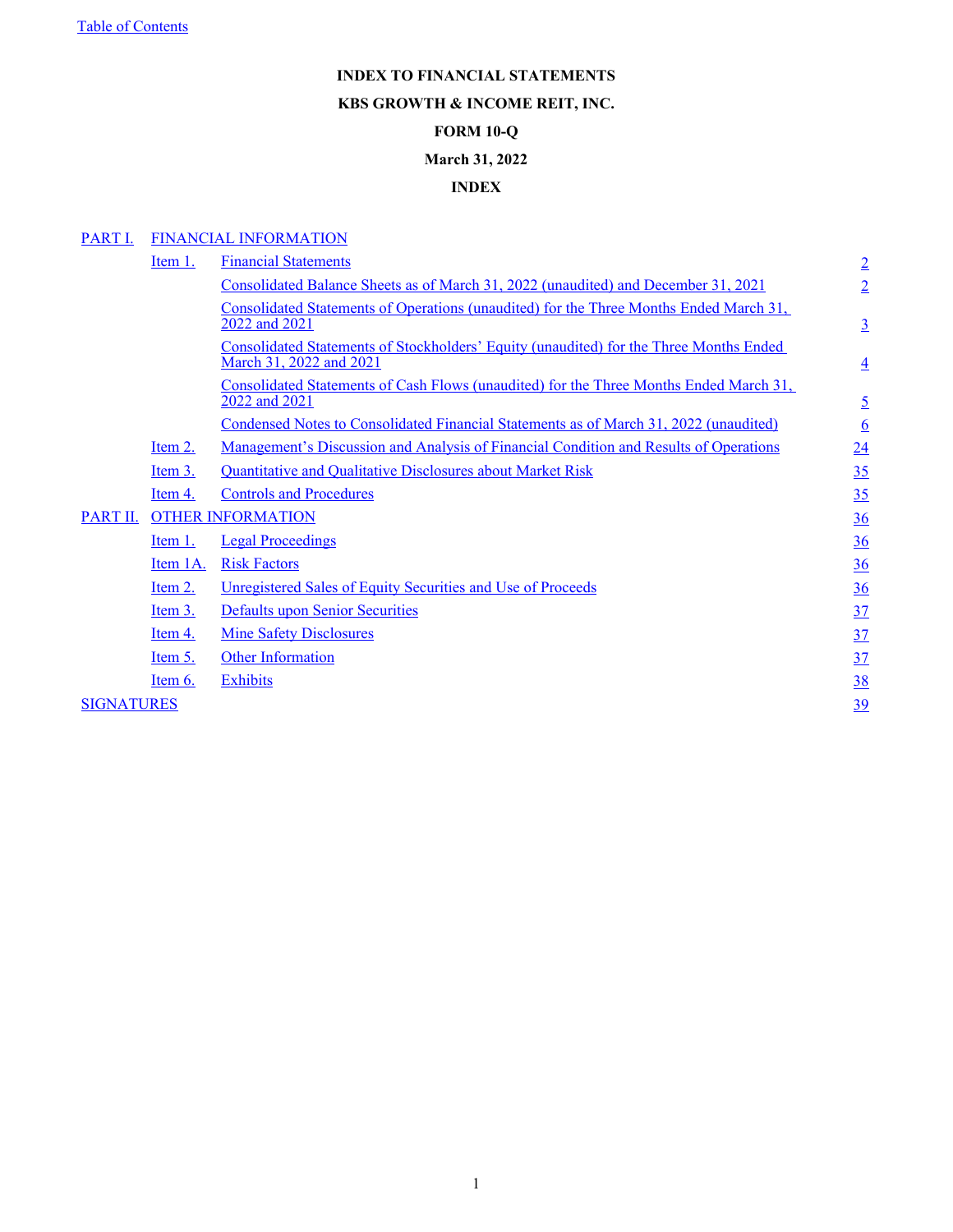# INDEX TO FINANCIAL STATEMENTS

## KBS GROWTH & INCOME REIT, INC.

## FORM 10-Q

## March 31, 2022

## INDEX

| | | | |
|---|---|---|---|
| PART I. | FINANCIAL INFORMATION | | |
| | Item 1. | Financial Statements | 2 |
| | | Consolidated Balance Sheets as of March 31, 2022 (unaudited) and December 31, 2021 | 2 |
| | | Consolidated Statements of Operations (unaudited) for the Three Months Ended March 31, 2022 and 2021 | 3 |
| | | Consolidated Statements of Stockholders' Equity (unaudited) for the Three Months Ended March 31, 2022 and 2021 | 4 |
| | | Consolidated Statements of Cash Flows (unaudited) for the Three Months Ended March 31, 2022 and 2021 | 5 |
| | | Condensed Notes to Consolidated Financial Statements as of March 31, 2022 (unaudited) | 6 |
| | Item 2. | Management's Discussion and Analysis of Financial Condition and Results of Operations | 24 |
| | Item 3. | Quantitative and Qualitative Disclosures about Market Risk | 35 |
| | Item 4. | Controls and Procedures | 35 |
| PART II. | OTHER INFORMATION | | 36 |
| | Item 1. | Legal Proceedings | 36 |
| | Item 1A. | Risk Factors | 36 |
| | Item 2. | Unregistered Sales of Equity Securities and Use of Proceeds | 36 |
| | Item 3. | Defaults upon Senior Securities | 37 |
| | Item 4. | Mine Safety Disclosures | 37 |
| | Item 5. | Other Information | 37 |
| | Item 6. | Exhibits | 38 |
| SIGNATURES | | | 39 |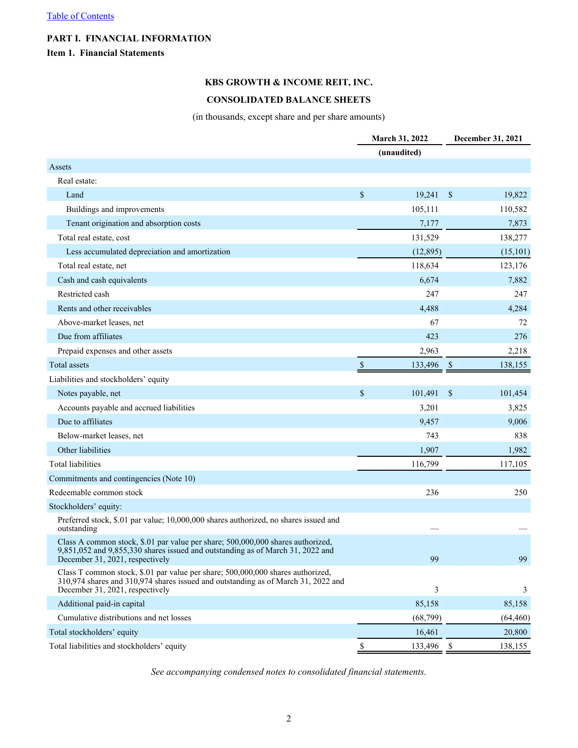[Table of Contents](#)

## PART I. FINANCIAL INFORMATION

### Item 1. Financial Statements

**KBS GROWTH & INCOME REIT, INC.**

**CONSOLIDATED BALANCE SHEETS**

(in thousands, except share and per share amounts)

| | March 31, 2022 | December 31, 2021 |
|---|---|---|
| | (unaudited) | |
| Assets | | |
| Real estate: | | |
| Land | $ 19,241 | $ 19,822 |
| Buildings and improvements | 105,111 | 110,582 |
| Tenant origination and absorption costs | 7,177 | 7,873 |
| Total real estate, cost | 131,529 | 138,277 |
| Less accumulated depreciation and amortization | (12,895) | (15,101) |
| Total real estate, net | 118,634 | 123,176 |
| Cash and cash equivalents | 6,674 | 7,882 |
| Restricted cash | 247 | 247 |
| Rents and other receivables | 4,488 | 4,284 |
| Above-market leases, net | 67 | 72 |
| Due from affiliates | 423 | 276 |
| Prepaid expenses and other assets | 2,963 | 2,218 |
| Total assets | $ 133,496 | $ 138,155 |
| Liabilities and stockholders' equity | | |
| Notes payable, net | $ 101,491 | $ 101,454 |
| Accounts payable and accrued liabilities | 3,201 | 3,825 |
| Due to affiliates | 9,457 | 9,006 |
| Below-market leases, net | 743 | 838 |
| Other liabilities | 1,907 | 1,982 |
| Total liabilities | 116,799 | 117,105 |
| Commitments and contingencies (Note 10) | | |
| Redeemable common stock | 236 | 250 |
| Stockholders' equity: | | |
| Preferred stock, $.01 par value; 10,000,000 shares authorized, no shares issued and outstanding | — | — |
| Class A common stock, $.01 par value per share; 500,000,000 shares authorized, 9,851,052 and 9,855,330 shares issued and outstanding as of March 31, 2022 and December 31, 2021, respectively | 99 | 99 |
| Class T common stock, $.01 par value per share; 500,000,000 shares authorized, 310,974 shares and 310,974 shares issued and outstanding as of March 31, 2022 and December 31, 2021, respectively | 3 | 3 |
| Additional paid-in capital | 85,158 | 85,158 |
| Cumulative distributions and net losses | (68,799) | (64,460) |
| Total stockholders' equity | 16,461 | 20,800 |
| Total liabilities and stockholders' equity | $ 133,496 | $ 138,155 |

*See accompanying condensed notes to consolidated financial statements.*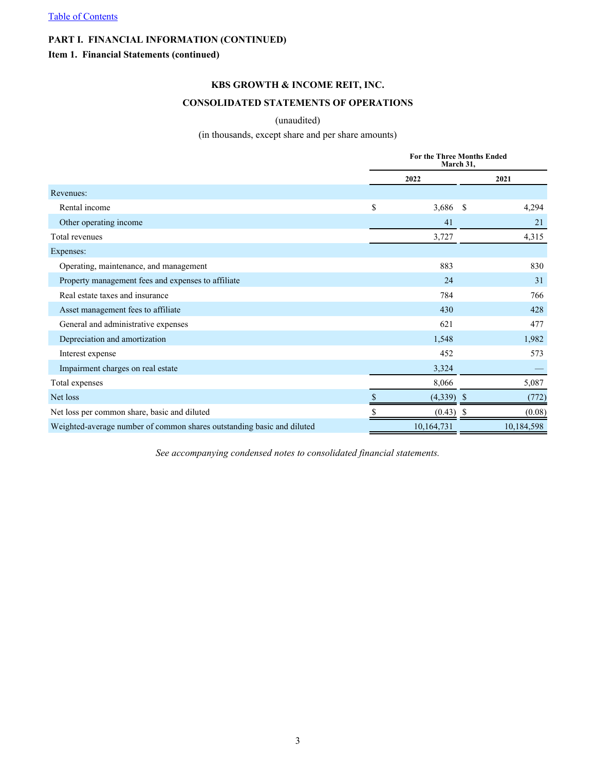[Table of Contents](#)

**PART I. FINANCIAL INFORMATION (CONTINUED)**

**Item 1. Financial Statements (continued)**

**KBS GROWTH & INCOME REIT, INC.**

**CONSOLIDATED STATEMENTS OF OPERATIONS**

(unaudited)

(in thousands, except share and per share amounts)

| | For the Three Months Ended March 31, | |
|---|---|---|
| | **2022** | **2021** |
| Revenues: | | |
| Rental income | $ 3,686 | $ 4,294 |
| Other operating income | 41 | 21 |
| Total revenues | 3,727 | 4,315 |
| Expenses: | | |
| Operating, maintenance, and management | 883 | 830 |
| Property management fees and expenses to affiliate | 24 | 31 |
| Real estate taxes and insurance | 784 | 766 |
| Asset management fees to affiliate | 430 | 428 |
| General and administrative expenses | 621 | 477 |
| Depreciation and amortization | 1,548 | 1,982 |
| Interest expense | 452 | 573 |
| Impairment charges on real estate | 3,324 | — |
| Total expenses | 8,066 | 5,087 |
| Net loss | $ (4,339) | $ (772) |
| Net loss per common share, basic and diluted | $ (0.43) | $ (0.08) |
| Weighted-average number of common shares outstanding basic and diluted | 10,164,731 | 10,184,598 |

*See accompanying condensed notes to consolidated financial statements.*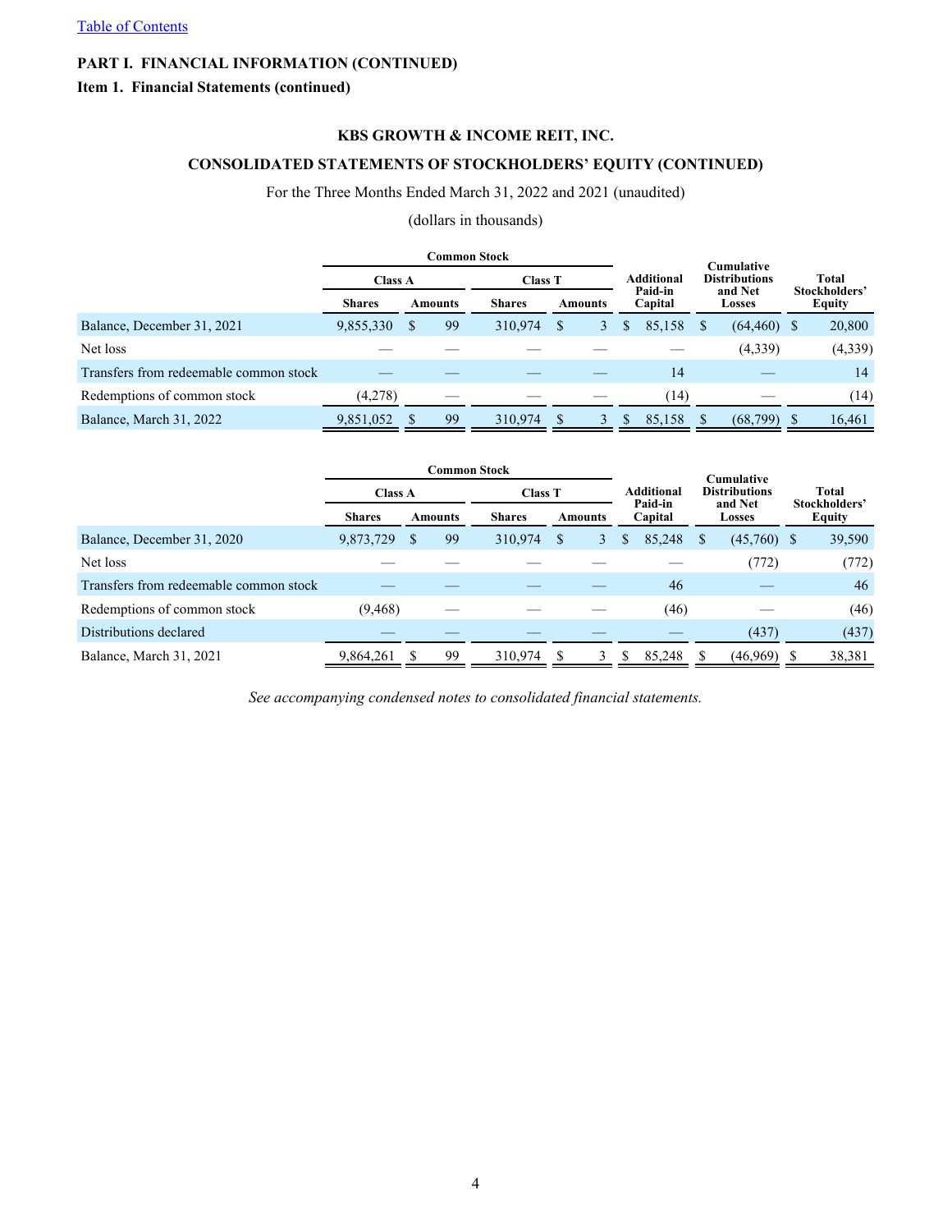[Table of Contents](#)

**PART I. FINANCIAL INFORMATION (CONTINUED)**

**Item 1. Financial Statements (continued)**

## KBS GROWTH & INCOME REIT, INC.

## CONSOLIDATED STATEMENTS OF STOCKHOLDERS' EQUITY (CONTINUED)

For the Three Months Ended March 31, 2022 and 2021 (unaudited)

(dollars in thousands)

| | Common Stock | | | | Additional Paid-in Capital | Cumulative Distributions and Net Losses | Total Stockholders' Equity |
|---|---|---|---|---|---|---|---|
| | Class A | | Class T | | | | |
| | Shares | Amounts | Shares | Amounts | | | |
| Balance, December 31, 2021 | 9,855,330 | $ 99 | 310,974 | $ 3 | $ 85,158 | $ (64,460) | $ 20,800 |
| Net loss | — | — | — | — | — | (4,339) | (4,339) |
| Transfers from redeemable common stock | — | — | — | — | 14 | — | 14 |
| Redemptions of common stock | (4,278) | — | — | — | (14) | — | (14) |
| Balance, March 31, 2022 | 9,851,052 | $ 99 | 310,974 | $ 3 | $ 85,158 | $ (68,799) | $ 16,461 |

| | Common Stock | | | | Additional Paid-in Capital | Cumulative Distributions and Net Losses | Total Stockholders' Equity |
|---|---|---|---|---|---|---|---|
| | Class A | | Class T | | | | |
| | Shares | Amounts | Shares | Amounts | | | |
| Balance, December 31, 2020 | 9,873,729 | $ 99 | 310,974 | $ 3 | $ 85,248 | $ (45,760) | $ 39,590 |
| Net loss | — | — | — | — | — | (772) | (772) |
| Transfers from redeemable common stock | — | — | — | — | 46 | — | 46 |
| Redemptions of common stock | (9,468) | — | — | — | (46) | — | (46) |
| Distributions declared | — | — | — | — | — | (437) | (437) |
| Balance, March 31, 2021 | 9,864,261 | $ 99 | 310,974 | $ 3 | $ 85,248 | $ (46,969) | $ 38,381 |

*See accompanying condensed notes to consolidated financial statements.*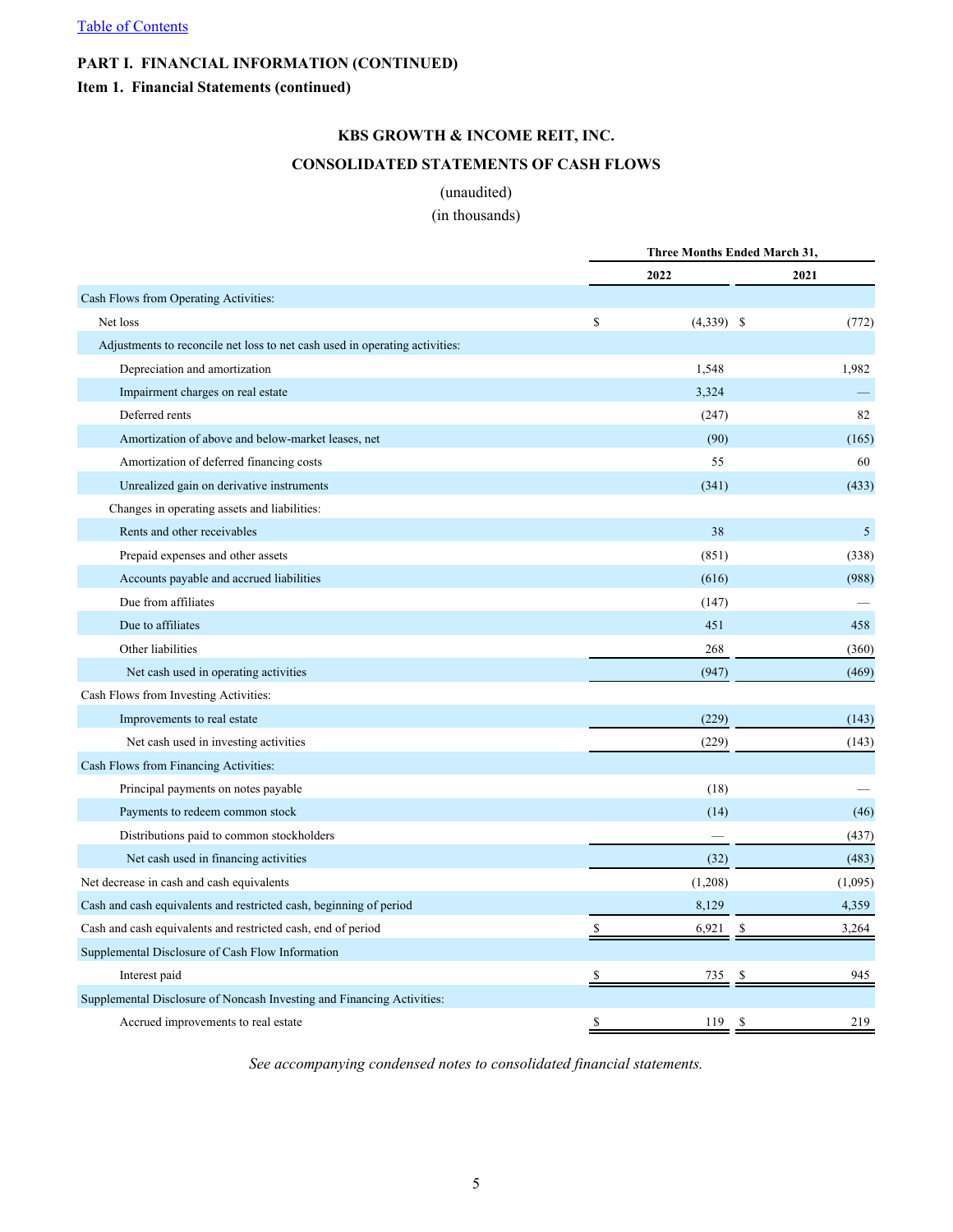[Table of Contents](#)

**PART I. FINANCIAL INFORMATION (CONTINUED)**

**Item 1. Financial Statements (continued)**

## KBS GROWTH & INCOME REIT, INC.

## CONSOLIDATED STATEMENTS OF CASH FLOWS

(unaudited)
(in thousands)

| | Three Months Ended March 31, | |
|---|---|---|
| | 2022 | 2021 |
| Cash Flows from Operating Activities: | | |
| Net loss | $ (4,339) | $ (772) |
| Adjustments to reconcile net loss to net cash used in operating activities: | | |
| Depreciation and amortization | 1,548 | 1,982 |
| Impairment charges on real estate | 3,324 | — |
| Deferred rents | (247) | 82 |
| Amortization of above and below-market leases, net | (90) | (165) |
| Amortization of deferred financing costs | 55 | 60 |
| Unrealized gain on derivative instruments | (341) | (433) |
| Changes in operating assets and liabilities: | | |
| Rents and other receivables | 38 | 5 |
| Prepaid expenses and other assets | (851) | (338) |
| Accounts payable and accrued liabilities | (616) | (988) |
| Due from affiliates | (147) | — |
| Due to affiliates | 451 | 458 |
| Other liabilities | 268 | (360) |
| Net cash used in operating activities | (947) | (469) |
| Cash Flows from Investing Activities: | | |
| Improvements to real estate | (229) | (143) |
| Net cash used in investing activities | (229) | (143) |
| Cash Flows from Financing Activities: | | |
| Principal payments on notes payable | (18) | — |
| Payments to redeem common stock | (14) | (46) |
| Distributions paid to common stockholders | — | (437) |
| Net cash used in financing activities | (32) | (483) |
| Net decrease in cash and cash equivalents | (1,208) | (1,095) |
| Cash and cash equivalents and restricted cash, beginning of period | 8,129 | 4,359 |
| Cash and cash equivalents and restricted cash, end of period | $ 6,921 | $ 3,264 |
| Supplemental Disclosure of Cash Flow Information | | |
| Interest paid | $ 735 | $ 945 |
| Supplemental Disclosure of Noncash Investing and Financing Activities: | | |
| Accrued improvements to real estate | $ 119 | $ 219 |

*See accompanying condensed notes to consolidated financial statements.*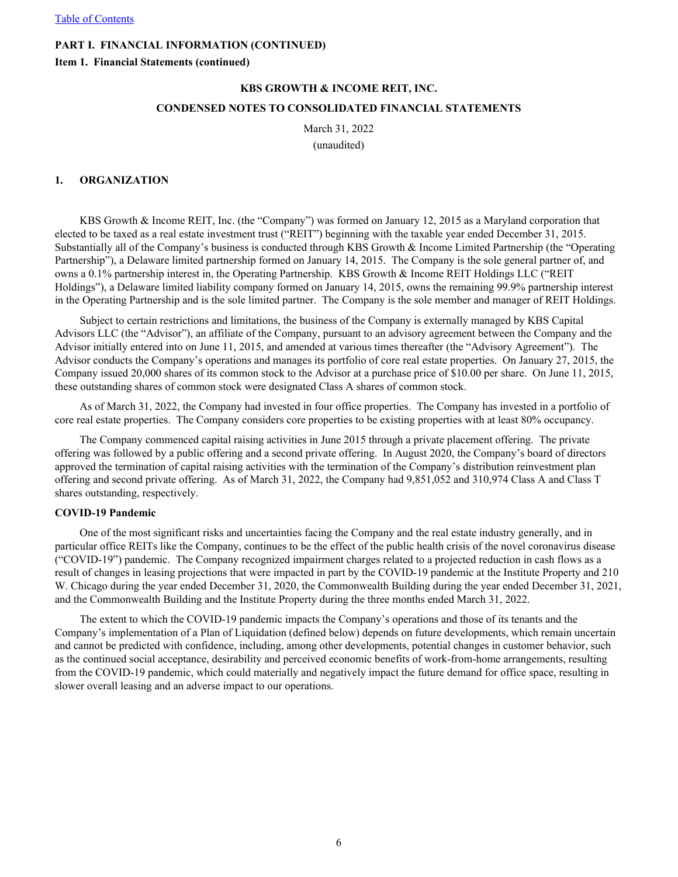**PART I. FINANCIAL INFORMATION (CONTINUED)**

**Item 1. Financial Statements (continued)**

**KBS GROWTH & INCOME REIT, INC.**

**CONDENSED NOTES TO CONSOLIDATED FINANCIAL STATEMENTS**

March 31, 2022

(unaudited)

## 1. ORGANIZATION

KBS Growth & Income REIT, Inc. (the "Company") was formed on January 12, 2015 as a Maryland corporation that elected to be taxed as a real estate investment trust ("REIT") beginning with the taxable year ended December 31, 2015. Substantially all of the Company's business is conducted through KBS Growth & Income Limited Partnership (the "Operating Partnership"), a Delaware limited partnership formed on January 14, 2015. The Company is the sole general partner of, and owns a 0.1% partnership interest in, the Operating Partnership. KBS Growth & Income REIT Holdings LLC ("REIT Holdings"), a Delaware limited liability company formed on January 14, 2015, owns the remaining 99.9% partnership interest in the Operating Partnership and is the sole limited partner. The Company is the sole member and manager of REIT Holdings.

Subject to certain restrictions and limitations, the business of the Company is externally managed by KBS Capital Advisors LLC (the "Advisor"), an affiliate of the Company, pursuant to an advisory agreement between the Company and the Advisor initially entered into on June 11, 2015, and amended at various times thereafter (the "Advisory Agreement"). The Advisor conducts the Company's operations and manages its portfolio of core real estate properties. On January 27, 2015, the Company issued 20,000 shares of its common stock to the Advisor at a purchase price of $10.00 per share. On June 11, 2015, these outstanding shares of common stock were designated Class A shares of common stock.

As of March 31, 2022, the Company had invested in four office properties. The Company has invested in a portfolio of core real estate properties. The Company considers core properties to be existing properties with at least 80% occupancy.

The Company commenced capital raising activities in June 2015 through a private placement offering. The private offering was followed by a public offering and a second private offering. In August 2020, the Company's board of directors approved the termination of capital raising activities with the termination of the Company's distribution reinvestment plan offering and second private offering. As of March 31, 2022, the Company had 9,851,052 and 310,974 Class A and Class T shares outstanding, respectively.

**COVID-19 Pandemic**

One of the most significant risks and uncertainties facing the Company and the real estate industry generally, and in particular office REITs like the Company, continues to be the effect of the public health crisis of the novel coronavirus disease ("COVID-19") pandemic. The Company recognized impairment charges related to a projected reduction in cash flows as a result of changes in leasing projections that were impacted in part by the COVID-19 pandemic at the Institute Property and 210 W. Chicago during the year ended December 31, 2020, the Commonwealth Building during the year ended December 31, 2021, and the Commonwealth Building and the Institute Property during the three months ended March 31, 2022.

The extent to which the COVID-19 pandemic impacts the Company's operations and those of its tenants and the Company's implementation of a Plan of Liquidation (defined below) depends on future developments, which remain uncertain and cannot be predicted with confidence, including, among other developments, potential changes in customer behavior, such as the continued social acceptance, desirability and perceived economic benefits of work-from-home arrangements, resulting from the COVID-19 pandemic, which could materially and negatively impact the future demand for office space, resulting in slower overall leasing and an adverse impact to our operations.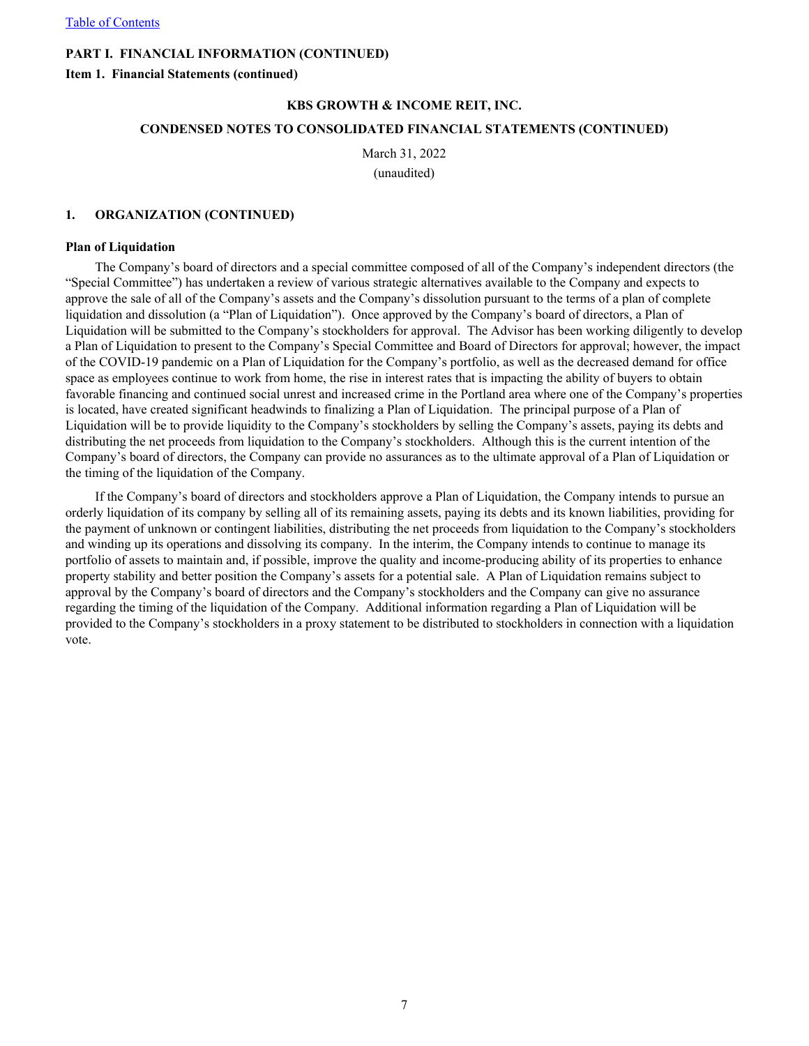**PART I. FINANCIAL INFORMATION (CONTINUED)**

**Item 1. Financial Statements (continued)**

**KBS GROWTH & INCOME REIT, INC.**

**CONDENSED NOTES TO CONSOLIDATED FINANCIAL STATEMENTS (CONTINUED)**

March 31, 2022
(unaudited)

## 1. ORGANIZATION (CONTINUED)

### Plan of Liquidation

The Company's board of directors and a special committee composed of all of the Company's independent directors (the "Special Committee") has undertaken a review of various strategic alternatives available to the Company and expects to approve the sale of all of the Company's assets and the Company's dissolution pursuant to the terms of a plan of complete liquidation and dissolution (a "Plan of Liquidation"). Once approved by the Company's board of directors, a Plan of Liquidation will be submitted to the Company's stockholders for approval. The Advisor has been working diligently to develop a Plan of Liquidation to present to the Company's Special Committee and Board of Directors for approval; however, the impact of the COVID-19 pandemic on a Plan of Liquidation for the Company's portfolio, as well as the decreased demand for office space as employees continue to work from home, the rise in interest rates that is impacting the ability of buyers to obtain favorable financing and continued social unrest and increased crime in the Portland area where one of the Company's properties is located, have created significant headwinds to finalizing a Plan of Liquidation. The principal purpose of a Plan of Liquidation will be to provide liquidity to the Company's stockholders by selling the Company's assets, paying its debts and distributing the net proceeds from liquidation to the Company's stockholders. Although this is the current intention of the Company's board of directors, the Company can provide no assurances as to the ultimate approval of a Plan of Liquidation or the timing of the liquidation of the Company.

If the Company's board of directors and stockholders approve a Plan of Liquidation, the Company intends to pursue an orderly liquidation of its company by selling all of its remaining assets, paying its debts and its known liabilities, providing for the payment of unknown or contingent liabilities, distributing the net proceeds from liquidation to the Company's stockholders and winding up its operations and dissolving its company. In the interim, the Company intends to continue to manage its portfolio of assets to maintain and, if possible, improve the quality and income-producing ability of its properties to enhance property stability and better position the Company's assets for a potential sale. A Plan of Liquidation remains subject to approval by the Company's board of directors and the Company's stockholders and the Company can give no assurance regarding the timing of the liquidation of the Company. Additional information regarding a Plan of Liquidation will be provided to the Company's stockholders in a proxy statement to be distributed to stockholders in connection with a liquidation vote.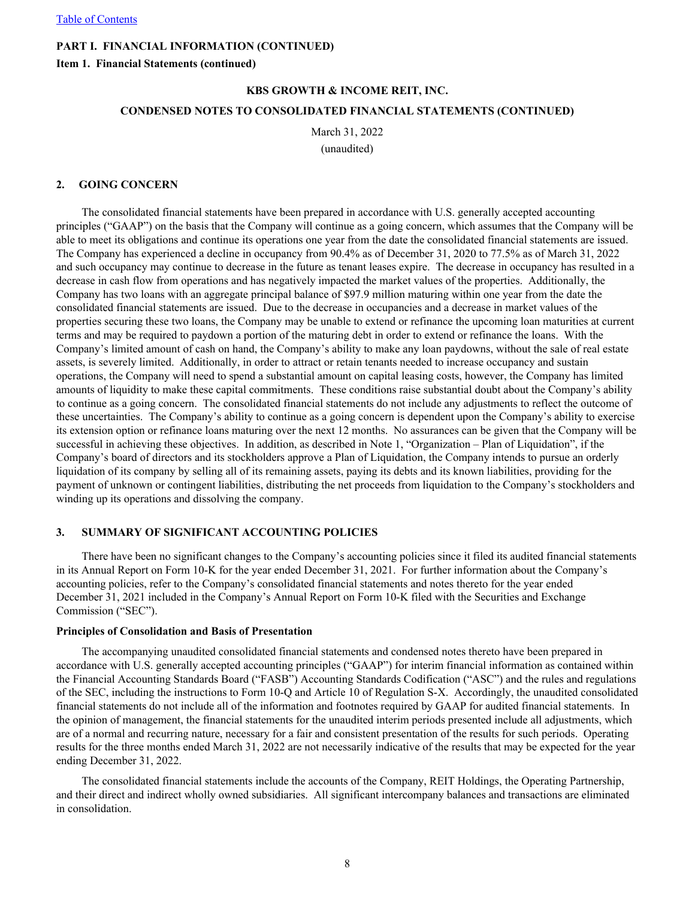**PART I. FINANCIAL INFORMATION (CONTINUED)**

**Item 1. Financial Statements (continued)**

**KBS GROWTH & INCOME REIT, INC.**

**CONDENSED NOTES TO CONSOLIDATED FINANCIAL STATEMENTS (CONTINUED)**

March 31, 2022

(unaudited)

## 2. GOING CONCERN

The consolidated financial statements have been prepared in accordance with U.S. generally accepted accounting principles ("GAAP") on the basis that the Company will continue as a going concern, which assumes that the Company will be able to meet its obligations and continue its operations one year from the date the consolidated financial statements are issued. The Company has experienced a decline in occupancy from 90.4% as of December 31, 2020 to 77.5% as of March 31, 2022 and such occupancy may continue to decrease in the future as tenant leases expire. The decrease in occupancy has resulted in a decrease in cash flow from operations and has negatively impacted the market values of the properties. Additionally, the Company has two loans with an aggregate principal balance of $97.9 million maturing within one year from the date the consolidated financial statements are issued. Due to the decrease in occupancies and a decrease in market values of the properties securing these two loans, the Company may be unable to extend or refinance the upcoming loan maturities at current terms and may be required to paydown a portion of the maturing debt in order to extend or refinance the loans. With the Company's limited amount of cash on hand, the Company's ability to make any loan paydowns, without the sale of real estate assets, is severely limited. Additionally, in order to attract or retain tenants needed to increase occupancy and sustain operations, the Company will need to spend a substantial amount on capital leasing costs, however, the Company has limited amounts of liquidity to make these capital commitments. These conditions raise substantial doubt about the Company's ability to continue as a going concern. The consolidated financial statements do not include any adjustments to reflect the outcome of these uncertainties. The Company's ability to continue as a going concern is dependent upon the Company's ability to exercise its extension option or refinance loans maturing over the next 12 months. No assurances can be given that the Company will be successful in achieving these objectives. In addition, as described in Note 1, "Organization – Plan of Liquidation", if the Company's board of directors and its stockholders approve a Plan of Liquidation, the Company intends to pursue an orderly liquidation of its company by selling all of its remaining assets, paying its debts and its known liabilities, providing for the payment of unknown or contingent liabilities, distributing the net proceeds from liquidation to the Company's stockholders and winding up its operations and dissolving the company.

## 3. SUMMARY OF SIGNIFICANT ACCOUNTING POLICIES

There have been no significant changes to the Company's accounting policies since it filed its audited financial statements in its Annual Report on Form 10-K for the year ended December 31, 2021. For further information about the Company's accounting policies, refer to the Company's consolidated financial statements and notes thereto for the year ended December 31, 2021 included in the Company's Annual Report on Form 10-K filed with the Securities and Exchange Commission ("SEC").

### Principles of Consolidation and Basis of Presentation

The accompanying unaudited consolidated financial statements and condensed notes thereto have been prepared in accordance with U.S. generally accepted accounting principles ("GAAP") for interim financial information as contained within the Financial Accounting Standards Board ("FASB") Accounting Standards Codification ("ASC") and the rules and regulations of the SEC, including the instructions to Form 10-Q and Article 10 of Regulation S-X. Accordingly, the unaudited consolidated financial statements do not include all of the information and footnotes required by GAAP for audited financial statements. In the opinion of management, the financial statements for the unaudited interim periods presented include all adjustments, which are of a normal and recurring nature, necessary for a fair and consistent presentation of the results for such periods. Operating results for the three months ended March 31, 2022 are not necessarily indicative of the results that may be expected for the year ending December 31, 2022.

The consolidated financial statements include the accounts of the Company, REIT Holdings, the Operating Partnership, and their direct and indirect wholly owned subsidiaries. All significant intercompany balances and transactions are eliminated in consolidation.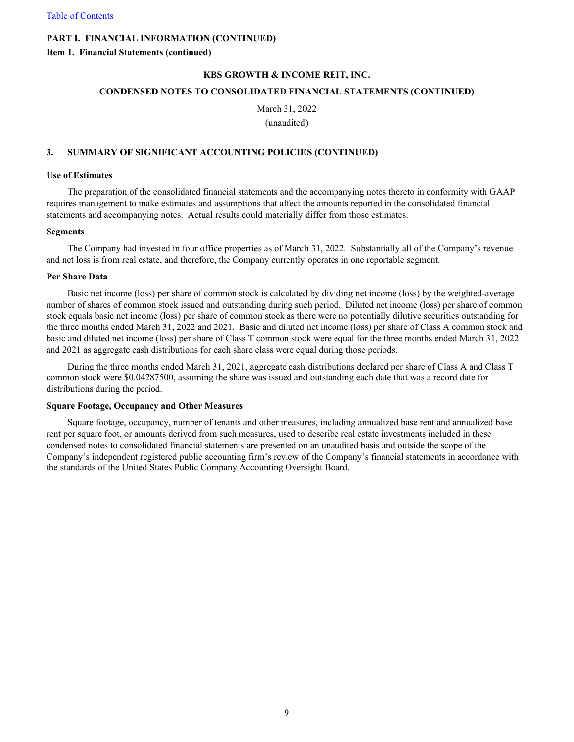**PART I. FINANCIAL INFORMATION (CONTINUED)**

**Item 1. Financial Statements (continued)**

**KBS GROWTH & INCOME REIT, INC.**

**CONDENSED NOTES TO CONSOLIDATED FINANCIAL STATEMENTS (CONTINUED)**

March 31, 2022

(unaudited)

## 3. SUMMARY OF SIGNIFICANT ACCOUNTING POLICIES (CONTINUED)

**Use of Estimates**

The preparation of the consolidated financial statements and the accompanying notes thereto in conformity with GAAP requires management to make estimates and assumptions that affect the amounts reported in the consolidated financial statements and accompanying notes. Actual results could materially differ from those estimates.

**Segments**

The Company had invested in four office properties as of March 31, 2022. Substantially all of the Company's revenue and net loss is from real estate, and therefore, the Company currently operates in one reportable segment.

**Per Share Data**

Basic net income (loss) per share of common stock is calculated by dividing net income (loss) by the weighted-average number of shares of common stock issued and outstanding during such period. Diluted net income (loss) per share of common stock equals basic net income (loss) per share of common stock as there were no potentially dilutive securities outstanding for the three months ended March 31, 2022 and 2021. Basic and diluted net income (loss) per share of Class A common stock and basic and diluted net income (loss) per share of Class T common stock were equal for the three months ended March 31, 2022 and 2021 as aggregate cash distributions for each share class were equal during those periods.

During the three months ended March 31, 2021, aggregate cash distributions declared per share of Class A and Class T common stock were $0.04287500, assuming the share was issued and outstanding each date that was a record date for distributions during the period.

**Square Footage, Occupancy and Other Measures**

Square footage, occupancy, number of tenants and other measures, including annualized base rent and annualized base rent per square foot, or amounts derived from such measures, used to describe real estate investments included in these condensed notes to consolidated financial statements are presented on an unaudited basis and outside the scope of the Company's independent registered public accounting firm's review of the Company's financial statements in accordance with the standards of the United States Public Company Accounting Oversight Board.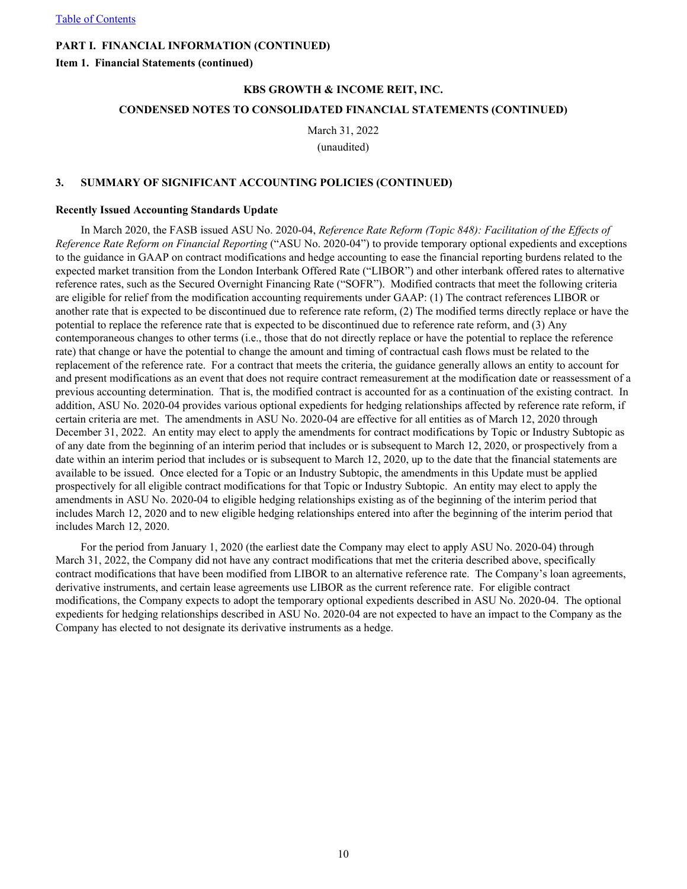**PART I. FINANCIAL INFORMATION (CONTINUED)**

**Item 1. Financial Statements (continued)**

**KBS GROWTH & INCOME REIT, INC.**

**CONDENSED NOTES TO CONSOLIDATED FINANCIAL STATEMENTS (CONTINUED)**

March 31, 2022

(unaudited)

## 3. SUMMARY OF SIGNIFICANT ACCOUNTING POLICIES (CONTINUED)

### Recently Issued Accounting Standards Update

In March 2020, the FASB issued ASU No. 2020-04, *Reference Rate Reform (Topic 848): Facilitation of the Effects of Reference Rate Reform on Financial Reporting* ("ASU No. 2020-04") to provide temporary optional expedients and exceptions to the guidance in GAAP on contract modifications and hedge accounting to ease the financial reporting burdens related to the expected market transition from the London Interbank Offered Rate ("LIBOR") and other interbank offered rates to alternative reference rates, such as the Secured Overnight Financing Rate ("SOFR"). Modified contracts that meet the following criteria are eligible for relief from the modification accounting requirements under GAAP: (1) The contract references LIBOR or another rate that is expected to be discontinued due to reference rate reform, (2) The modified terms directly replace or have the potential to replace the reference rate that is expected to be discontinued due to reference rate reform, and (3) Any contemporaneous changes to other terms (i.e., those that do not directly replace or have the potential to replace the reference rate) that change or have the potential to change the amount and timing of contractual cash flows must be related to the replacement of the reference rate. For a contract that meets the criteria, the guidance generally allows an entity to account for and present modifications as an event that does not require contract remeasurement at the modification date or reassessment of a previous accounting determination. That is, the modified contract is accounted for as a continuation of the existing contract. In addition, ASU No. 2020-04 provides various optional expedients for hedging relationships affected by reference rate reform, if certain criteria are met. The amendments in ASU No. 2020-04 are effective for all entities as of March 12, 2020 through December 31, 2022. An entity may elect to apply the amendments for contract modifications by Topic or Industry Subtopic as of any date from the beginning of an interim period that includes or is subsequent to March 12, 2020, or prospectively from a date within an interim period that includes or is subsequent to March 12, 2020, up to the date that the financial statements are available to be issued. Once elected for a Topic or an Industry Subtopic, the amendments in this Update must be applied prospectively for all eligible contract modifications for that Topic or Industry Subtopic. An entity may elect to apply the amendments in ASU No. 2020-04 to eligible hedging relationships existing as of the beginning of the interim period that includes March 12, 2020 and to new eligible hedging relationships entered into after the beginning of the interim period that includes March 12, 2020.

For the period from January 1, 2020 (the earliest date the Company may elect to apply ASU No. 2020-04) through March 31, 2022, the Company did not have any contract modifications that met the criteria described above, specifically contract modifications that have been modified from LIBOR to an alternative reference rate. The Company's loan agreements, derivative instruments, and certain lease agreements use LIBOR as the current reference rate. For eligible contract modifications, the Company expects to adopt the temporary optional expedients described in ASU No. 2020-04. The optional expedients for hedging relationships described in ASU No. 2020-04 are not expected to have an impact to the Company as the Company has elected to not designate its derivative instruments as a hedge.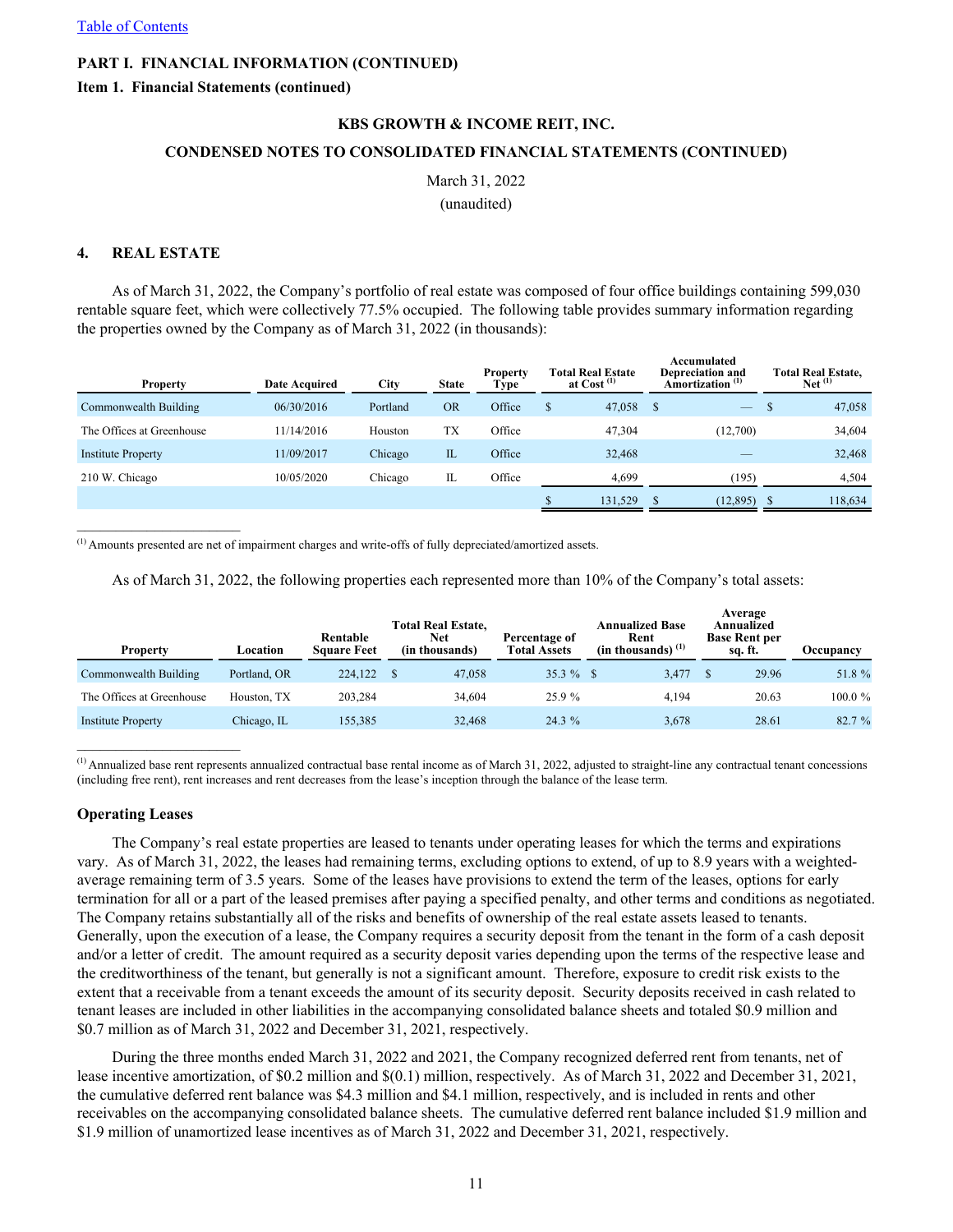[Table of Contents](#)

**PART I. FINANCIAL INFORMATION (CONTINUED)**

**Item 1. Financial Statements (continued)**

**KBS GROWTH & INCOME REIT, INC.**

**CONDENSED NOTES TO CONSOLIDATED FINANCIAL STATEMENTS (CONTINUED)**

March 31, 2022

(unaudited)

## 4. REAL ESTATE

As of March 31, 2022, the Company's portfolio of real estate was composed of four office buildings containing 599,030 rentable square feet, which were collectively 77.5% occupied. The following table provides summary information regarding the properties owned by the Company as of March 31, 2022 (in thousands):

| Property | Date Acquired | City | State | Property Type | Total Real Estate at Cost [(1)] | Accumulated Depreciation and Amortization [(1)] | Total Real Estate, Net [(1)] |
|---|---|---|---|---|---|---|---|
| Commonwealth Building | 06/30/2016 | Portland | OR | Office | $ 47,058 | $ — | $ 47,058 |
| The Offices at Greenhouse | 11/14/2016 | Houston | TX | Office | 47,304 | (12,700) | 34,604 |
| Institute Property | 11/09/2017 | Chicago | IL | Office | 32,468 | — | 32,468 |
| 210 W. Chicago | 10/05/2020 | Chicago | IL | Office | 4,699 | (195) | 4,504 |
| | | | | | $ 131,529 | $ (12,895) | $ 118,634 |

---

[(1)] Amounts presented are net of impairment charges and write-offs of fully depreciated/amortized assets.

As of March 31, 2022, the following properties each represented more than 10% of the Company's total assets:

| Property | Location | Rentable Square Feet | Total Real Estate, Net (in thousands) | Percentage of Total Assets | Annualized Base Rent (in thousands) [(1)] | Average Annualized Base Rent per sq. ft. | Occupancy |
|---|---|---|---|---|---|---|---|
| Commonwealth Building | Portland, OR | 224,122 | $ 47,058 | 35.3 % | $ 3,477 | $ 29.96 | 51.8 % |
| The Offices at Greenhouse | Houston, TX | 203,284 | 34,604 | 25.9 % | 4,194 | 20.63 | 100.0 % |
| Institute Property | Chicago, IL | 155,385 | 32,468 | 24.3 % | 3,678 | 28.61 | 82.7 % |

---

[(1)] Annualized base rent represents annualized contractual base rental income as of March 31, 2022, adjusted to straight-line any contractual tenant concessions (including free rent), rent increases and rent decreases from the lease's inception through the balance of the lease term.

### Operating Leases

The Company's real estate properties are leased to tenants under operating leases for which the terms and expirations vary. As of March 31, 2022, the leases had remaining terms, excluding options to extend, of up to 8.9 years with a weighted-average remaining term of 3.5 years. Some of the leases have provisions to extend the term of the leases, options for early termination for all or a part of the leased premises after paying a specified penalty, and other terms and conditions as negotiated. The Company retains substantially all of the risks and benefits of ownership of the real estate assets leased to tenants. Generally, upon the execution of a lease, the Company requires a security deposit from the tenant in the form of a cash deposit and/or a letter of credit. The amount required as a security deposit varies depending upon the terms of the respective lease and the creditworthiness of the tenant, but generally is not a significant amount. Therefore, exposure to credit risk exists to the extent that a receivable from a tenant exceeds the amount of its security deposit. Security deposits received in cash related to tenant leases are included in other liabilities in the accompanying consolidated balance sheets and totaled $0.9 million and $0.7 million as of March 31, 2022 and December 31, 2021, respectively.

During the three months ended March 31, 2022 and 2021, the Company recognized deferred rent from tenants, net of lease incentive amortization, of $0.2 million and $(0.1) million, respectively. As of March 31, 2022 and December 31, 2021, the cumulative deferred rent balance was $4.3 million and $4.1 million, respectively, and is included in rents and other receivables on the accompanying consolidated balance sheets. The cumulative deferred rent balance included $1.9 million and $1.9 million of unamortized lease incentives as of March 31, 2022 and December 31, 2021, respectively.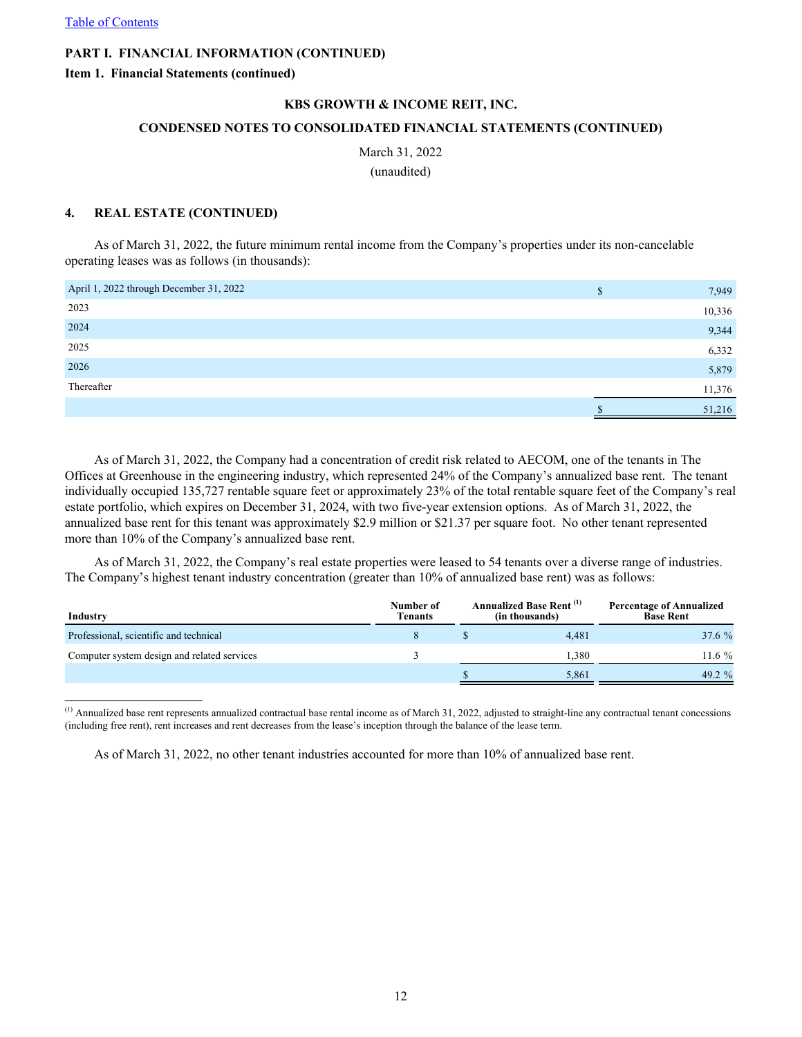[Table of Contents](#)

**PART I. FINANCIAL INFORMATION (CONTINUED)**

**Item 1. Financial Statements (continued)**

**KBS GROWTH & INCOME REIT, INC.**

**CONDENSED NOTES TO CONSOLIDATED FINANCIAL STATEMENTS (CONTINUED)**

March 31, 2022

(unaudited)

## 4. REAL ESTATE (CONTINUED)

As of March 31, 2022, the future minimum rental income from the Company's properties under its non-cancelable operating leases was as follows (in thousands):

| | |
|---|---|
| April 1, 2022 through December 31, 2022 | $ 7,949 |
| 2023 | 10,336 |
| 2024 | 9,344 |
| 2025 | 6,332 |
| 2026 | 5,879 |
| Thereafter | 11,376 |
| | $ 51,216 |

As of March 31, 2022, the Company had a concentration of credit risk related to AECOM, one of the tenants in The Offices at Greenhouse in the engineering industry, which represented 24% of the Company's annualized base rent. The tenant individually occupied 135,727 rentable square feet or approximately 23% of the total rentable square feet of the Company's real estate portfolio, which expires on December 31, 2024, with two five-year extension options. As of March 31, 2022, the annualized base rent for this tenant was approximately $2.9 million or $21.37 per square foot. No other tenant represented more than 10% of the Company's annualized base rent.

As of March 31, 2022, the Company's real estate properties were leased to 54 tenants over a diverse range of industries. The Company's highest tenant industry concentration (greater than 10% of annualized base rent) was as follows:

| Industry | Number of Tenants | Annualized Base Rent [(1)] (in thousands) | Percentage of Annualized Base Rent |
|---|---|---|---|
| Professional, scientific and technical | 8 | $ 4,481 | 37.6 % |
| Computer system design and related services | 3 | 1,380 | 11.6 % |
| | | $ 5,861 | 49.2 % |

[(1)] Annualized base rent represents annualized contractual base rental income as of March 31, 2022, adjusted to straight-line any contractual tenant concessions (including free rent), rent increases and rent decreases from the lease's inception through the balance of the lease term.

As of March 31, 2022, no other tenant industries accounted for more than 10% of annualized base rent.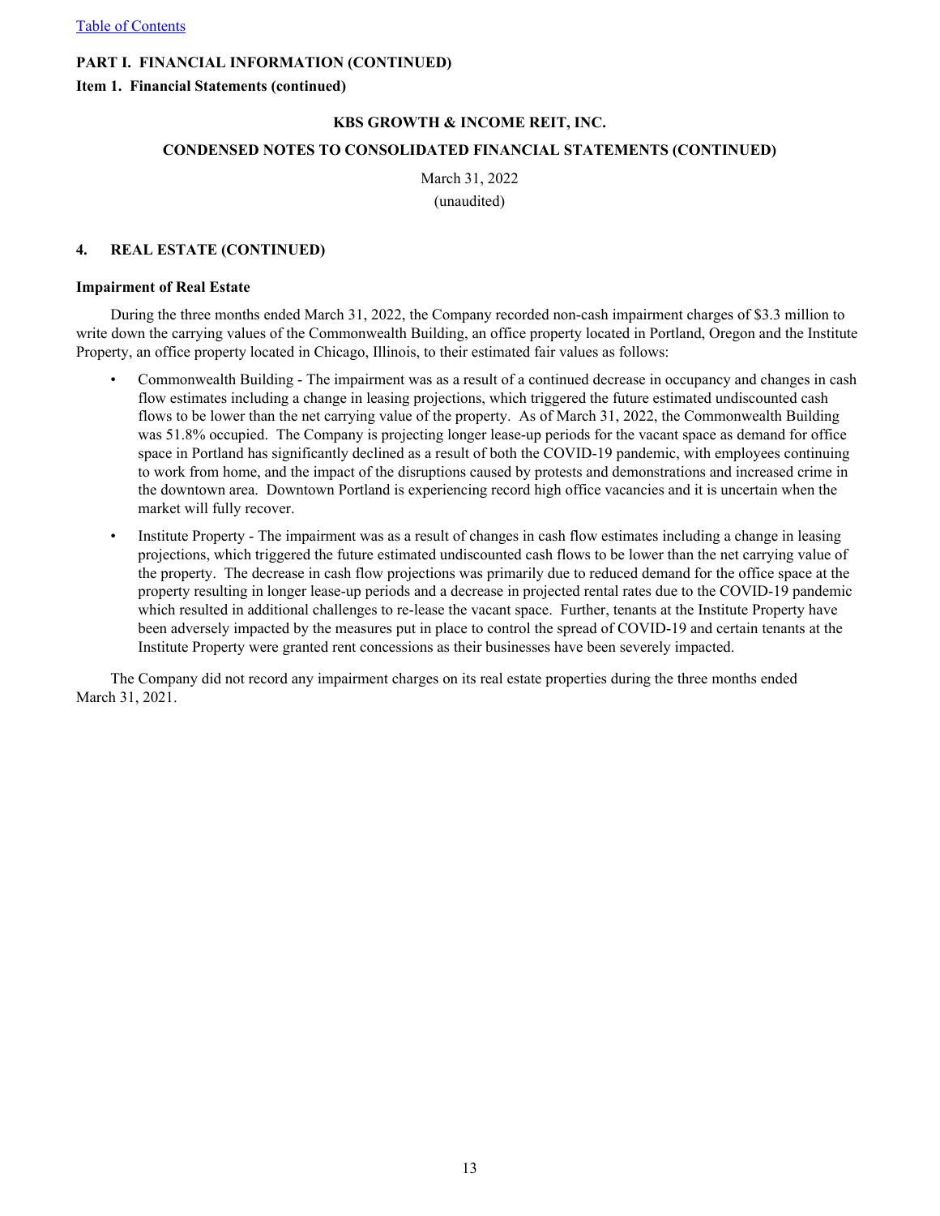**PART I. FINANCIAL INFORMATION (CONTINUED)**

**Item 1. Financial Statements (continued)**

**KBS GROWTH & INCOME REIT, INC.**

**CONDENSED NOTES TO CONSOLIDATED FINANCIAL STATEMENTS (CONTINUED)**

March 31, 2022

(unaudited)

## 4. REAL ESTATE (CONTINUED)

**Impairment of Real Estate**

During the three months ended March 31, 2022, the Company recorded non-cash impairment charges of $3.3 million to write down the carrying values of the Commonwealth Building, an office property located in Portland, Oregon and the Institute Property, an office property located in Chicago, Illinois, to their estimated fair values as follows:

- Commonwealth Building - The impairment was as a result of a continued decrease in occupancy and changes in cash flow estimates including a change in leasing projections, which triggered the future estimated undiscounted cash flows to be lower than the net carrying value of the property. As of March 31, 2022, the Commonwealth Building was 51.8% occupied. The Company is projecting longer lease-up periods for the vacant space as demand for office space in Portland has significantly declined as a result of both the COVID-19 pandemic, with employees continuing to work from home, and the impact of the disruptions caused by protests and demonstrations and increased crime in the downtown area. Downtown Portland is experiencing record high office vacancies and it is uncertain when the market will fully recover.
- Institute Property - The impairment was as a result of changes in cash flow estimates including a change in leasing projections, which triggered the future estimated undiscounted cash flows to be lower than the net carrying value of the property. The decrease in cash flow projections was primarily due to reduced demand for the office space at the property resulting in longer lease-up periods and a decrease in projected rental rates due to the COVID-19 pandemic which resulted in additional challenges to re-lease the vacant space. Further, tenants at the Institute Property have been adversely impacted by the measures put in place to control the spread of COVID-19 and certain tenants at the Institute Property were granted rent concessions as their businesses have been severely impacted.

The Company did not record any impairment charges on its real estate properties during the three months ended March 31, 2021.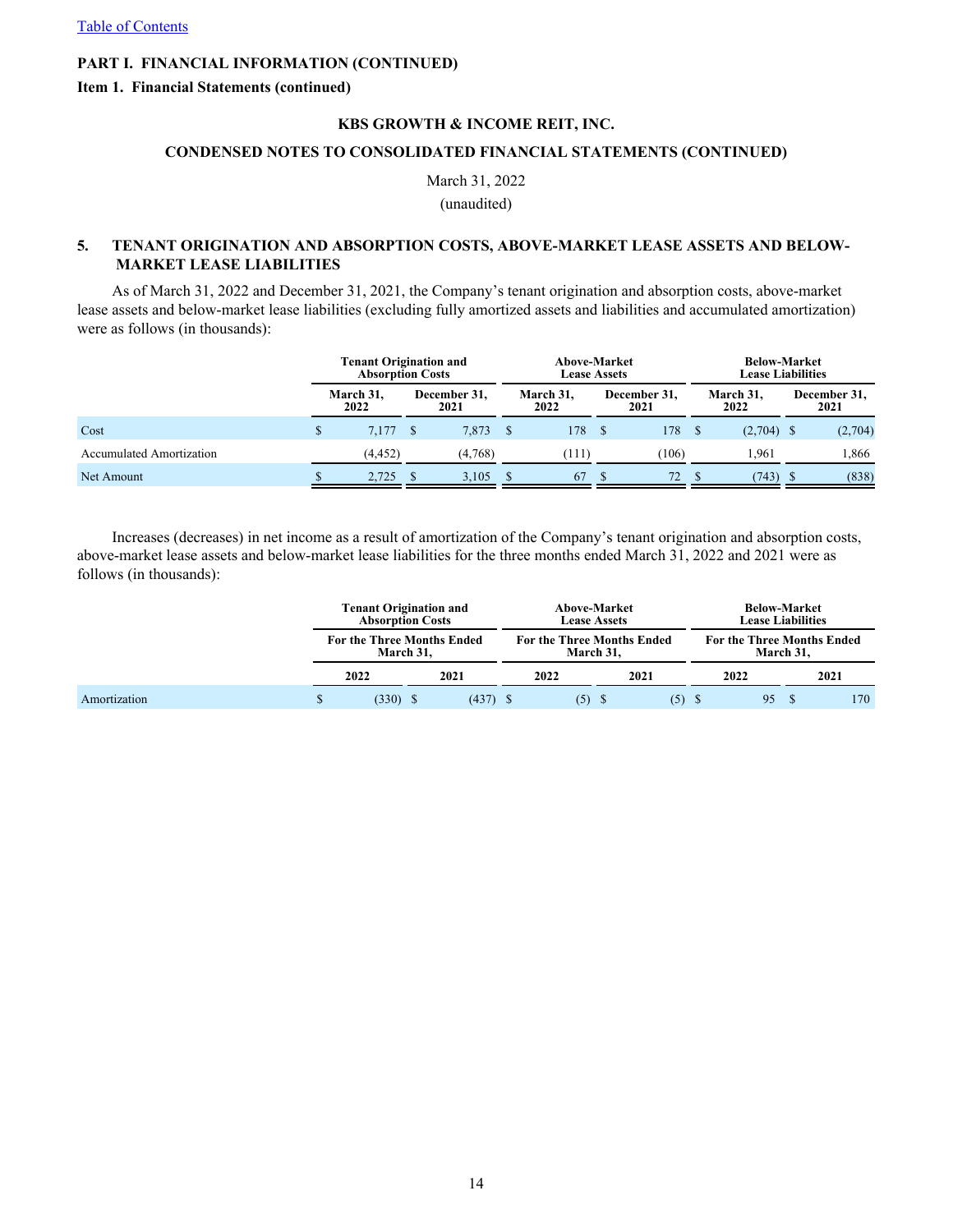PART I. FINANCIAL INFORMATION (CONTINUED)

Item 1. Financial Statements (continued)

KBS GROWTH & INCOME REIT, INC.

CONDENSED NOTES TO CONSOLIDATED FINANCIAL STATEMENTS (CONTINUED)

March 31, 2022

(unaudited)

## 5. TENANT ORIGINATION AND ABSORPTION COSTS, ABOVE-MARKET LEASE ASSETS AND BELOW-MARKET LEASE LIABILITIES

As of March 31, 2022 and December 31, 2021, the Company's tenant origination and absorption costs, above-market lease assets and below-market lease liabilities (excluding fully amortized assets and liabilities and accumulated amortization) were as follows (in thousands):

| | Tenant Origination and Absorption Costs | | Above-Market Lease Assets | | Below-Market Lease Liabilities | |
|---|---|---|---|---|---|---|
| | March 31, 2022 | December 31, 2021 | March 31, 2022 | December 31, 2021 | March 31, 2022 | December 31, 2021 |
| Cost | $ 7,177 | $ 7,873 | $ 178 | $ 178 | $ (2,704) | $ (2,704) |
| Accumulated Amortization | (4,452) | (4,768) | (111) | (106) | 1,961 | 1,866 |
| Net Amount | $ 2,725 | $ 3,105 | $ 67 | $ 72 | $ (743) | $ (838) |

Increases (decreases) in net income as a result of amortization of the Company's tenant origination and absorption costs, above-market lease assets and below-market lease liabilities for the three months ended March 31, 2022 and 2021 were as follows (in thousands):

| | Tenant Origination and Absorption Costs | | Above-Market Lease Assets | | Below-Market Lease Liabilities | |
|---|---|---|---|---|---|---|
| | For the Three Months Ended March 31, | | For the Three Months Ended March 31, | | For the Three Months Ended March 31, | |
| | 2022 | 2021 | 2022 | 2021 | 2022 | 2021 |
| Amortization | $ (330) | $ (437) | $ (5) | $ (5) | $ 95 | $ 170 |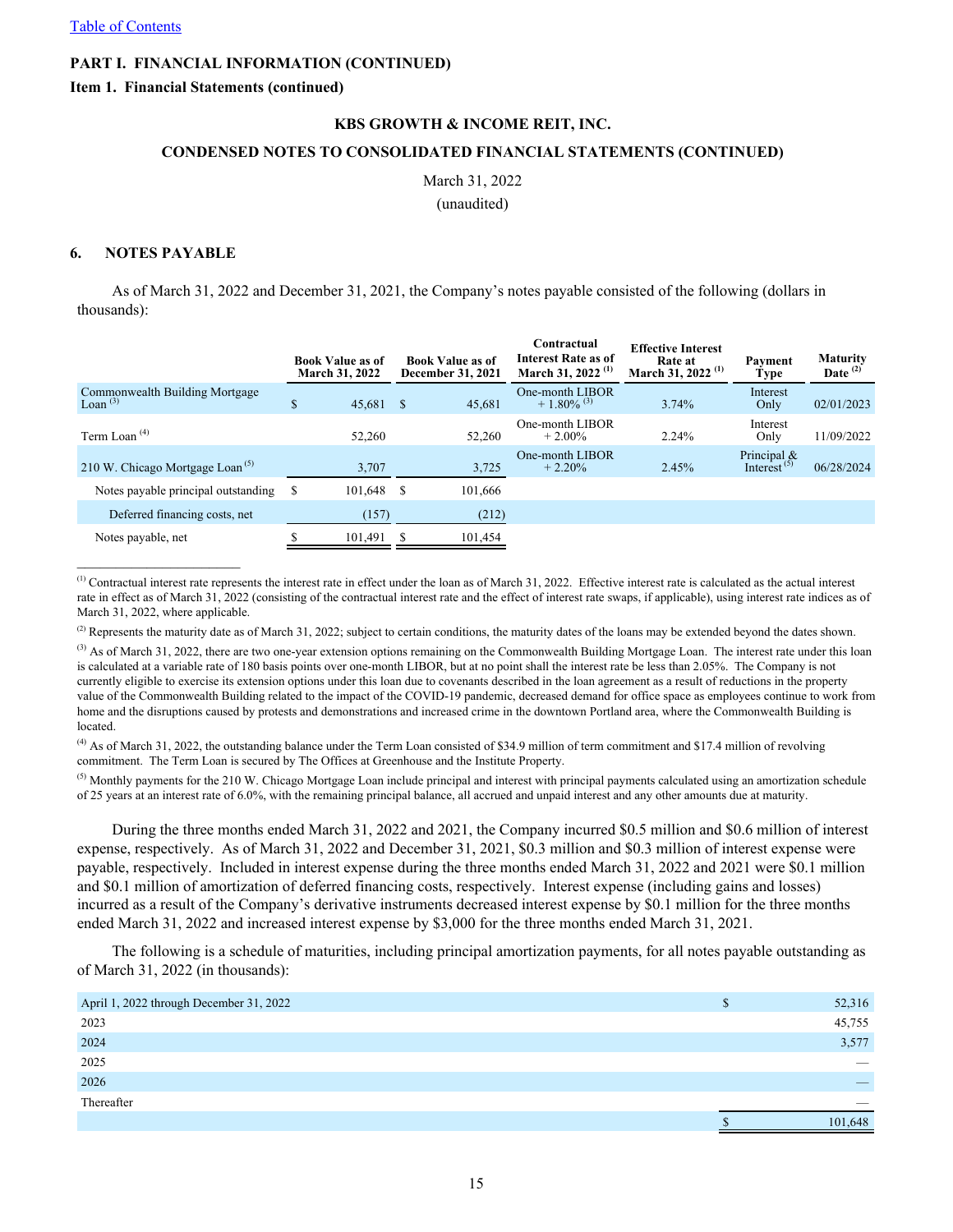[Table of Contents](#)

**PART I. FINANCIAL INFORMATION (CONTINUED)**

**Item 1. Financial Statements (continued)**

**KBS GROWTH & INCOME REIT, INC.**

**CONDENSED NOTES TO CONSOLIDATED FINANCIAL STATEMENTS (CONTINUED)**

March 31, 2022

(unaudited)

## 6. NOTES PAYABLE

As of March 31, 2022 and December 31, 2021, the Company's notes payable consisted of the following (dollars in thousands):

| | Book Value as of March 31, 2022 | Book Value as of December 31, 2021 | Contractual Interest Rate as of March 31, 2022 [1] | Effective Interest Rate at March 31, 2022 [1] | Payment Type | Maturity Date [2] |
|---|---|---|---|---|---|---|
| Commonwealth Building Mortgage Loan [3] | $ 45,681 | $ 45,681 | One-month LIBOR + 1.80% [3] | 3.74% | Interest Only | 02/01/2023 |
| Term Loan [4] | 52,260 | 52,260 | One-month LIBOR + 2.00% | 2.24% | Interest Only | 11/09/2022 |
| 210 W. Chicago Mortgage Loan [5] | 3,707 | 3,725 | One-month LIBOR + 2.20% | 2.45% | Principal & Interest [5] | 06/28/2024 |
| Notes payable principal outstanding | $ 101,648 | $ 101,666 | | | | |
| Deferred financing costs, net | (157) | (212) | | | | |
| Notes payable, net | $ 101,491 | $ 101,454 | | | | |

_____________________

[1] Contractual interest rate represents the interest rate in effect under the loan as of March 31, 2022. Effective interest rate is calculated as the actual interest rate in effect as of March 31, 2022 (consisting of the contractual interest rate and the effect of interest rate swaps, if applicable), using interest rate indices as of March 31, 2022, where applicable.

[2] Represents the maturity date as of March 31, 2022; subject to certain conditions, the maturity dates of the loans may be extended beyond the dates shown.

[3] As of March 31, 2022, there are two one-year extension options remaining on the Commonwealth Building Mortgage Loan. The interest rate under this loan is calculated at a variable rate of 180 basis points over one-month LIBOR, but at no point shall the interest rate be less than 2.05%. The Company is not currently eligible to exercise its extension options under this loan due to covenants described in the loan agreement as a result of reductions in the property value of the Commonwealth Building related to the impact of the COVID-19 pandemic, decreased demand for office space as employees continue to work from home and the disruptions caused by protests and demonstrations and increased crime in the downtown Portland area, where the Commonwealth Building is located.

[4] As of March 31, 2022, the outstanding balance under the Term Loan consisted of $34.9 million of term commitment and $17.4 million of revolving commitment. The Term Loan is secured by The Offices at Greenhouse and the Institute Property.

[5] Monthly payments for the 210 W. Chicago Mortgage Loan include principal and interest with principal payments calculated using an amortization schedule of 25 years at an interest rate of 6.0%, with the remaining principal balance, all accrued and unpaid interest and any other amounts due at maturity.

During the three months ended March 31, 2022 and 2021, the Company incurred $0.5 million and $0.6 million of interest expense, respectively. As of March 31, 2022 and December 31, 2021, $0.3 million and $0.3 million of interest expense were payable, respectively. Included in interest expense during the three months ended March 31, 2022 and 2021 were $0.1 million and $0.1 million of amortization of deferred financing costs, respectively. Interest expense (including gains and losses) incurred as a result of the Company's derivative instruments decreased interest expense by $0.1 million for the three months ended March 31, 2022 and increased interest expense by $3,000 for the three months ended March 31, 2021.

The following is a schedule of maturities, including principal amortization payments, for all notes payable outstanding as of March 31, 2022 (in thousands):

| | |
|---|---|
| April 1, 2022 through December 31, 2022 | $ 52,316 |
| 2023 | 45,755 |
| 2024 | 3,577 |
| 2025 | — |
| 2026 | — |
| Thereafter | — |
| | $ 101,648 |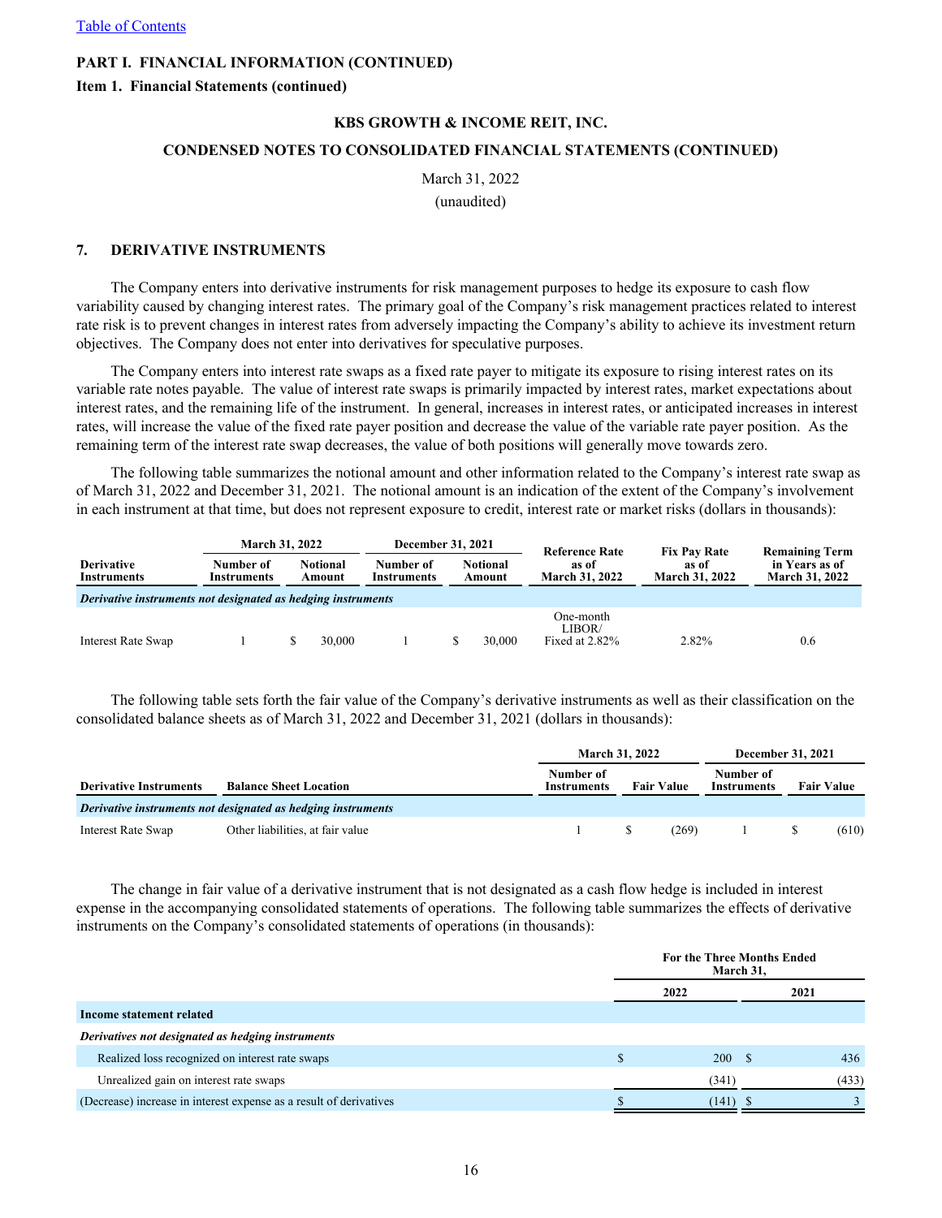[Table of Contents]

**PART I. FINANCIAL INFORMATION (CONTINUED)**

**Item 1. Financial Statements (continued)**

**KBS GROWTH & INCOME REIT, INC.**

**CONDENSED NOTES TO CONSOLIDATED FINANCIAL STATEMENTS (CONTINUED)**

March 31, 2022

(unaudited)

## 7. DERIVATIVE INSTRUMENTS

The Company enters into derivative instruments for risk management purposes to hedge its exposure to cash flow variability caused by changing interest rates. The primary goal of the Company's risk management practices related to interest rate risk is to prevent changes in interest rates from adversely impacting the Company's ability to achieve its investment return objectives. The Company does not enter into derivatives for speculative purposes.

The Company enters into interest rate swaps as a fixed rate payer to mitigate its exposure to rising interest rates on its variable rate notes payable. The value of interest rate swaps is primarily impacted by interest rates, market expectations about interest rates, and the remaining life of the instrument. In general, increases in interest rates, or anticipated increases in interest rates, will increase the value of the fixed rate payer position and decrease the value of the variable rate payer position. As the remaining term of the interest rate swap decreases, the value of both positions will generally move towards zero.

The following table summarizes the notional amount and other information related to the Company's interest rate swap as of March 31, 2022 and December 31, 2021. The notional amount is an indication of the extent of the Company's involvement in each instrument at that time, but does not represent exposure to credit, interest rate or market risks (dollars in thousands):

| Derivative Instruments | March 31, 2022 Number of Instruments | March 31, 2022 Notional Amount | December 31, 2021 Number of Instruments | December 31, 2021 Notional Amount | Reference Rate as of March 31, 2022 | Fix Pay Rate as of March 31, 2022 | Remaining Term in Years as of March 31, 2022 |
|---|---|---|---|---|---|---|---|
| ***Derivative instruments not designated as hedging instruments*** | | | | | | | |
| Interest Rate Swap | 1 | $ 30,000 | 1 | $ 30,000 | One-month LIBOR/ Fixed at 2.82% | 2.82% | 0.6 |

The following table sets forth the fair value of the Company's derivative instruments as well as their classification on the consolidated balance sheets as of March 31, 2022 and December 31, 2021 (dollars in thousands):

| Derivative Instruments | Balance Sheet Location | March 31, 2022 Number of Instruments | March 31, 2022 Fair Value | December 31, 2021 Number of Instruments | December 31, 2021 Fair Value |
|---|---|---|---|---|---|
| ***Derivative instruments not designated as hedging instruments*** | | | | | |
| Interest Rate Swap | Other liabilities, at fair value | 1 | $ (269) | 1 | $ (610) |

The change in fair value of a derivative instrument that is not designated as a cash flow hedge is included in interest expense in the accompanying consolidated statements of operations. The following table summarizes the effects of derivative instruments on the Company's consolidated statements of operations (in thousands):

| | For the Three Months Ended March 31, 2022 | For the Three Months Ended March 31, 2021 |
|---|---|---|
| **Income statement related** | | |
| ***Derivatives not designated as hedging instruments*** | | |
| Realized loss recognized on interest rate swaps | $ 200 | $ 436 |
| Unrealized gain on interest rate swaps | (341) | (433) |
| (Decrease) increase in interest expense as a result of derivatives | $ (141) | $ 3 |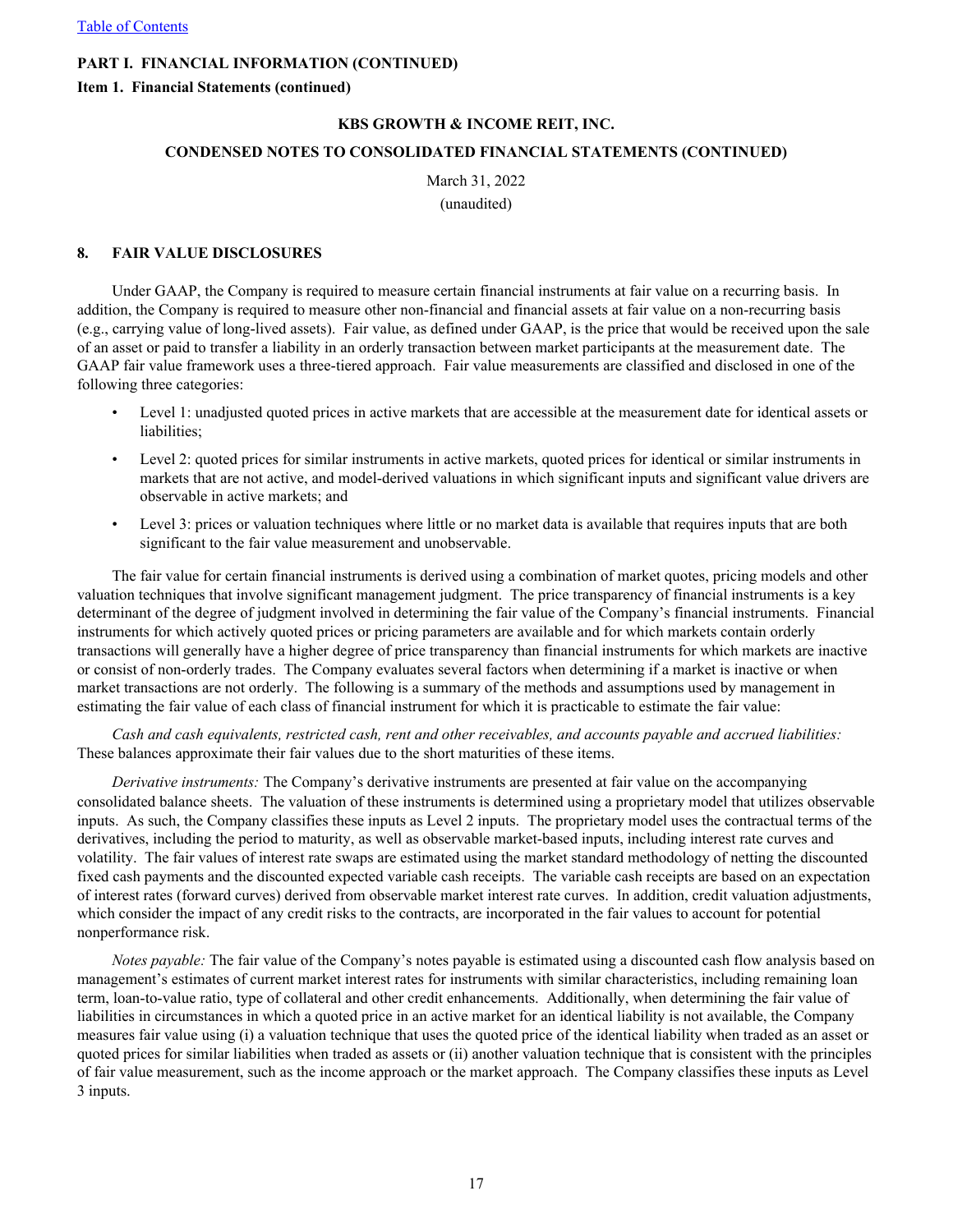**PART I. FINANCIAL INFORMATION (CONTINUED)**

**Item 1. Financial Statements (continued)**

**KBS GROWTH & INCOME REIT, INC.**

**CONDENSED NOTES TO CONSOLIDATED FINANCIAL STATEMENTS (CONTINUED)**

March 31, 2022

(unaudited)

## 8. FAIR VALUE DISCLOSURES

Under GAAP, the Company is required to measure certain financial instruments at fair value on a recurring basis. In addition, the Company is required to measure other non-financial and financial assets at fair value on a non-recurring basis (e.g., carrying value of long-lived assets). Fair value, as defined under GAAP, is the price that would be received upon the sale of an asset or paid to transfer a liability in an orderly transaction between market participants at the measurement date. The GAAP fair value framework uses a three-tiered approach. Fair value measurements are classified and disclosed in one of the following three categories:

- Level 1: unadjusted quoted prices in active markets that are accessible at the measurement date for identical assets or liabilities;
- Level 2: quoted prices for similar instruments in active markets, quoted prices for identical or similar instruments in markets that are not active, and model-derived valuations in which significant inputs and significant value drivers are observable in active markets; and
- Level 3: prices or valuation techniques where little or no market data is available that requires inputs that are both significant to the fair value measurement and unobservable.

The fair value for certain financial instruments is derived using a combination of market quotes, pricing models and other valuation techniques that involve significant management judgment. The price transparency of financial instruments is a key determinant of the degree of judgment involved in determining the fair value of the Company's financial instruments. Financial instruments for which actively quoted prices or pricing parameters are available and for which markets contain orderly transactions will generally have a higher degree of price transparency than financial instruments for which markets are inactive or consist of non-orderly trades. The Company evaluates several factors when determining if a market is inactive or when market transactions are not orderly. The following is a summary of the methods and assumptions used by management in estimating the fair value of each class of financial instrument for which it is practicable to estimate the fair value:

*Cash and cash equivalents, restricted cash, rent and other receivables, and accounts payable and accrued liabilities:* These balances approximate their fair values due to the short maturities of these items.

*Derivative instruments:* The Company's derivative instruments are presented at fair value on the accompanying consolidated balance sheets. The valuation of these instruments is determined using a proprietary model that utilizes observable inputs. As such, the Company classifies these inputs as Level 2 inputs. The proprietary model uses the contractual terms of the derivatives, including the period to maturity, as well as observable market-based inputs, including interest rate curves and volatility. The fair values of interest rate swaps are estimated using the market standard methodology of netting the discounted fixed cash payments and the discounted expected variable cash receipts. The variable cash receipts are based on an expectation of interest rates (forward curves) derived from observable market interest rate curves. In addition, credit valuation adjustments, which consider the impact of any credit risks to the contracts, are incorporated in the fair values to account for potential nonperformance risk.

*Notes payable:* The fair value of the Company's notes payable is estimated using a discounted cash flow analysis based on management's estimates of current market interest rates for instruments with similar characteristics, including remaining loan term, loan-to-value ratio, type of collateral and other credit enhancements. Additionally, when determining the fair value of liabilities in circumstances in which a quoted price in an active market for an identical liability is not available, the Company measures fair value using (i) a valuation technique that uses the quoted price of the identical liability when traded as an asset or quoted prices for similar liabilities when traded as assets or (ii) another valuation technique that is consistent with the principles of fair value measurement, such as the income approach or the market approach. The Company classifies these inputs as Level 3 inputs.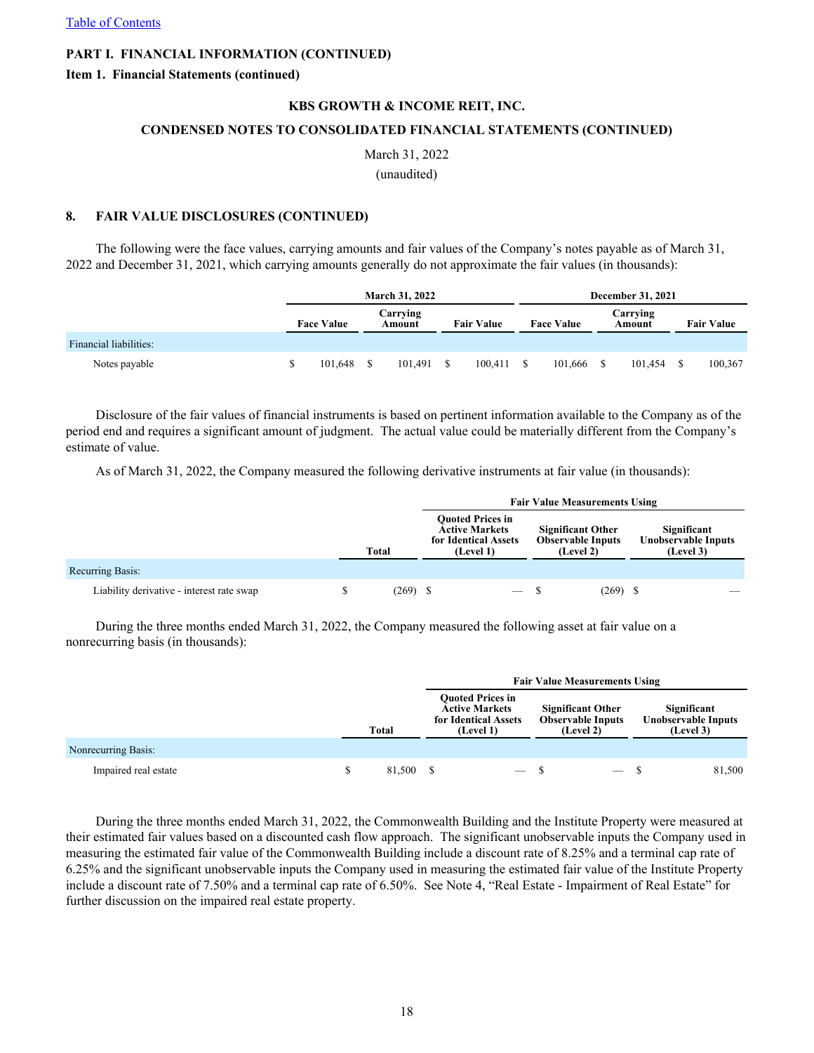**PART I. FINANCIAL INFORMATION (CONTINUED)**

**Item 1. Financial Statements (continued)**

**KBS GROWTH & INCOME REIT, INC.**

**CONDENSED NOTES TO CONSOLIDATED FINANCIAL STATEMENTS (CONTINUED)**

March 31, 2022

(unaudited)

## 8. FAIR VALUE DISCLOSURES (CONTINUED)

The following were the face values, carrying amounts and fair values of the Company's notes payable as of March 31, 2022 and December 31, 2021, which carrying amounts generally do not approximate the fair values (in thousands):

| | March 31, 2022 | | | December 31, 2021 | | |
|---|---|---|---|---|---|---|
| | Face Value | Carrying Amount | Fair Value | Face Value | Carrying Amount | Fair Value |
| Financial liabilities: | | | | | | |
| Notes payable | $ 101,648 | $ 101,491 | $ 100,411 | $ 101,666 | $ 101,454 | $ 100,367 |

Disclosure of the fair values of financial instruments is based on pertinent information available to the Company as of the period end and requires a significant amount of judgment. The actual value could be materially different from the Company's estimate of value.

As of March 31, 2022, the Company measured the following derivative instruments at fair value (in thousands):

| | | Fair Value Measurements Using | | |
|---|---|---|---|---|
| | Total | Quoted Prices in Active Markets for Identical Assets (Level 1) | Significant Other Observable Inputs (Level 2) | Significant Unobservable Inputs (Level 3) |
| Recurring Basis: | | | | |
| Liability derivative - interest rate swap | $ (269) | $ — | $ (269) | $ — |

During the three months ended March 31, 2022, the Company measured the following asset at fair value on a nonrecurring basis (in thousands):

| | | Fair Value Measurements Using | | |
|---|---|---|---|---|
| | Total | Quoted Prices in Active Markets for Identical Assets (Level 1) | Significant Other Observable Inputs (Level 2) | Significant Unobservable Inputs (Level 3) |
| Nonrecurring Basis: | | | | |
| Impaired real estate | $ 81,500 | $ — | $ — | $ 81,500 |

During the three months ended March 31, 2022, the Commonwealth Building and the Institute Property were measured at their estimated fair values based on a discounted cash flow approach. The significant unobservable inputs the Company used in measuring the estimated fair value of the Commonwealth Building include a discount rate of 8.25% and a terminal cap rate of 6.25% and the significant unobservable inputs the Company used in measuring the estimated fair value of the Institute Property include a discount rate of 7.50% and a terminal cap rate of 6.50%. See Note 4, "Real Estate - Impairment of Real Estate" for further discussion on the impaired real estate property.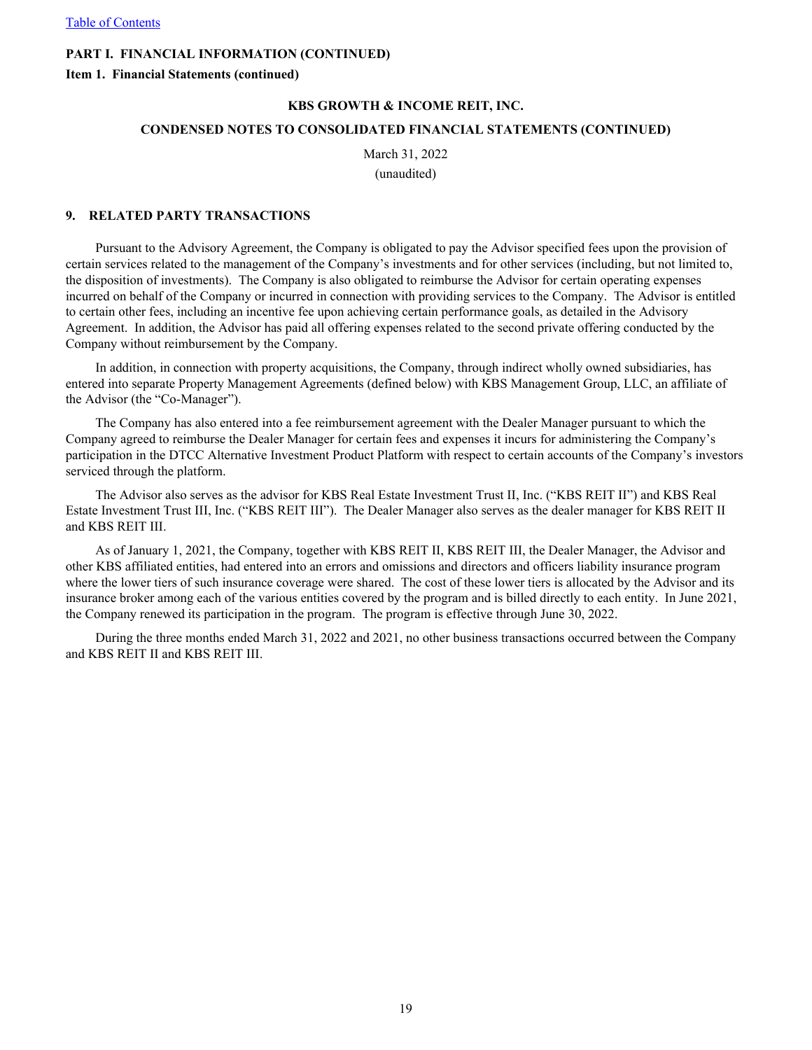**PART I. FINANCIAL INFORMATION (CONTINUED)**

**Item 1. Financial Statements (continued)**

**KBS GROWTH & INCOME REIT, INC.**

**CONDENSED NOTES TO CONSOLIDATED FINANCIAL STATEMENTS (CONTINUED)**

March 31, 2022

(unaudited)

## 9. RELATED PARTY TRANSACTIONS

Pursuant to the Advisory Agreement, the Company is obligated to pay the Advisor specified fees upon the provision of certain services related to the management of the Company's investments and for other services (including, but not limited to, the disposition of investments). The Company is also obligated to reimburse the Advisor for certain operating expenses incurred on behalf of the Company or incurred in connection with providing services to the Company. The Advisor is entitled to certain other fees, including an incentive fee upon achieving certain performance goals, as detailed in the Advisory Agreement. In addition, the Advisor has paid all offering expenses related to the second private offering conducted by the Company without reimbursement by the Company.

In addition, in connection with property acquisitions, the Company, through indirect wholly owned subsidiaries, has entered into separate Property Management Agreements (defined below) with KBS Management Group, LLC, an affiliate of the Advisor (the "Co-Manager").

The Company has also entered into a fee reimbursement agreement with the Dealer Manager pursuant to which the Company agreed to reimburse the Dealer Manager for certain fees and expenses it incurs for administering the Company's participation in the DTCC Alternative Investment Product Platform with respect to certain accounts of the Company's investors serviced through the platform.

The Advisor also serves as the advisor for KBS Real Estate Investment Trust II, Inc. ("KBS REIT II") and KBS Real Estate Investment Trust III, Inc. ("KBS REIT III"). The Dealer Manager also serves as the dealer manager for KBS REIT II and KBS REIT III.

As of January 1, 2021, the Company, together with KBS REIT II, KBS REIT III, the Dealer Manager, the Advisor and other KBS affiliated entities, had entered into an errors and omissions and directors and officers liability insurance program where the lower tiers of such insurance coverage were shared. The cost of these lower tiers is allocated by the Advisor and its insurance broker among each of the various entities covered by the program and is billed directly to each entity. In June 2021, the Company renewed its participation in the program. The program is effective through June 30, 2022.

During the three months ended March 31, 2022 and 2021, no other business transactions occurred between the Company and KBS REIT II and KBS REIT III.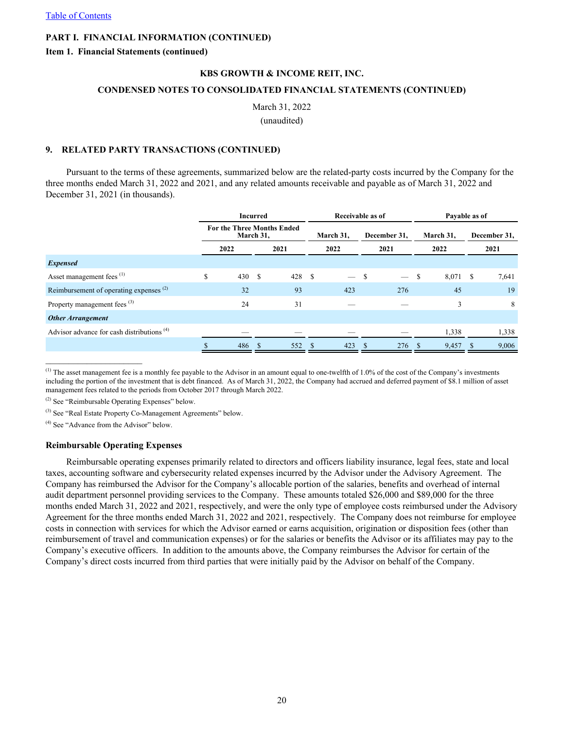PART I. FINANCIAL INFORMATION (CONTINUED)

Item 1. Financial Statements (continued)

KBS GROWTH & INCOME REIT, INC.

CONDENSED NOTES TO CONSOLIDATED FINANCIAL STATEMENTS (CONTINUED)

March 31, 2022

(unaudited)

## 9. RELATED PARTY TRANSACTIONS (CONTINUED)

Pursuant to the terms of these agreements, summarized below are the related-party costs incurred by the Company for the three months ended March 31, 2022 and 2021, and any related amounts receivable and payable as of March 31, 2022 and December 31, 2021 (in thousands).

| | Incurred | | Receivable as of | | Payable as of | |
|---|---|---|---|---|---|---|
| | For the Three Months Ended March 31, | | March 31, | December 31, | March 31, | December 31, |
| | 2022 | 2021 | 2022 | 2021 | 2022 | 2021 |
| ***Expensed*** | | | | | | |
| Asset management fees [1] | $ 430 | $ 428 | $ — | $ — | $ 8,071 | $ 7,641 |
| Reimbursement of operating expenses [2] | 32 | 93 | 423 | 276 | 45 | 19 |
| Property management fees [3] | 24 | 31 | — | — | 3 | 8 |
| ***Other Arrangement*** | | | | | | |
| Advisor advance for cash distributions [4] | — | — | — | — | 1,338 | 1,338 |
| | $ 486 | $ 552 | $ 423 | $ 276 | $ 9,457 | $ 9,006 |

[1] The asset management fee is a monthly fee payable to the Advisor in an amount equal to one-twelfth of 1.0% of the cost of the Company's investments including the portion of the investment that is debt financed. As of March 31, 2022, the Company had accrued and deferred payment of $8.1 million of asset management fees related to the periods from October 2017 through March 2022.

[2] See "Reimbursable Operating Expenses" below.

[3] See "Real Estate Property Co-Management Agreements" below.

[4] See "Advance from the Advisor" below.

### Reimbursable Operating Expenses

Reimbursable operating expenses primarily related to directors and officers liability insurance, legal fees, state and local taxes, accounting software and cybersecurity related expenses incurred by the Advisor under the Advisory Agreement. The Company has reimbursed the Advisor for the Company's allocable portion of the salaries, benefits and overhead of internal audit department personnel providing services to the Company. These amounts totaled $26,000 and $89,000 for the three months ended March 31, 2022 and 2021, respectively, and were the only type of employee costs reimbursed under the Advisory Agreement for the three months ended March 31, 2022 and 2021, respectively. The Company does not reimburse for employee costs in connection with services for which the Advisor earned or earns acquisition, origination or disposition fees (other than reimbursement of travel and communication expenses) or for the salaries or benefits the Advisor or its affiliates may pay to the Company's executive officers. In addition to the amounts above, the Company reimburses the Advisor for certain of the Company's direct costs incurred from third parties that were initially paid by the Advisor on behalf of the Company.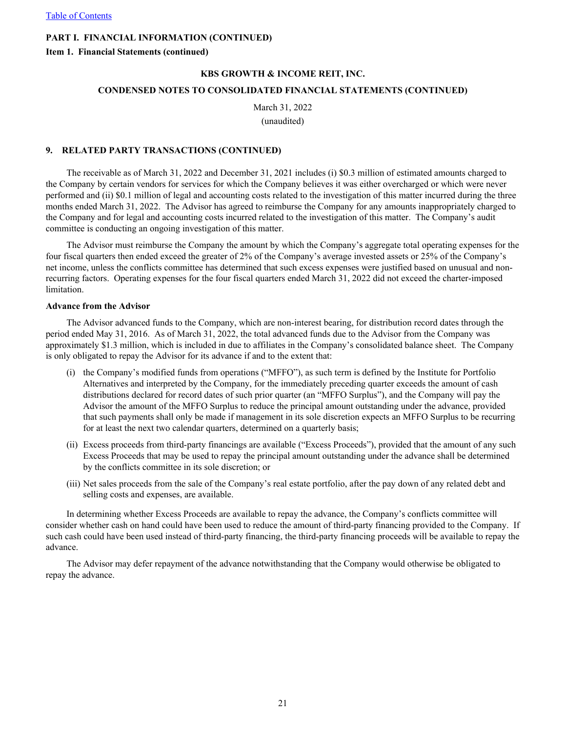**PART I. FINANCIAL INFORMATION (CONTINUED)**

**Item 1. Financial Statements (continued)**

**KBS GROWTH & INCOME REIT, INC.**

**CONDENSED NOTES TO CONSOLIDATED FINANCIAL STATEMENTS (CONTINUED)**

March 31, 2022

(unaudited)

## 9. RELATED PARTY TRANSACTIONS (CONTINUED)

The receivable as of March 31, 2022 and December 31, 2021 includes (i) $0.3 million of estimated amounts charged to the Company by certain vendors for services for which the Company believes it was either overcharged or which were never performed and (ii) $0.1 million of legal and accounting costs related to the investigation of this matter incurred during the three months ended March 31, 2022. The Advisor has agreed to reimburse the Company for any amounts inappropriately charged to the Company and for legal and accounting costs incurred related to the investigation of this matter. The Company's audit committee is conducting an ongoing investigation of this matter.

The Advisor must reimburse the Company the amount by which the Company's aggregate total operating expenses for the four fiscal quarters then ended exceed the greater of 2% of the Company's average invested assets or 25% of the Company's net income, unless the conflicts committee has determined that such excess expenses were justified based on unusual and non-recurring factors. Operating expenses for the four fiscal quarters ended March 31, 2022 did not exceed the charter-imposed limitation.

**Advance from the Advisor**

The Advisor advanced funds to the Company, which are non-interest bearing, for distribution record dates through the period ended May 31, 2016. As of March 31, 2022, the total advanced funds due to the Advisor from the Company was approximately $1.3 million, which is included in due to affiliates in the Company's consolidated balance sheet. The Company is only obligated to repay the Advisor for its advance if and to the extent that:

(i) the Company's modified funds from operations ("MFFO"), as such term is defined by the Institute for Portfolio Alternatives and interpreted by the Company, for the immediately preceding quarter exceeds the amount of cash distributions declared for record dates of such prior quarter (an "MFFO Surplus"), and the Company will pay the Advisor the amount of the MFFO Surplus to reduce the principal amount outstanding under the advance, provided that such payments shall only be made if management in its sole discretion expects an MFFO Surplus to be recurring for at least the next two calendar quarters, determined on a quarterly basis;

(ii) Excess proceeds from third-party financings are available ("Excess Proceeds"), provided that the amount of any such Excess Proceeds that may be used to repay the principal amount outstanding under the advance shall be determined by the conflicts committee in its sole discretion; or

(iii) Net sales proceeds from the sale of the Company's real estate portfolio, after the pay down of any related debt and selling costs and expenses, are available.

In determining whether Excess Proceeds are available to repay the advance, the Company's conflicts committee will consider whether cash on hand could have been used to reduce the amount of third-party financing provided to the Company. If such cash could have been used instead of third-party financing, the third-party financing proceeds will be available to repay the advance.

The Advisor may defer repayment of the advance notwithstanding that the Company would otherwise be obligated to repay the advance.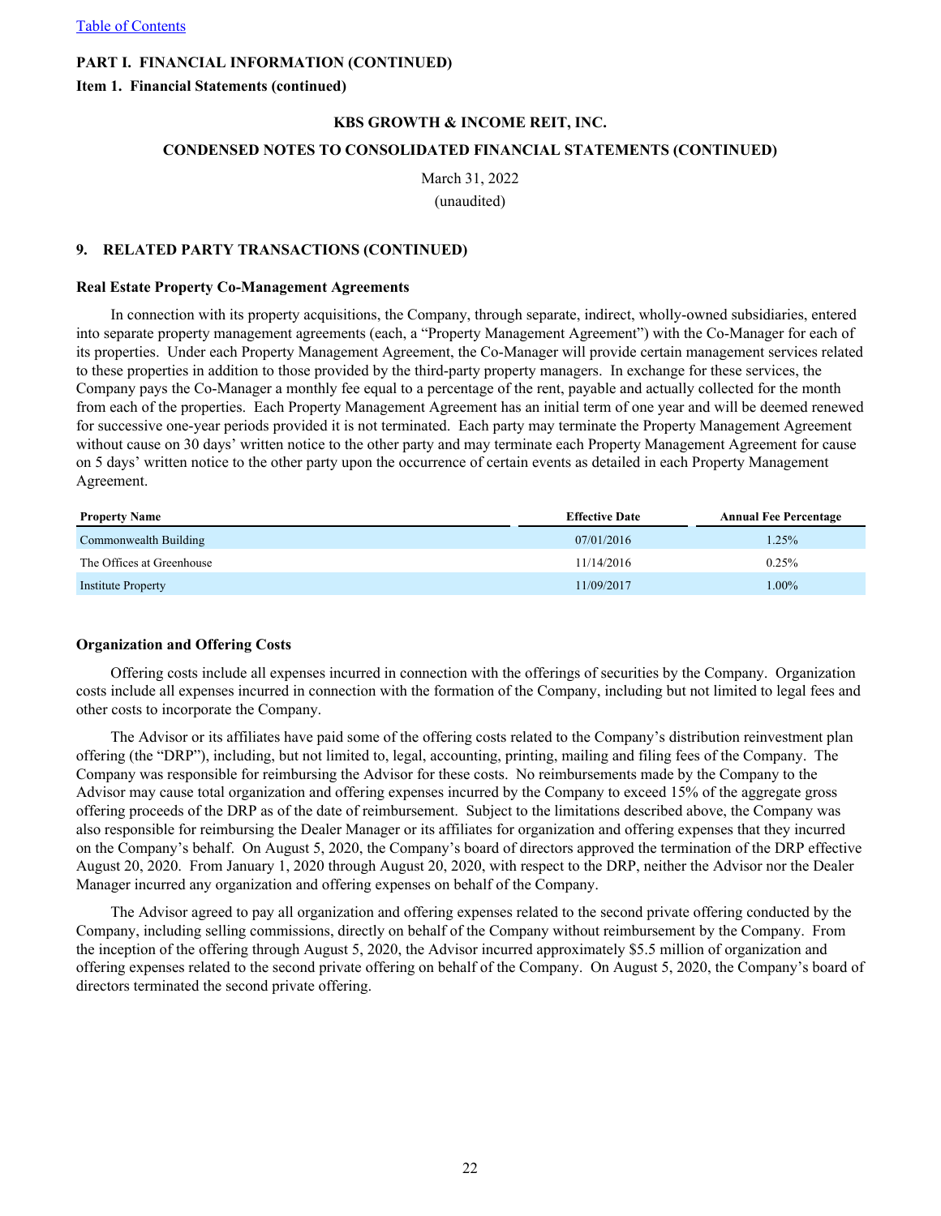PART I. FINANCIAL INFORMATION (CONTINUED)

Item 1. Financial Statements (continued)

KBS GROWTH & INCOME REIT, INC.

CONDENSED NOTES TO CONSOLIDATED FINANCIAL STATEMENTS (CONTINUED)

March 31, 2022

(unaudited)

## 9. RELATED PARTY TRANSACTIONS (CONTINUED)

### Real Estate Property Co-Management Agreements

In connection with its property acquisitions, the Company, through separate, indirect, wholly-owned subsidiaries, entered into separate property management agreements (each, a "Property Management Agreement") with the Co-Manager for each of its properties. Under each Property Management Agreement, the Co-Manager will provide certain management services related to these properties in addition to those provided by the third-party property managers. In exchange for these services, the Company pays the Co-Manager a monthly fee equal to a percentage of the rent, payable and actually collected for the month from each of the properties. Each Property Management Agreement has an initial term of one year and will be deemed renewed for successive one-year periods provided it is not terminated. Each party may terminate the Property Management Agreement without cause on 30 days' written notice to the other party and may terminate each Property Management Agreement for cause on 5 days' written notice to the other party upon the occurrence of certain events as detailed in each Property Management Agreement.

| Property Name | Effective Date | Annual Fee Percentage |
|---|---|---|
| Commonwealth Building | 07/01/2016 | 1.25% |
| The Offices at Greenhouse | 11/14/2016 | 0.25% |
| Institute Property | 11/09/2017 | 1.00% |

### Organization and Offering Costs

Offering costs include all expenses incurred in connection with the offerings of securities by the Company. Organization costs include all expenses incurred in connection with the formation of the Company, including but not limited to legal fees and other costs to incorporate the Company.

The Advisor or its affiliates have paid some of the offering costs related to the Company's distribution reinvestment plan offering (the "DRP"), including, but not limited to, legal, accounting, printing, mailing and filing fees of the Company. The Company was responsible for reimbursing the Advisor for these costs. No reimbursements made by the Company to the Advisor may cause total organization and offering expenses incurred by the Company to exceed 15% of the aggregate gross offering proceeds of the DRP as of the date of reimbursement. Subject to the limitations described above, the Company was also responsible for reimbursing the Dealer Manager or its affiliates for organization and offering expenses that they incurred on the Company's behalf. On August 5, 2020, the Company's board of directors approved the termination of the DRP effective August 20, 2020. From January 1, 2020 through August 20, 2020, with respect to the DRP, neither the Advisor nor the Dealer Manager incurred any organization and offering expenses on behalf of the Company.

The Advisor agreed to pay all organization and offering expenses related to the second private offering conducted by the Company, including selling commissions, directly on behalf of the Company without reimbursement by the Company. From the inception of the offering through August 5, 2020, the Advisor incurred approximately $5.5 million of organization and offering expenses related to the second private offering on behalf of the Company. On August 5, 2020, the Company's board of directors terminated the second private offering.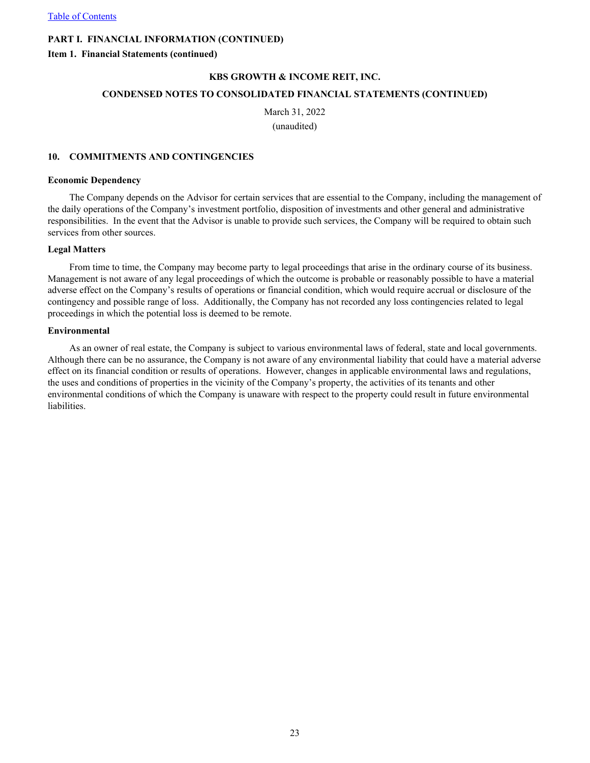**PART I. FINANCIAL INFORMATION (CONTINUED)**

**Item 1. Financial Statements (continued)**

**KBS GROWTH & INCOME REIT, INC.**

**CONDENSED NOTES TO CONSOLIDATED FINANCIAL STATEMENTS (CONTINUED)**

March 31, 2022

(unaudited)

## 10. COMMITMENTS AND CONTINGENCIES

**Economic Dependency**

The Company depends on the Advisor for certain services that are essential to the Company, including the management of the daily operations of the Company's investment portfolio, disposition of investments and other general and administrative responsibilities. In the event that the Advisor is unable to provide such services, the Company will be required to obtain such services from other sources.

**Legal Matters**

From time to time, the Company may become party to legal proceedings that arise in the ordinary course of its business. Management is not aware of any legal proceedings of which the outcome is probable or reasonably possible to have a material adverse effect on the Company's results of operations or financial condition, which would require accrual or disclosure of the contingency and possible range of loss. Additionally, the Company has not recorded any loss contingencies related to legal proceedings in which the potential loss is deemed to be remote.

**Environmental**

As an owner of real estate, the Company is subject to various environmental laws of federal, state and local governments. Although there can be no assurance, the Company is not aware of any environmental liability that could have a material adverse effect on its financial condition or results of operations. However, changes in applicable environmental laws and regulations, the uses and conditions of properties in the vicinity of the Company's property, the activities of its tenants and other environmental conditions of which the Company is unaware with respect to the property could result in future environmental liabilities.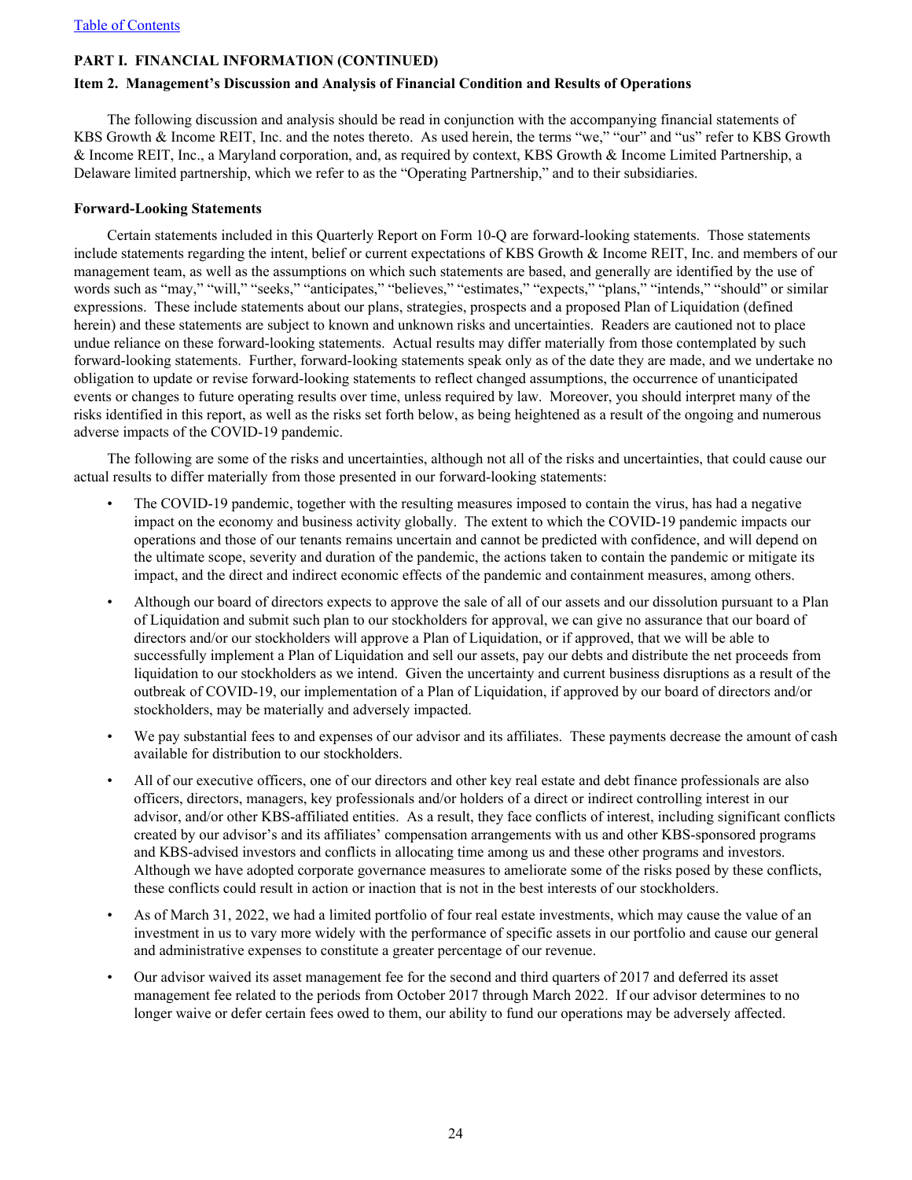[Table of Contents](#)

**PART I. FINANCIAL INFORMATION (CONTINUED)**

**Item 2. Management's Discussion and Analysis of Financial Condition and Results of Operations**

The following discussion and analysis should be read in conjunction with the accompanying financial statements of KBS Growth & Income REIT, Inc. and the notes thereto. As used herein, the terms "we," "our" and "us" refer to KBS Growth & Income REIT, Inc., a Maryland corporation, and, as required by context, KBS Growth & Income Limited Partnership, a Delaware limited partnership, which we refer to as the "Operating Partnership," and to their subsidiaries.

**Forward-Looking Statements**

Certain statements included in this Quarterly Report on Form 10-Q are forward-looking statements. Those statements include statements regarding the intent, belief or current expectations of KBS Growth & Income REIT, Inc. and members of our management team, as well as the assumptions on which such statements are based, and generally are identified by the use of words such as "may," "will," "seeks," "anticipates," "believes," "estimates," "expects," "plans," "intends," "should" or similar expressions. These include statements about our plans, strategies, prospects and a proposed Plan of Liquidation (defined herein) and these statements are subject to known and unknown risks and uncertainties. Readers are cautioned not to place undue reliance on these forward-looking statements. Actual results may differ materially from those contemplated by such forward-looking statements. Further, forward-looking statements speak only as of the date they are made, and we undertake no obligation to update or revise forward-looking statements to reflect changed assumptions, the occurrence of unanticipated events or changes to future operating results over time, unless required by law. Moreover, you should interpret many of the risks identified in this report, as well as the risks set forth below, as being heightened as a result of the ongoing and numerous adverse impacts of the COVID-19 pandemic.

The following are some of the risks and uncertainties, although not all of the risks and uncertainties, that could cause our actual results to differ materially from those presented in our forward-looking statements:

- The COVID-19 pandemic, together with the resulting measures imposed to contain the virus, has had a negative impact on the economy and business activity globally. The extent to which the COVID-19 pandemic impacts our operations and those of our tenants remains uncertain and cannot be predicted with confidence, and will depend on the ultimate scope, severity and duration of the pandemic, the actions taken to contain the pandemic or mitigate its impact, and the direct and indirect economic effects of the pandemic and containment measures, among others.
- Although our board of directors expects to approve the sale of all of our assets and our dissolution pursuant to a Plan of Liquidation and submit such plan to our stockholders for approval, we can give no assurance that our board of directors and/or our stockholders will approve a Plan of Liquidation, or if approved, that we will be able to successfully implement a Plan of Liquidation and sell our assets, pay our debts and distribute the net proceeds from liquidation to our stockholders as we intend. Given the uncertainty and current business disruptions as a result of the outbreak of COVID-19, our implementation of a Plan of Liquidation, if approved by our board of directors and/or stockholders, may be materially and adversely impacted.
- We pay substantial fees to and expenses of our advisor and its affiliates. These payments decrease the amount of cash available for distribution to our stockholders.
- All of our executive officers, one of our directors and other key real estate and debt finance professionals are also officers, directors, managers, key professionals and/or holders of a direct or indirect controlling interest in our advisor, and/or other KBS-affiliated entities. As a result, they face conflicts of interest, including significant conflicts created by our advisor's and its affiliates' compensation arrangements with us and other KBS-sponsored programs and KBS-advised investors and conflicts in allocating time among us and these other programs and investors. Although we have adopted corporate governance measures to ameliorate some of the risks posed by these conflicts, these conflicts could result in action or inaction that is not in the best interests of our stockholders.
- As of March 31, 2022, we had a limited portfolio of four real estate investments, which may cause the value of an investment in us to vary more widely with the performance of specific assets in our portfolio and cause our general and administrative expenses to constitute a greater percentage of our revenue.
- Our advisor waived its asset management fee for the second and third quarters of 2017 and deferred its asset management fee related to the periods from October 2017 through March 2022. If our advisor determines to no longer waive or defer certain fees owed to them, our ability to fund our operations may be adversely affected.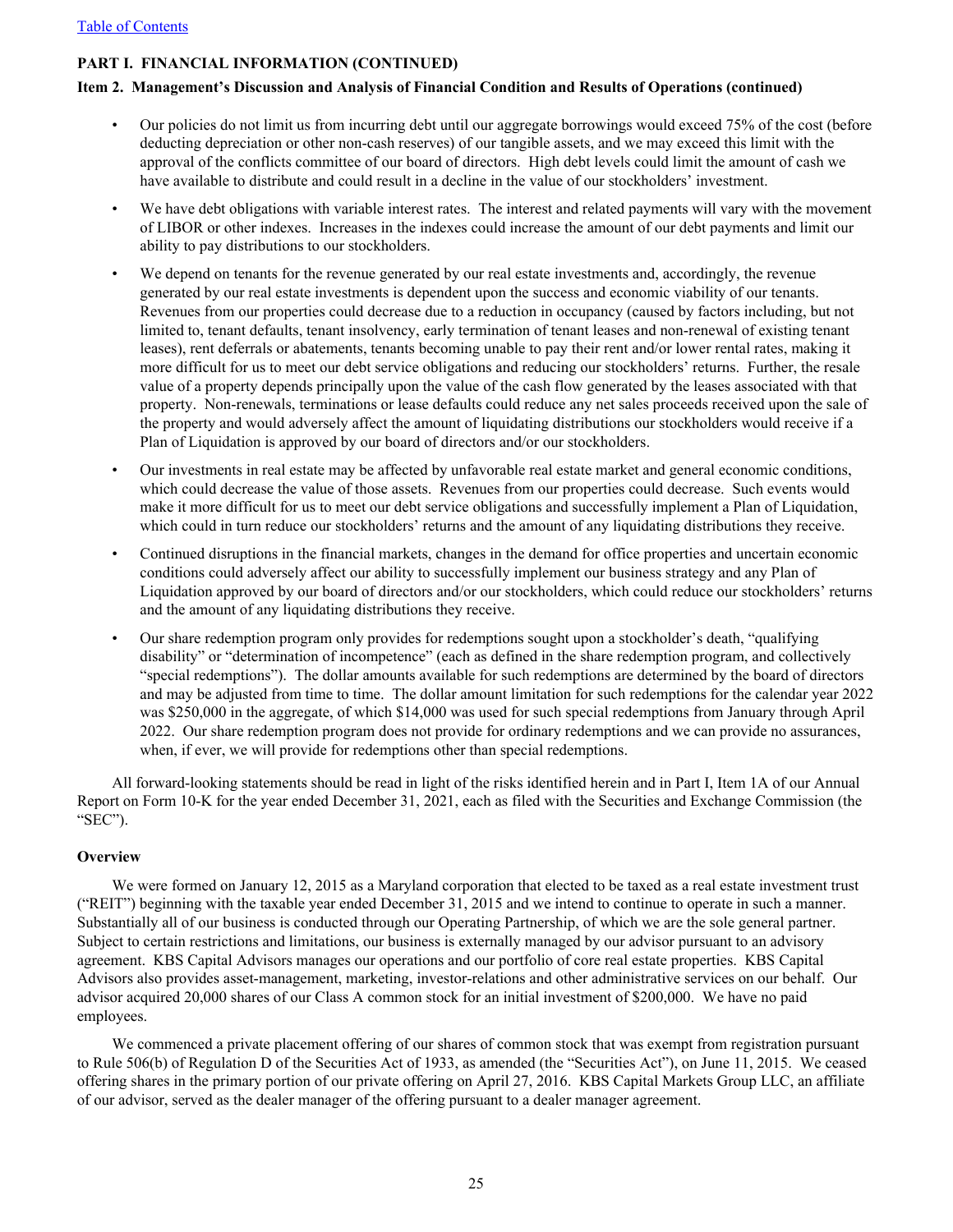[Table of Contents](#)

**PART I. FINANCIAL INFORMATION (CONTINUED)**

**Item 2. Management's Discussion and Analysis of Financial Condition and Results of Operations (continued)**

- Our policies do not limit us from incurring debt until our aggregate borrowings would exceed 75% of the cost (before deducting depreciation or other non-cash reserves) of our tangible assets, and we may exceed this limit with the approval of the conflicts committee of our board of directors. High debt levels could limit the amount of cash we have available to distribute and could result in a decline in the value of our stockholders' investment.
- We have debt obligations with variable interest rates. The interest and related payments will vary with the movement of LIBOR or other indexes. Increases in the indexes could increase the amount of our debt payments and limit our ability to pay distributions to our stockholders.
- We depend on tenants for the revenue generated by our real estate investments and, accordingly, the revenue generated by our real estate investments is dependent upon the success and economic viability of our tenants. Revenues from our properties could decrease due to a reduction in occupancy (caused by factors including, but not limited to, tenant defaults, tenant insolvency, early termination of tenant leases and non-renewal of existing tenant leases), rent deferrals or abatements, tenants becoming unable to pay their rent and/or lower rental rates, making it more difficult for us to meet our debt service obligations and reducing our stockholders' returns. Further, the resale value of a property depends principally upon the value of the cash flow generated by the leases associated with that property. Non-renewals, terminations or lease defaults could reduce any net sales proceeds received upon the sale of the property and would adversely affect the amount of liquidating distributions our stockholders would receive if a Plan of Liquidation is approved by our board of directors and/or our stockholders.
- Our investments in real estate may be affected by unfavorable real estate market and general economic conditions, which could decrease the value of those assets. Revenues from our properties could decrease. Such events would make it more difficult for us to meet our debt service obligations and successfully implement a Plan of Liquidation, which could in turn reduce our stockholders' returns and the amount of any liquidating distributions they receive.
- Continued disruptions in the financial markets, changes in the demand for office properties and uncertain economic conditions could adversely affect our ability to successfully implement our business strategy and any Plan of Liquidation approved by our board of directors and/or our stockholders, which could reduce our stockholders' returns and the amount of any liquidating distributions they receive.
- Our share redemption program only provides for redemptions sought upon a stockholder's death, "qualifying disability" or "determination of incompetence" (each as defined in the share redemption program, and collectively "special redemptions"). The dollar amounts available for such redemptions are determined by the board of directors and may be adjusted from time to time. The dollar amount limitation for such redemptions for the calendar year 2022 was $250,000 in the aggregate, of which $14,000 was used for such special redemptions from January through April 2022. Our share redemption program does not provide for ordinary redemptions and we can provide no assurances, when, if ever, we will provide for redemptions other than special redemptions.

All forward-looking statements should be read in light of the risks identified herein and in Part I, Item 1A of our Annual Report on Form 10-K for the year ended December 31, 2021, each as filed with the Securities and Exchange Commission (the "SEC").

**Overview**

We were formed on January 12, 2015 as a Maryland corporation that elected to be taxed as a real estate investment trust ("REIT") beginning with the taxable year ended December 31, 2015 and we intend to continue to operate in such a manner. Substantially all of our business is conducted through our Operating Partnership, of which we are the sole general partner. Subject to certain restrictions and limitations, our business is externally managed by our advisor pursuant to an advisory agreement. KBS Capital Advisors manages our operations and our portfolio of core real estate properties. KBS Capital Advisors also provides asset-management, marketing, investor-relations and other administrative services on our behalf. Our advisor acquired 20,000 shares of our Class A common stock for an initial investment of $200,000. We have no paid employees.

We commenced a private placement offering of our shares of common stock that was exempt from registration pursuant to Rule 506(b) of Regulation D of the Securities Act of 1933, as amended (the "Securities Act"), on June 11, 2015. We ceased offering shares in the primary portion of our private offering on April 27, 2016. KBS Capital Markets Group LLC, an affiliate of our advisor, served as the dealer manager of the offering pursuant to a dealer manager agreement.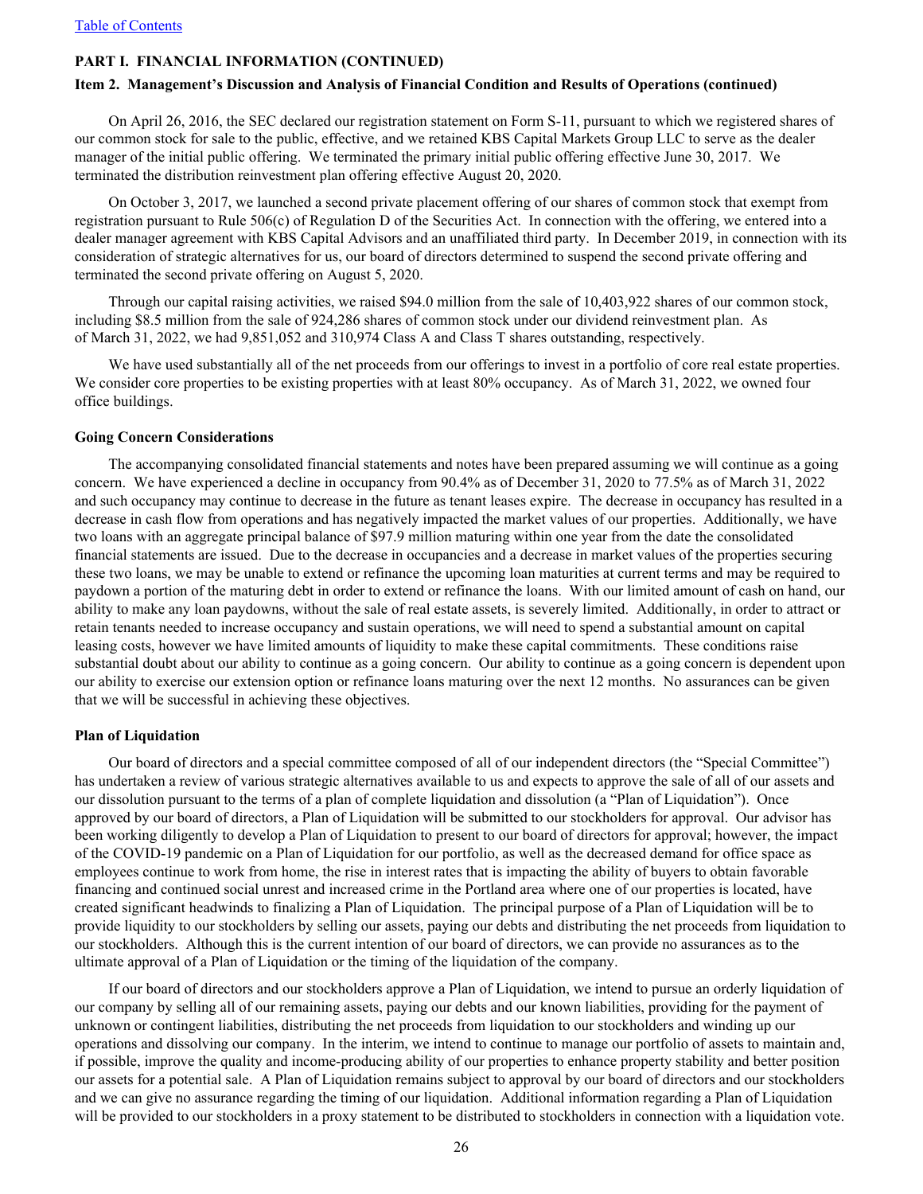[Table of Contents](#)

**PART I. FINANCIAL INFORMATION (CONTINUED)**

**Item 2. Management's Discussion and Analysis of Financial Condition and Results of Operations (continued)**

On April 26, 2016, the SEC declared our registration statement on Form S-11, pursuant to which we registered shares of our common stock for sale to the public, effective, and we retained KBS Capital Markets Group LLC to serve as the dealer manager of the initial public offering. We terminated the primary initial public offering effective June 30, 2017. We terminated the distribution reinvestment plan offering effective August 20, 2020.

On October 3, 2017, we launched a second private placement offering of our shares of common stock that exempt from registration pursuant to Rule 506(c) of Regulation D of the Securities Act. In connection with the offering, we entered into a dealer manager agreement with KBS Capital Advisors and an unaffiliated third party. In December 2019, in connection with its consideration of strategic alternatives for us, our board of directors determined to suspend the second private offering and terminated the second private offering on August 5, 2020.

Through our capital raising activities, we raised $94.0 million from the sale of 10,403,922 shares of our common stock, including $8.5 million from the sale of 924,286 shares of common stock under our dividend reinvestment plan. As of March 31, 2022, we had 9,851,052 and 310,974 Class A and Class T shares outstanding, respectively.

We have used substantially all of the net proceeds from our offerings to invest in a portfolio of core real estate properties. We consider core properties to be existing properties with at least 80% occupancy. As of March 31, 2022, we owned four office buildings.

**Going Concern Considerations**

The accompanying consolidated financial statements and notes have been prepared assuming we will continue as a going concern. We have experienced a decline in occupancy from 90.4% as of December 31, 2020 to 77.5% as of March 31, 2022 and such occupancy may continue to decrease in the future as tenant leases expire. The decrease in occupancy has resulted in a decrease in cash flow from operations and has negatively impacted the market values of our properties. Additionally, we have two loans with an aggregate principal balance of $97.9 million maturing within one year from the date the consolidated financial statements are issued. Due to the decrease in occupancies and a decrease in market values of the properties securing these two loans, we may be unable to extend or refinance the upcoming loan maturities at current terms and may be required to paydown a portion of the maturing debt in order to extend or refinance the loans. With our limited amount of cash on hand, our ability to make any loan paydowns, without the sale of real estate assets, is severely limited. Additionally, in order to attract or retain tenants needed to increase occupancy and sustain operations, we will need to spend a substantial amount on capital leasing costs, however we have limited amounts of liquidity to make these capital commitments. These conditions raise substantial doubt about our ability to continue as a going concern. Our ability to continue as a going concern is dependent upon our ability to exercise our extension option or refinance loans maturing over the next 12 months. No assurances can be given that we will be successful in achieving these objectives.

**Plan of Liquidation**

Our board of directors and a special committee composed of all of our independent directors (the "Special Committee") has undertaken a review of various strategic alternatives available to us and expects to approve the sale of all of our assets and our dissolution pursuant to the terms of a plan of complete liquidation and dissolution (a "Plan of Liquidation"). Once approved by our board of directors, a Plan of Liquidation will be submitted to our stockholders for approval. Our advisor has been working diligently to develop a Plan of Liquidation to present to our board of directors for approval; however, the impact of the COVID-19 pandemic on a Plan of Liquidation for our portfolio, as well as the decreased demand for office space as employees continue to work from home, the rise in interest rates that is impacting the ability of buyers to obtain favorable financing and continued social unrest and increased crime in the Portland area where one of our properties is located, have created significant headwinds to finalizing a Plan of Liquidation. The principal purpose of a Plan of Liquidation will be to provide liquidity to our stockholders by selling our assets, paying our debts and distributing the net proceeds from liquidation to our stockholders. Although this is the current intention of our board of directors, we can provide no assurances as to the ultimate approval of a Plan of Liquidation or the timing of the liquidation of the company.

If our board of directors and our stockholders approve a Plan of Liquidation, we intend to pursue an orderly liquidation of our company by selling all of our remaining assets, paying our debts and our known liabilities, providing for the payment of unknown or contingent liabilities, distributing the net proceeds from liquidation to our stockholders and winding up our operations and dissolving our company. In the interim, we intend to continue to manage our portfolio of assets to maintain and, if possible, improve the quality and income-producing ability of our properties to enhance property stability and better position our assets for a potential sale. A Plan of Liquidation remains subject to approval by our board of directors and our stockholders and we can give no assurance regarding the timing of our liquidation. Additional information regarding a Plan of Liquidation will be provided to our stockholders in a proxy statement to be distributed to stockholders in connection with a liquidation vote.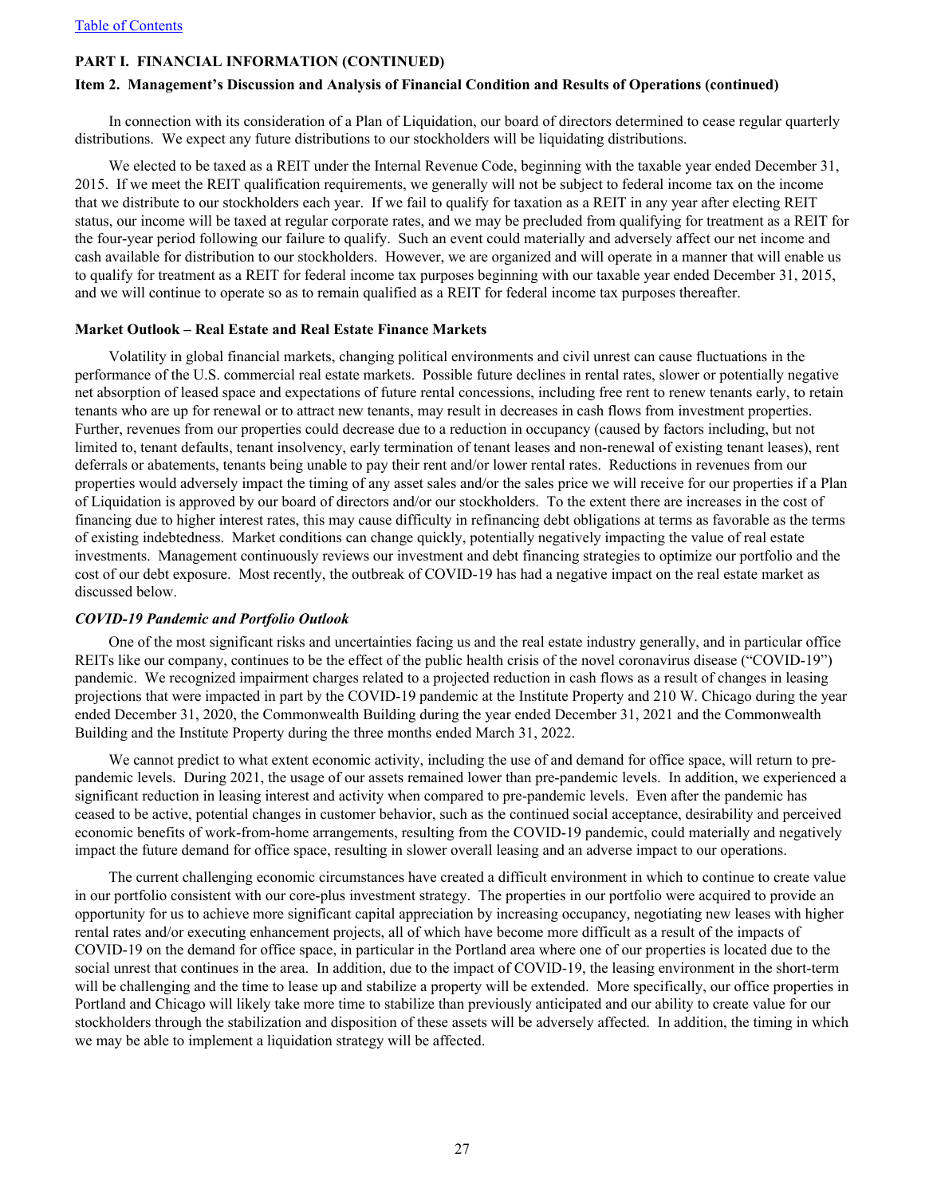[Table of Contents](#)

**PART I. FINANCIAL INFORMATION (CONTINUED)**

**Item 2. Management's Discussion and Analysis of Financial Condition and Results of Operations (continued)**

In connection with its consideration of a Plan of Liquidation, our board of directors determined to cease regular quarterly distributions. We expect any future distributions to our stockholders will be liquidating distributions.

We elected to be taxed as a REIT under the Internal Revenue Code, beginning with the taxable year ended December 31, 2015. If we meet the REIT qualification requirements, we generally will not be subject to federal income tax on the income that we distribute to our stockholders each year. If we fail to qualify for taxation as a REIT in any year after electing REIT status, our income will be taxed at regular corporate rates, and we may be precluded from qualifying for treatment as a REIT for the four-year period following our failure to qualify. Such an event could materially and adversely affect our net income and cash available for distribution to our stockholders. However, we are organized and will operate in a manner that will enable us to qualify for treatment as a REIT for federal income tax purposes beginning with our taxable year ended December 31, 2015, and we will continue to operate so as to remain qualified as a REIT for federal income tax purposes thereafter.

**Market Outlook – Real Estate and Real Estate Finance Markets**

Volatility in global financial markets, changing political environments and civil unrest can cause fluctuations in the performance of the U.S. commercial real estate markets. Possible future declines in rental rates, slower or potentially negative net absorption of leased space and expectations of future rental concessions, including free rent to renew tenants early, to retain tenants who are up for renewal or to attract new tenants, may result in decreases in cash flows from investment properties. Further, revenues from our properties could decrease due to a reduction in occupancy (caused by factors including, but not limited to, tenant defaults, tenant insolvency, early termination of tenant leases and non-renewal of existing tenant leases), rent deferrals or abatements, tenants being unable to pay their rent and/or lower rental rates. Reductions in revenues from our properties would adversely impact the timing of any asset sales and/or the sales price we will receive for our properties if a Plan of Liquidation is approved by our board of directors and/or our stockholders. To the extent there are increases in the cost of financing due to higher interest rates, this may cause difficulty in refinancing debt obligations at terms as favorable as the terms of existing indebtedness. Market conditions can change quickly, potentially negatively impacting the value of real estate investments. Management continuously reviews our investment and debt financing strategies to optimize our portfolio and the cost of our debt exposure. Most recently, the outbreak of COVID-19 has had a negative impact on the real estate market as discussed below.

***COVID-19 Pandemic and Portfolio Outlook***

One of the most significant risks and uncertainties facing us and the real estate industry generally, and in particular office REITs like our company, continues to be the effect of the public health crisis of the novel coronavirus disease ("COVID-19") pandemic. We recognized impairment charges related to a projected reduction in cash flows as a result of changes in leasing projections that were impacted in part by the COVID-19 pandemic at the Institute Property and 210 W. Chicago during the year ended December 31, 2020, the Commonwealth Building during the year ended December 31, 2021 and the Commonwealth Building and the Institute Property during the three months ended March 31, 2022.

We cannot predict to what extent economic activity, including the use of and demand for office space, will return to pre-pandemic levels. During 2021, the usage of our assets remained lower than pre-pandemic levels. In addition, we experienced a significant reduction in leasing interest and activity when compared to pre-pandemic levels. Even after the pandemic has ceased to be active, potential changes in customer behavior, such as the continued social acceptance, desirability and perceived economic benefits of work-from-home arrangements, resulting from the COVID-19 pandemic, could materially and negatively impact the future demand for office space, resulting in slower overall leasing and an adverse impact to our operations.

The current challenging economic circumstances have created a difficult environment in which to continue to create value in our portfolio consistent with our core-plus investment strategy. The properties in our portfolio were acquired to provide an opportunity for us to achieve more significant capital appreciation by increasing occupancy, negotiating new leases with higher rental rates and/or executing enhancement projects, all of which have become more difficult as a result of the impacts of COVID-19 on the demand for office space, in particular in the Portland area where one of our properties is located due to the social unrest that continues in the area. In addition, due to the impact of COVID-19, the leasing environment in the short-term will be challenging and the time to lease up and stabilize a property will be extended. More specifically, our office properties in Portland and Chicago will likely take more time to stabilize than previously anticipated and our ability to create value for our stockholders through the stabilization and disposition of these assets will be adversely affected. In addition, the timing in which we may be able to implement a liquidation strategy will be affected.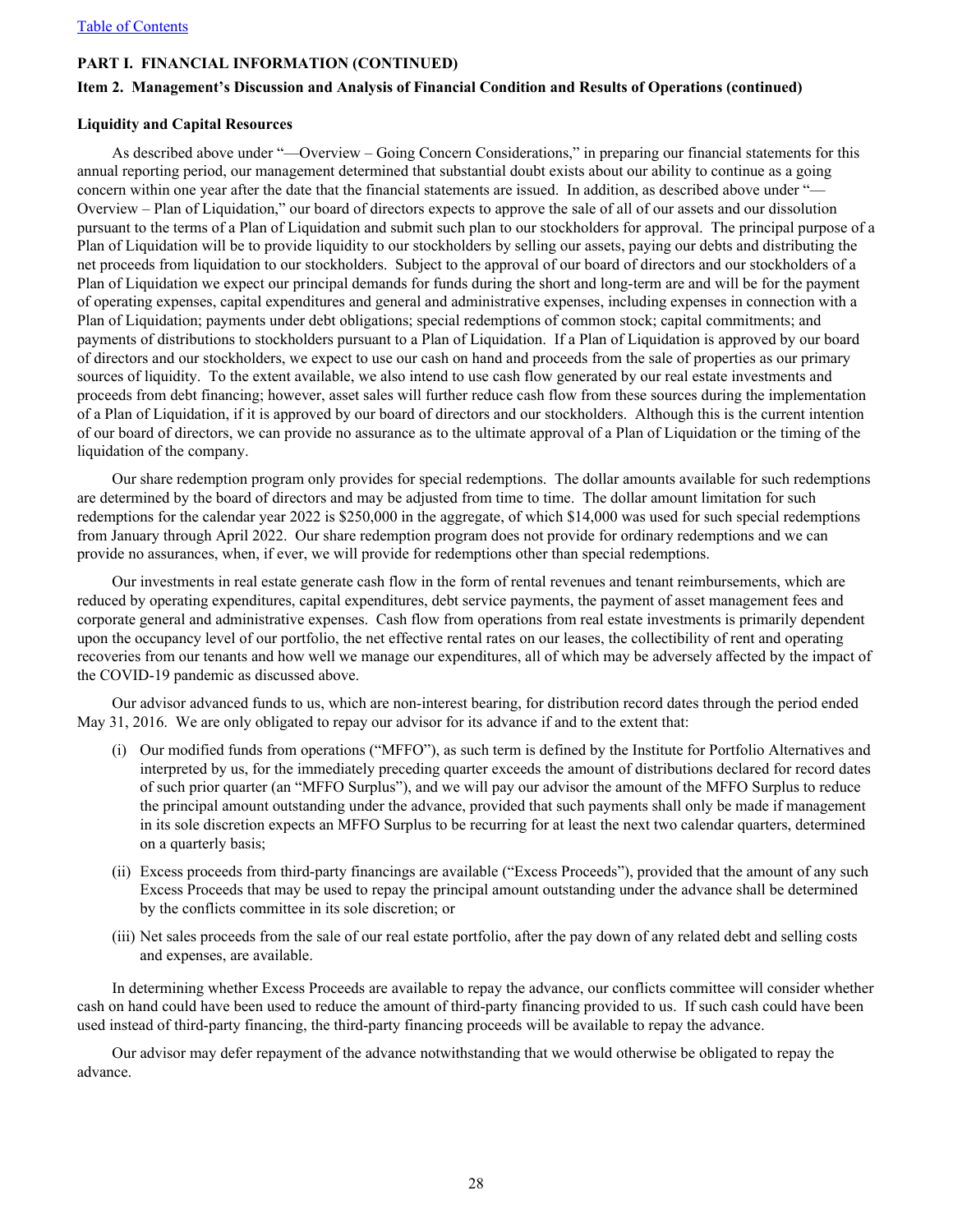Table of Contents

**PART I. FINANCIAL INFORMATION (CONTINUED)**

**Item 2. Management's Discussion and Analysis of Financial Condition and Results of Operations (continued)**

**Liquidity and Capital Resources**

As described above under "—Overview – Going Concern Considerations," in preparing our financial statements for this annual reporting period, our management determined that substantial doubt exists about our ability to continue as a going concern within one year after the date that the financial statements are issued. In addition, as described above under "—Overview – Plan of Liquidation," our board of directors expects to approve the sale of all of our assets and our dissolution pursuant to the terms of a Plan of Liquidation and submit such plan to our stockholders for approval. The principal purpose of a Plan of Liquidation will be to provide liquidity to our stockholders by selling our assets, paying our debts and distributing the net proceeds from liquidation to our stockholders. Subject to the approval of our board of directors and our stockholders of a Plan of Liquidation we expect our principal demands for funds during the short and long-term are and will be for the payment of operating expenses, capital expenditures and general and administrative expenses, including expenses in connection with a Plan of Liquidation; payments under debt obligations; special redemptions of common stock; capital commitments; and payments of distributions to stockholders pursuant to a Plan of Liquidation. If a Plan of Liquidation is approved by our board of directors and our stockholders, we expect to use our cash on hand and proceeds from the sale of properties as our primary sources of liquidity. To the extent available, we also intend to use cash flow generated by our real estate investments and proceeds from debt financing; however, asset sales will further reduce cash flow from these sources during the implementation of a Plan of Liquidation, if it is approved by our board of directors and our stockholders. Although this is the current intention of our board of directors, we can provide no assurance as to the ultimate approval of a Plan of Liquidation or the timing of the liquidation of the company.

Our share redemption program only provides for special redemptions. The dollar amounts available for such redemptions are determined by the board of directors and may be adjusted from time to time. The dollar amount limitation for such redemptions for the calendar year 2022 is $250,000 in the aggregate, of which $14,000 was used for such special redemptions from January through April 2022. Our share redemption program does not provide for ordinary redemptions and we can provide no assurances, when, if ever, we will provide for redemptions other than special redemptions.

Our investments in real estate generate cash flow in the form of rental revenues and tenant reimbursements, which are reduced by operating expenditures, capital expenditures, debt service payments, the payment of asset management fees and corporate general and administrative expenses. Cash flow from operations from real estate investments is primarily dependent upon the occupancy level of our portfolio, the net effective rental rates on our leases, the collectibility of rent and operating recoveries from our tenants and how well we manage our expenditures, all of which may be adversely affected by the impact of the COVID-19 pandemic as discussed above.

Our advisor advanced funds to us, which are non-interest bearing, for distribution record dates through the period ended May 31, 2016. We are only obligated to repay our advisor for its advance if and to the extent that:

(i) Our modified funds from operations ("MFFO"), as such term is defined by the Institute for Portfolio Alternatives and interpreted by us, for the immediately preceding quarter exceeds the amount of distributions declared for record dates of such prior quarter (an "MFFO Surplus"), and we will pay our advisor the amount of the MFFO Surplus to reduce the principal amount outstanding under the advance, provided that such payments shall only be made if management in its sole discretion expects an MFFO Surplus to be recurring for at least the next two calendar quarters, determined on a quarterly basis;

(ii) Excess proceeds from third-party financings are available ("Excess Proceeds"), provided that the amount of any such Excess Proceeds that may be used to repay the principal amount outstanding under the advance shall be determined by the conflicts committee in its sole discretion; or

(iii) Net sales proceeds from the sale of our real estate portfolio, after the pay down of any related debt and selling costs and expenses, are available.

In determining whether Excess Proceeds are available to repay the advance, our conflicts committee will consider whether cash on hand could have been used to reduce the amount of third-party financing provided to us. If such cash could have been used instead of third-party financing, the third-party financing proceeds will be available to repay the advance.

Our advisor may defer repayment of the advance notwithstanding that we would otherwise be obligated to repay the advance.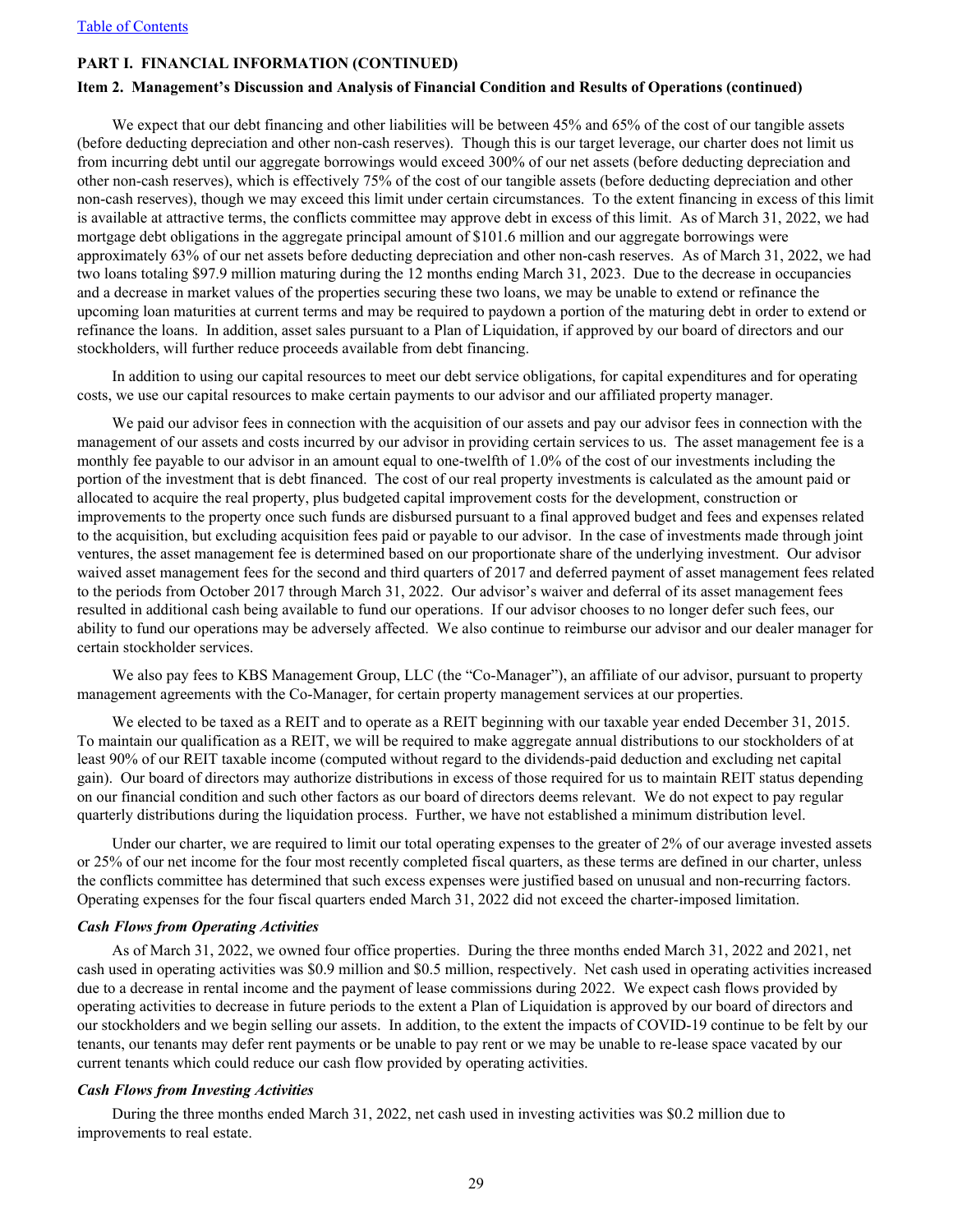**PART I. FINANCIAL INFORMATION (CONTINUED)**

**Item 2. Management's Discussion and Analysis of Financial Condition and Results of Operations (continued)**

We expect that our debt financing and other liabilities will be between 45% and 65% of the cost of our tangible assets (before deducting depreciation and other non-cash reserves). Though this is our target leverage, our charter does not limit us from incurring debt until our aggregate borrowings would exceed 300% of our net assets (before deducting depreciation and other non-cash reserves), which is effectively 75% of the cost of our tangible assets (before deducting depreciation and other non-cash reserves), though we may exceed this limit under certain circumstances. To the extent financing in excess of this limit is available at attractive terms, the conflicts committee may approve debt in excess of this limit. As of March 31, 2022, we had mortgage debt obligations in the aggregate principal amount of $101.6 million and our aggregate borrowings were approximately 63% of our net assets before deducting depreciation and other non-cash reserves. As of March 31, 2022, we had two loans totaling $97.9 million maturing during the 12 months ending March 31, 2023. Due to the decrease in occupancies and a decrease in market values of the properties securing these two loans, we may be unable to extend or refinance the upcoming loan maturities at current terms and may be required to paydown a portion of the maturing debt in order to extend or refinance the loans. In addition, asset sales pursuant to a Plan of Liquidation, if approved by our board of directors and our stockholders, will further reduce proceeds available from debt financing.

In addition to using our capital resources to meet our debt service obligations, for capital expenditures and for operating costs, we use our capital resources to make certain payments to our advisor and our affiliated property manager.

We paid our advisor fees in connection with the acquisition of our assets and pay our advisor fees in connection with the management of our assets and costs incurred by our advisor in providing certain services to us. The asset management fee is a monthly fee payable to our advisor in an amount equal to one-twelfth of 1.0% of the cost of our investments including the portion of the investment that is debt financed. The cost of our real property investments is calculated as the amount paid or allocated to acquire the real property, plus budgeted capital improvement costs for the development, construction or improvements to the property once such funds are disbursed pursuant to a final approved budget and fees and expenses related to the acquisition, but excluding acquisition fees paid or payable to our advisor. In the case of investments made through joint ventures, the asset management fee is determined based on our proportionate share of the underlying investment. Our advisor waived asset management fees for the second and third quarters of 2017 and deferred payment of asset management fees related to the periods from October 2017 through March 31, 2022. Our advisor's waiver and deferral of its asset management fees resulted in additional cash being available to fund our operations. If our advisor chooses to no longer defer such fees, our ability to fund our operations may be adversely affected. We also continue to reimburse our advisor and our dealer manager for certain stockholder services.

We also pay fees to KBS Management Group, LLC (the "Co-Manager"), an affiliate of our advisor, pursuant to property management agreements with the Co-Manager, for certain property management services at our properties.

We elected to be taxed as a REIT and to operate as a REIT beginning with our taxable year ended December 31, 2015. To maintain our qualification as a REIT, we will be required to make aggregate annual distributions to our stockholders of at least 90% of our REIT taxable income (computed without regard to the dividends-paid deduction and excluding net capital gain). Our board of directors may authorize distributions in excess of those required for us to maintain REIT status depending on our financial condition and such other factors as our board of directors deems relevant. We do not expect to pay regular quarterly distributions during the liquidation process. Further, we have not established a minimum distribution level.

Under our charter, we are required to limit our total operating expenses to the greater of 2% of our average invested assets or 25% of our net income for the four most recently completed fiscal quarters, as these terms are defined in our charter, unless the conflicts committee has determined that such excess expenses were justified based on unusual and non-recurring factors. Operating expenses for the four fiscal quarters ended March 31, 2022 did not exceed the charter-imposed limitation.

***Cash Flows from Operating Activities***

As of March 31, 2022, we owned four office properties. During the three months ended March 31, 2022 and 2021, net cash used in operating activities was $0.9 million and $0.5 million, respectively. Net cash used in operating activities increased due to a decrease in rental income and the payment of lease commissions during 2022. We expect cash flows provided by operating activities to decrease in future periods to the extent a Plan of Liquidation is approved by our board of directors and our stockholders and we begin selling our assets. In addition, to the extent the impacts of COVID-19 continue to be felt by our tenants, our tenants may defer rent payments or be unable to pay rent or we may be unable to re-lease space vacated by our current tenants which could reduce our cash flow provided by operating activities.

***Cash Flows from Investing Activities***

During the three months ended March 31, 2022, net cash used in investing activities was $0.2 million due to improvements to real estate.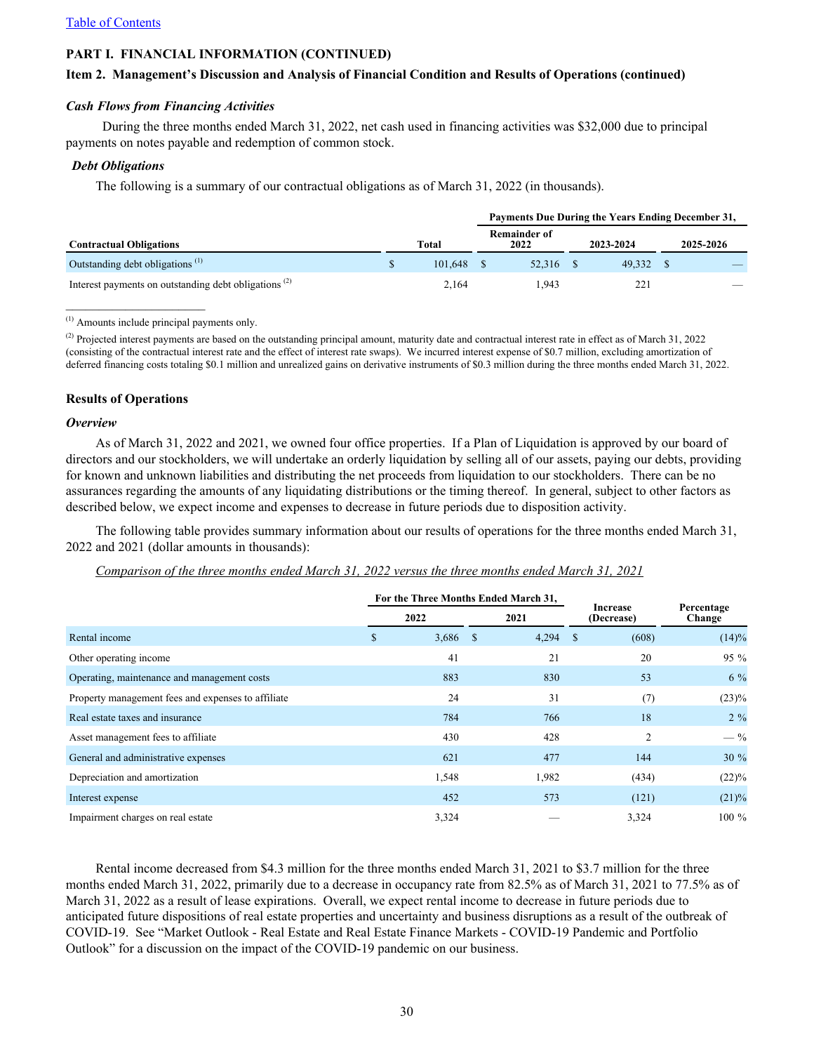[Table of Contents](#)

**PART I. FINANCIAL INFORMATION (CONTINUED)**

**Item 2. Management's Discussion and Analysis of Financial Condition and Results of Operations (continued)**

***Cash Flows from Financing Activities***

During the three months ended March 31, 2022, net cash used in financing activities was $32,000 due to principal payments on notes payable and redemption of common stock.

***Debt Obligations***

The following is a summary of our contractual obligations as of March 31, 2022 (in thousands).

| | | Payments Due During the Years Ending December 31, | | |
|---|---|---|---|---|
| **Contractual Obligations** | **Total** | **Remainder of 2022** | **2023-2024** | **2025-2026** |
| Outstanding debt obligations [1] | $ 101,648 | $ 52,316 | $ 49,332 | $ — |
| Interest payments on outstanding debt obligations [2] | 2,164 | 1,943 | 221 | — |

[1] Amounts include principal payments only.

[2] Projected interest payments are based on the outstanding principal amount, maturity date and contractual interest rate in effect as of March 31, 2022 (consisting of the contractual interest rate and the effect of interest rate swaps). We incurred interest expense of $0.7 million, excluding amortization of deferred financing costs totaling $0.1 million and unrealized gains on derivative instruments of $0.3 million during the three months ended March 31, 2022.

### Results of Operations

***Overview***

As of March 31, 2022 and 2021, we owned four office properties. If a Plan of Liquidation is approved by our board of directors and our stockholders, we will undertake an orderly liquidation by selling all of our assets, paying our debts, providing for known and unknown liabilities and distributing the net proceeds from liquidation to our stockholders. There can be no assurances regarding the amounts of any liquidating distributions or the timing thereof. In general, subject to other factors as described below, we expect income and expenses to decrease in future periods due to disposition activity.

The following table provides summary information about our results of operations for the three months ended March 31, 2022 and 2021 (dollar amounts in thousands):

*Comparison of the three months ended March 31, 2022 versus the three months ended March 31, 2021*

| | For the Three Months Ended March 31, | | Increase (Decrease) | Percentage Change |
|---|---|---|---|---|
| | **2022** | **2021** | | |
| Rental income | $ 3,686 | $ 4,294 | $ (608) | (14)% |
| Other operating income | 41 | 21 | 20 | 95 % |
| Operating, maintenance and management costs | 883 | 830 | 53 | 6 % |
| Property management fees and expenses to affiliate | 24 | 31 | (7) | (23)% |
| Real estate taxes and insurance | 784 | 766 | 18 | 2 % |
| Asset management fees to affiliate | 430 | 428 | 2 | — % |
| General and administrative expenses | 621 | 477 | 144 | 30 % |
| Depreciation and amortization | 1,548 | 1,982 | (434) | (22)% |
| Interest expense | 452 | 573 | (121) | (21)% |
| Impairment charges on real estate | 3,324 | — | 3,324 | 100 % |

Rental income decreased from $4.3 million for the three months ended March 31, 2021 to $3.7 million for the three months ended March 31, 2022, primarily due to a decrease in occupancy rate from 82.5% as of March 31, 2021 to 77.5% as of March 31, 2022 as a result of lease expirations. Overall, we expect rental income to decrease in future periods due to anticipated future dispositions of real estate properties and uncertainty and business disruptions as a result of the outbreak of COVID-19. See "Market Outlook - Real Estate and Real Estate Finance Markets - COVID-19 Pandemic and Portfolio Outlook" for a discussion on the impact of the COVID-19 pandemic on our business.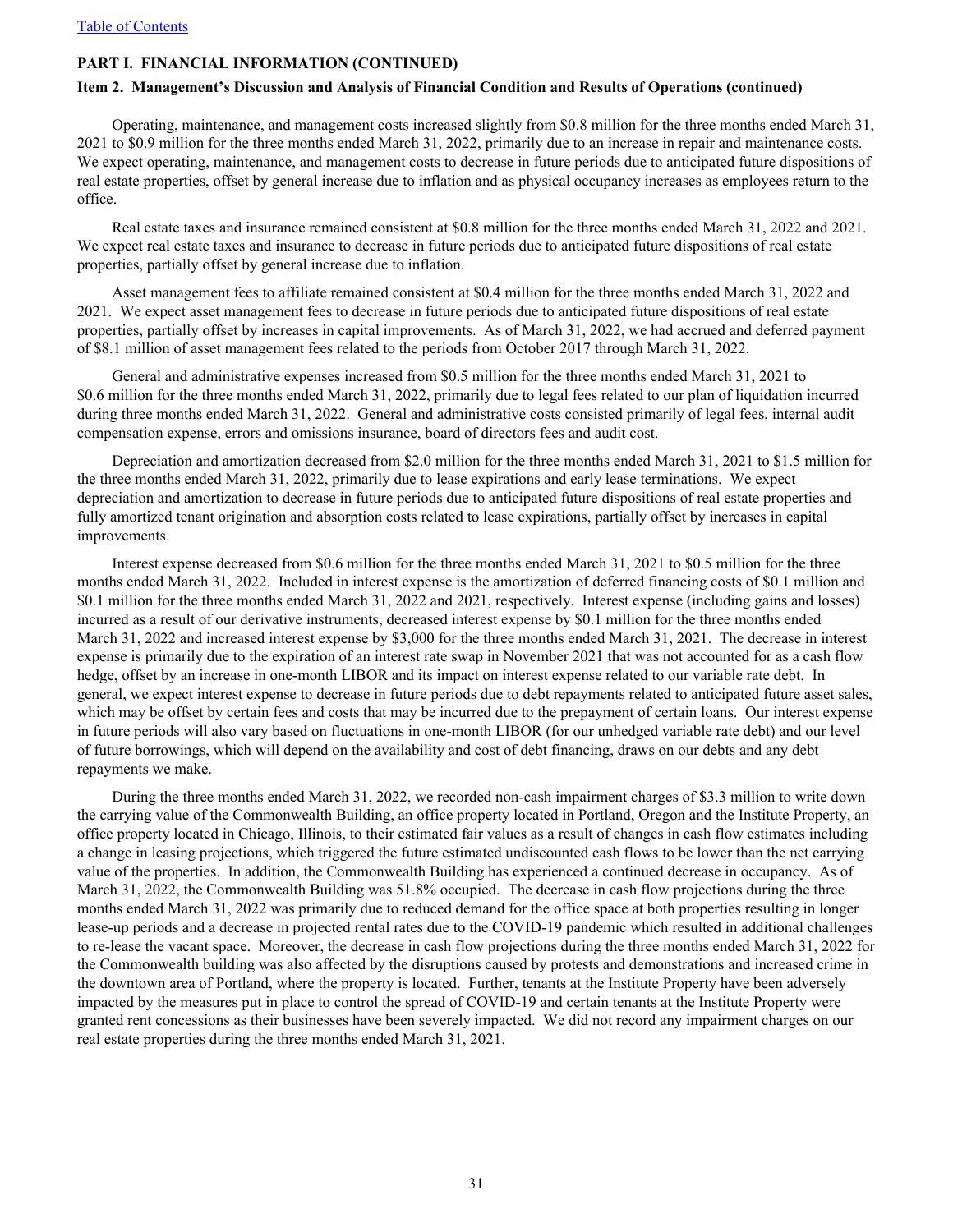**PART I. FINANCIAL INFORMATION (CONTINUED)**

**Item 2. Management's Discussion and Analysis of Financial Condition and Results of Operations (continued)**

Operating, maintenance, and management costs increased slightly from \$0.8 million for the three months ended March 31, 2021 to \$0.9 million for the three months ended March 31, 2022, primarily due to an increase in repair and maintenance costs. We expect operating, maintenance, and management costs to decrease in future periods due to anticipated future dispositions of real estate properties, offset by general increase due to inflation and as physical occupancy increases as employees return to the office.

Real estate taxes and insurance remained consistent at \$0.8 million for the three months ended March 31, 2022 and 2021. We expect real estate taxes and insurance to decrease in future periods due to anticipated future dispositions of real estate properties, partially offset by general increase due to inflation.

Asset management fees to affiliate remained consistent at \$0.4 million for the three months ended March 31, 2022 and 2021. We expect asset management fees to decrease in future periods due to anticipated future dispositions of real estate properties, partially offset by increases in capital improvements. As of March 31, 2022, we had accrued and deferred payment of \$8.1 million of asset management fees related to the periods from October 2017 through March 31, 2022.

General and administrative expenses increased from \$0.5 million for the three months ended March 31, 2021 to \$0.6 million for the three months ended March 31, 2022, primarily due to legal fees related to our plan of liquidation incurred during three months ended March 31, 2022. General and administrative costs consisted primarily of legal fees, internal audit compensation expense, errors and omissions insurance, board of directors fees and audit cost.

Depreciation and amortization decreased from \$2.0 million for the three months ended March 31, 2021 to \$1.5 million for the three months ended March 31, 2022, primarily due to lease expirations and early lease terminations. We expect depreciation and amortization to decrease in future periods due to anticipated future dispositions of real estate properties and fully amortized tenant origination and absorption costs related to lease expirations, partially offset by increases in capital improvements.

Interest expense decreased from \$0.6 million for the three months ended March 31, 2021 to \$0.5 million for the three months ended March 31, 2022. Included in interest expense is the amortization of deferred financing costs of \$0.1 million and \$0.1 million for the three months ended March 31, 2022 and 2021, respectively. Interest expense (including gains and losses) incurred as a result of our derivative instruments, decreased interest expense by \$0.1 million for the three months ended March 31, 2022 and increased interest expense by \$3,000 for the three months ended March 31, 2021. The decrease in interest expense is primarily due to the expiration of an interest rate swap in November 2021 that was not accounted for as a cash flow hedge, offset by an increase in one-month LIBOR and its impact on interest expense related to our variable rate debt. In general, we expect interest expense to decrease in future periods due to debt repayments related to anticipated future asset sales, which may be offset by certain fees and costs that may be incurred due to the prepayment of certain loans. Our interest expense in future periods will also vary based on fluctuations in one-month LIBOR (for our unhedged variable rate debt) and our level of future borrowings, which will depend on the availability and cost of debt financing, draws on our debts and any debt repayments we make.

During the three months ended March 31, 2022, we recorded non-cash impairment charges of \$3.3 million to write down the carrying value of the Commonwealth Building, an office property located in Portland, Oregon and the Institute Property, an office property located in Chicago, Illinois, to their estimated fair values as a result of changes in cash flow estimates including a change in leasing projections, which triggered the future estimated undiscounted cash flows to be lower than the net carrying value of the properties. In addition, the Commonwealth Building has experienced a continued decrease in occupancy. As of March 31, 2022, the Commonwealth Building was 51.8% occupied. The decrease in cash flow projections during the three months ended March 31, 2022 was primarily due to reduced demand for the office space at both properties resulting in longer lease-up periods and a decrease in projected rental rates due to the COVID-19 pandemic which resulted in additional challenges to re-lease the vacant space. Moreover, the decrease in cash flow projections during the three months ended March 31, 2022 for the Commonwealth building was also affected by the disruptions caused by protests and demonstrations and increased crime in the downtown area of Portland, where the property is located. Further, tenants at the Institute Property have been adversely impacted by the measures put in place to control the spread of COVID-19 and certain tenants at the Institute Property were granted rent concessions as their businesses have been severely impacted. We did not record any impairment charges on our real estate properties during the three months ended March 31, 2021.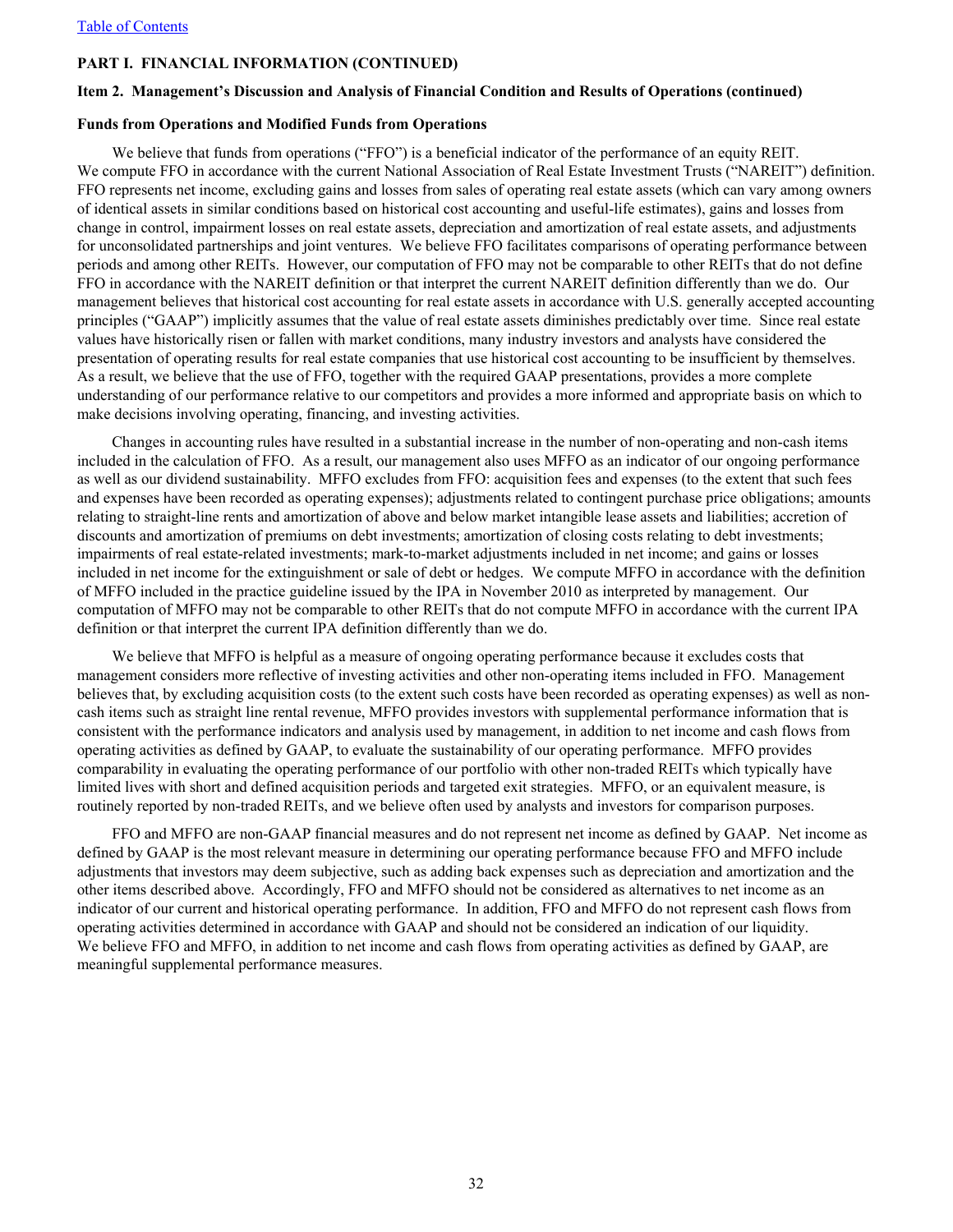[Table of Contents](#)

**PART I. FINANCIAL INFORMATION (CONTINUED)**

**Item 2. Management's Discussion and Analysis of Financial Condition and Results of Operations (continued)**

**Funds from Operations and Modified Funds from Operations**

We believe that funds from operations ("FFO") is a beneficial indicator of the performance of an equity REIT. We compute FFO in accordance with the current National Association of Real Estate Investment Trusts ("NAREIT") definition. FFO represents net income, excluding gains and losses from sales of operating real estate assets (which can vary among owners of identical assets in similar conditions based on historical cost accounting and useful-life estimates), gains and losses from change in control, impairment losses on real estate assets, depreciation and amortization of real estate assets, and adjustments for unconsolidated partnerships and joint ventures. We believe FFO facilitates comparisons of operating performance between periods and among other REITs. However, our computation of FFO may not be comparable to other REITs that do not define FFO in accordance with the NAREIT definition or that interpret the current NAREIT definition differently than we do. Our management believes that historical cost accounting for real estate assets in accordance with U.S. generally accepted accounting principles ("GAAP") implicitly assumes that the value of real estate assets diminishes predictably over time. Since real estate values have historically risen or fallen with market conditions, many industry investors and analysts have considered the presentation of operating results for real estate companies that use historical cost accounting to be insufficient by themselves. As a result, we believe that the use of FFO, together with the required GAAP presentations, provides a more complete understanding of our performance relative to our competitors and provides a more informed and appropriate basis on which to make decisions involving operating, financing, and investing activities.

Changes in accounting rules have resulted in a substantial increase in the number of non-operating and non-cash items included in the calculation of FFO. As a result, our management also uses MFFO as an indicator of our ongoing performance as well as our dividend sustainability. MFFO excludes from FFO: acquisition fees and expenses (to the extent that such fees and expenses have been recorded as operating expenses); adjustments related to contingent purchase price obligations; amounts relating to straight-line rents and amortization of above and below market intangible lease assets and liabilities; accretion of discounts and amortization of premiums on debt investments; amortization of closing costs relating to debt investments; impairments of real estate-related investments; mark-to-market adjustments included in net income; and gains or losses included in net income for the extinguishment or sale of debt or hedges. We compute MFFO in accordance with the definition of MFFO included in the practice guideline issued by the IPA in November 2010 as interpreted by management. Our computation of MFFO may not be comparable to other REITs that do not compute MFFO in accordance with the current IPA definition or that interpret the current IPA definition differently than we do.

We believe that MFFO is helpful as a measure of ongoing operating performance because it excludes costs that management considers more reflective of investing activities and other non-operating items included in FFO. Management believes that, by excluding acquisition costs (to the extent such costs have been recorded as operating expenses) as well as non-cash items such as straight line rental revenue, MFFO provides investors with supplemental performance information that is consistent with the performance indicators and analysis used by management, in addition to net income and cash flows from operating activities as defined by GAAP, to evaluate the sustainability of our operating performance. MFFO provides comparability in evaluating the operating performance of our portfolio with other non-traded REITs which typically have limited lives with short and defined acquisition periods and targeted exit strategies. MFFO, or an equivalent measure, is routinely reported by non-traded REITs, and we believe often used by analysts and investors for comparison purposes.

FFO and MFFO are non-GAAP financial measures and do not represent net income as defined by GAAP. Net income as defined by GAAP is the most relevant measure in determining our operating performance because FFO and MFFO include adjustments that investors may deem subjective, such as adding back expenses such as depreciation and amortization and the other items described above. Accordingly, FFO and MFFO should not be considered as alternatives to net income as an indicator of our current and historical operating performance. In addition, FFO and MFFO do not represent cash flows from operating activities determined in accordance with GAAP and should not be considered an indication of our liquidity. We believe FFO and MFFO, in addition to net income and cash flows from operating activities as defined by GAAP, are meaningful supplemental performance measures.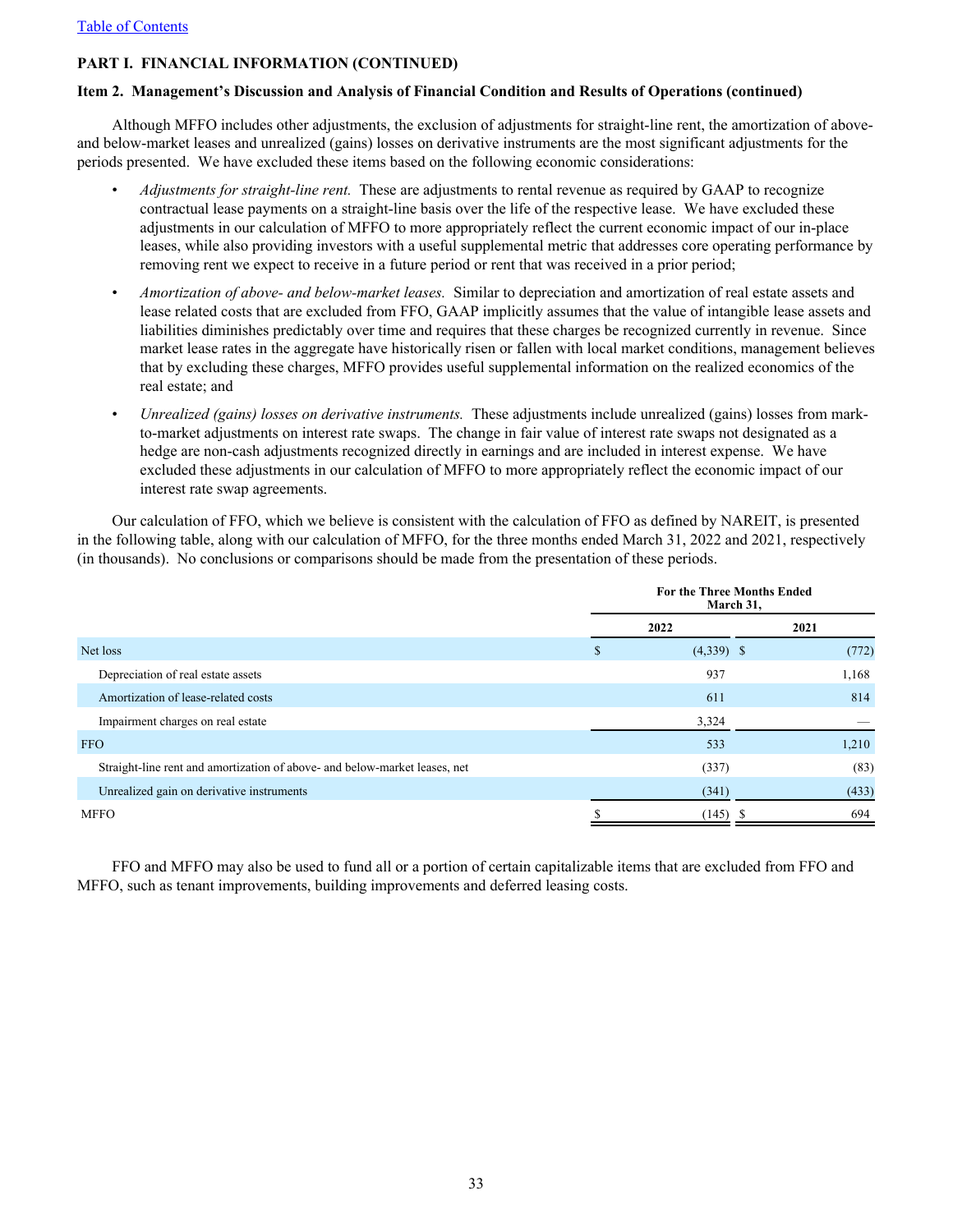[Table of Contents]

**PART I. FINANCIAL INFORMATION (CONTINUED)**

**Item 2. Management's Discussion and Analysis of Financial Condition and Results of Operations (continued)**

Although MFFO includes other adjustments, the exclusion of adjustments for straight-line rent, the amortization of above- and below-market leases and unrealized (gains) losses on derivative instruments are the most significant adjustments for the periods presented. We have excluded these items based on the following economic considerations:

- *Adjustments for straight-line rent.* These are adjustments to rental revenue as required by GAAP to recognize contractual lease payments on a straight-line basis over the life of the respective lease. We have excluded these adjustments in our calculation of MFFO to more appropriately reflect the current economic impact of our in-place leases, while also providing investors with a useful supplemental metric that addresses core operating performance by removing rent we expect to receive in a future period or rent that was received in a prior period;
- *Amortization of above- and below-market leases.* Similar to depreciation and amortization of real estate assets and lease related costs that are excluded from FFO, GAAP implicitly assumes that the value of intangible lease assets and liabilities diminishes predictably over time and requires that these charges be recognized currently in revenue. Since market lease rates in the aggregate have historically risen or fallen with local market conditions, management believes that by excluding these charges, MFFO provides useful supplemental information on the realized economics of the real estate; and
- *Unrealized (gains) losses on derivative instruments.* These adjustments include unrealized (gains) losses from mark-to-market adjustments on interest rate swaps. The change in fair value of interest rate swaps not designated as a hedge are non-cash adjustments recognized directly in earnings and are included in interest expense. We have excluded these adjustments in our calculation of MFFO to more appropriately reflect the economic impact of our interest rate swap agreements.

Our calculation of FFO, which we believe is consistent with the calculation of FFO as defined by NAREIT, is presented in the following table, along with our calculation of MFFO, for the three months ended March 31, 2022 and 2021, respectively (in thousands). No conclusions or comparisons should be made from the presentation of these periods.

| | For the Three Months Ended March 31, | |
|---|---|---|
| | 2022 | 2021 |
| Net loss | $ (4,339) | $ (772) |
| Depreciation of real estate assets | 937 | 1,168 |
| Amortization of lease-related costs | 611 | 814 |
| Impairment charges on real estate | 3,324 | — |
| FFO | 533 | 1,210 |
| Straight-line rent and amortization of above- and below-market leases, net | (337) | (83) |
| Unrealized gain on derivative instruments | (341) | (433) |
| MFFO | $ (145) | $ 694 |

FFO and MFFO may also be used to fund all or a portion of certain capitalizable items that are excluded from FFO and MFFO, such as tenant improvements, building improvements and deferred leasing costs.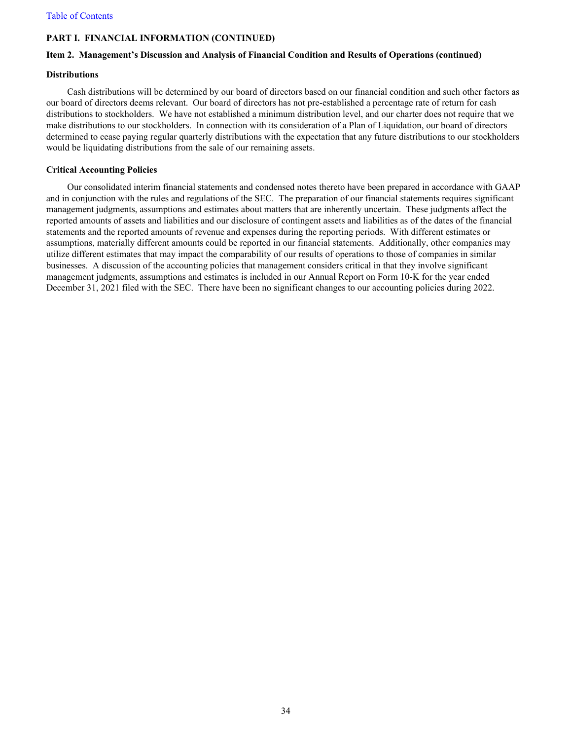[Table of Contents](#)

**PART I. FINANCIAL INFORMATION (CONTINUED)**

**Item 2. Management's Discussion and Analysis of Financial Condition and Results of Operations (continued)**

**Distributions**

Cash distributions will be determined by our board of directors based on our financial condition and such other factors as our board of directors deems relevant. Our board of directors has not pre-established a percentage rate of return for cash distributions to stockholders. We have not established a minimum distribution level, and our charter does not require that we make distributions to our stockholders. In connection with its consideration of a Plan of Liquidation, our board of directors determined to cease paying regular quarterly distributions with the expectation that any future distributions to our stockholders would be liquidating distributions from the sale of our remaining assets.

**Critical Accounting Policies**

Our consolidated interim financial statements and condensed notes thereto have been prepared in accordance with GAAP and in conjunction with the rules and regulations of the SEC. The preparation of our financial statements requires significant management judgments, assumptions and estimates about matters that are inherently uncertain. These judgments affect the reported amounts of assets and liabilities and our disclosure of contingent assets and liabilities as of the dates of the financial statements and the reported amounts of revenue and expenses during the reporting periods. With different estimates or assumptions, materially different amounts could be reported in our financial statements. Additionally, other companies may utilize different estimates that may impact the comparability of our results of operations to those of companies in similar businesses. A discussion of the accounting policies that management considers critical in that they involve significant management judgments, assumptions and estimates is included in our Annual Report on Form 10-K for the year ended December 31, 2021 filed with the SEC. There have been no significant changes to our accounting policies during 2022.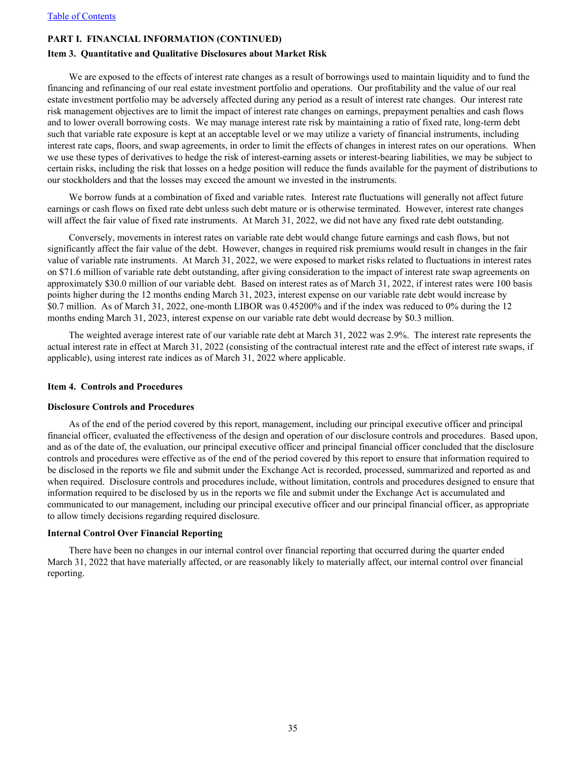[Table of Contents](#)

**PART I. FINANCIAL INFORMATION (CONTINUED)**

**Item 3. Quantitative and Qualitative Disclosures about Market Risk**

We are exposed to the effects of interest rate changes as a result of borrowings used to maintain liquidity and to fund the financing and refinancing of our real estate investment portfolio and operations. Our profitability and the value of our real estate investment portfolio may be adversely affected during any period as a result of interest rate changes. Our interest rate risk management objectives are to limit the impact of interest rate changes on earnings, prepayment penalties and cash flows and to lower overall borrowing costs. We may manage interest rate risk by maintaining a ratio of fixed rate, long-term debt such that variable rate exposure is kept at an acceptable level or we may utilize a variety of financial instruments, including interest rate caps, floors, and swap agreements, in order to limit the effects of changes in interest rates on our operations. When we use these types of derivatives to hedge the risk of interest-earning assets or interest-bearing liabilities, we may be subject to certain risks, including the risk that losses on a hedge position will reduce the funds available for the payment of distributions to our stockholders and that the losses may exceed the amount we invested in the instruments.

We borrow funds at a combination of fixed and variable rates. Interest rate fluctuations will generally not affect future earnings or cash flows on fixed rate debt unless such debt mature or is otherwise terminated. However, interest rate changes will affect the fair value of fixed rate instruments. At March 31, 2022, we did not have any fixed rate debt outstanding.

Conversely, movements in interest rates on variable rate debt would change future earnings and cash flows, but not significantly affect the fair value of the debt. However, changes in required risk premiums would result in changes in the fair value of variable rate instruments. At March 31, 2022, we were exposed to market risks related to fluctuations in interest rates on $71.6 million of variable rate debt outstanding, after giving consideration to the impact of interest rate swap agreements on approximately $30.0 million of our variable debt. Based on interest rates as of March 31, 2022, if interest rates were 100 basis points higher during the 12 months ending March 31, 2023, interest expense on our variable rate debt would increase by $0.7 million. As of March 31, 2022, one-month LIBOR was 0.45200% and if the index was reduced to 0% during the 12 months ending March 31, 2023, interest expense on our variable rate debt would decrease by $0.3 million.

The weighted average interest rate of our variable rate debt at March 31, 2022 was 2.9%. The interest rate represents the actual interest rate in effect at March 31, 2022 (consisting of the contractual interest rate and the effect of interest rate swaps, if applicable), using interest rate indices as of March 31, 2022 where applicable.

**Item 4. Controls and Procedures**

**Disclosure Controls and Procedures**

As of the end of the period covered by this report, management, including our principal executive officer and principal financial officer, evaluated the effectiveness of the design and operation of our disclosure controls and procedures. Based upon, and as of the date of, the evaluation, our principal executive officer and principal financial officer concluded that the disclosure controls and procedures were effective as of the end of the period covered by this report to ensure that information required to be disclosed in the reports we file and submit under the Exchange Act is recorded, processed, summarized and reported as and when required. Disclosure controls and procedures include, without limitation, controls and procedures designed to ensure that information required to be disclosed by us in the reports we file and submit under the Exchange Act is accumulated and communicated to our management, including our principal executive officer and our principal financial officer, as appropriate to allow timely decisions regarding required disclosure.

**Internal Control Over Financial Reporting**

There have been no changes in our internal control over financial reporting that occurred during the quarter ended March 31, 2022 that have materially affected, or are reasonably likely to materially affect, our internal control over financial reporting.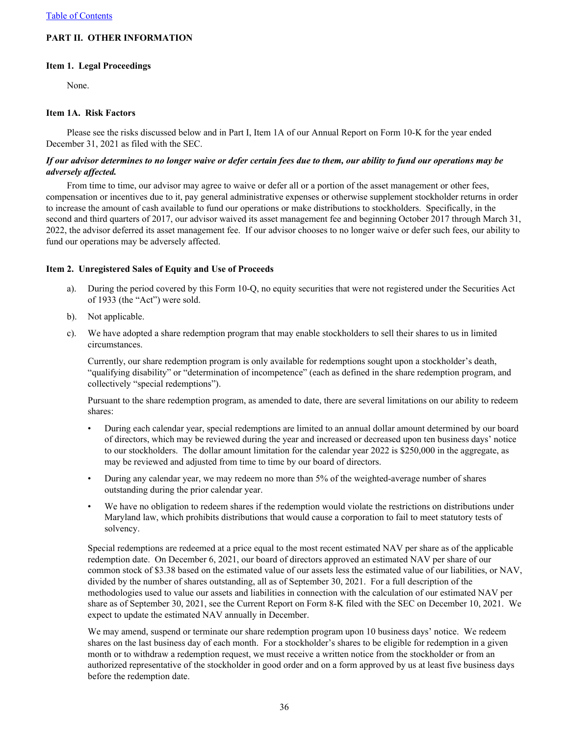## PART II. OTHER INFORMATION

### Item 1. Legal Proceedings

None.

### Item 1A. Risk Factors

Please see the risks discussed below and in Part I, Item 1A of our Annual Report on Form 10-K for the year ended December 31, 2021 as filed with the SEC.

***If our advisor determines to no longer waive or defer certain fees due to them, our ability to fund our operations may be adversely affected.***

From time to time, our advisor may agree to waive or defer all or a portion of the asset management or other fees, compensation or incentives due to it, pay general administrative expenses or otherwise supplement stockholder returns in order to increase the amount of cash available to fund our operations or make distributions to stockholders. Specifically, in the second and third quarters of 2017, our advisor waived its asset management fee and beginning October 2017 through March 31, 2022, the advisor deferred its asset management fee. If our advisor chooses to no longer waive or defer such fees, our ability to fund our operations may be adversely affected.

### Item 2. Unregistered Sales of Equity and Use of Proceeds

a). During the period covered by this Form 10-Q, no equity securities that were not registered under the Securities Act of 1933 (the "Act") were sold.

b). Not applicable.

c). We have adopted a share redemption program that may enable stockholders to sell their shares to us in limited circumstances.

Currently, our share redemption program is only available for redemptions sought upon a stockholder's death, "qualifying disability" or "determination of incompetence" (each as defined in the share redemption program, and collectively "special redemptions").

Pursuant to the share redemption program, as amended to date, there are several limitations on our ability to redeem shares:

- During each calendar year, special redemptions are limited to an annual dollar amount determined by our board of directors, which may be reviewed during the year and increased or decreased upon ten business days' notice to our stockholders. The dollar amount limitation for the calendar year 2022 is $250,000 in the aggregate, as may be reviewed and adjusted from time to time by our board of directors.
- During any calendar year, we may redeem no more than 5% of the weighted-average number of shares outstanding during the prior calendar year.
- We have no obligation to redeem shares if the redemption would violate the restrictions on distributions under Maryland law, which prohibits distributions that would cause a corporation to fail to meet statutory tests of solvency.

Special redemptions are redeemed at a price equal to the most recent estimated NAV per share as of the applicable redemption date. On December 6, 2021, our board of directors approved an estimated NAV per share of our common stock of $3.38 based on the estimated value of our assets less the estimated value of our liabilities, or NAV, divided by the number of shares outstanding, all as of September 30, 2021. For a full description of the methodologies used to value our assets and liabilities in connection with the calculation of our estimated NAV per share as of September 30, 2021, see the Current Report on Form 8-K filed with the SEC on December 10, 2021. We expect to update the estimated NAV annually in December.

We may amend, suspend or terminate our share redemption program upon 10 business days' notice. We redeem shares on the last business day of each month. For a stockholder's shares to be eligible for redemption in a given month or to withdraw a redemption request, we must receive a written notice from the stockholder or from an authorized representative of the stockholder in good order and on a form approved by us at least five business days before the redemption date.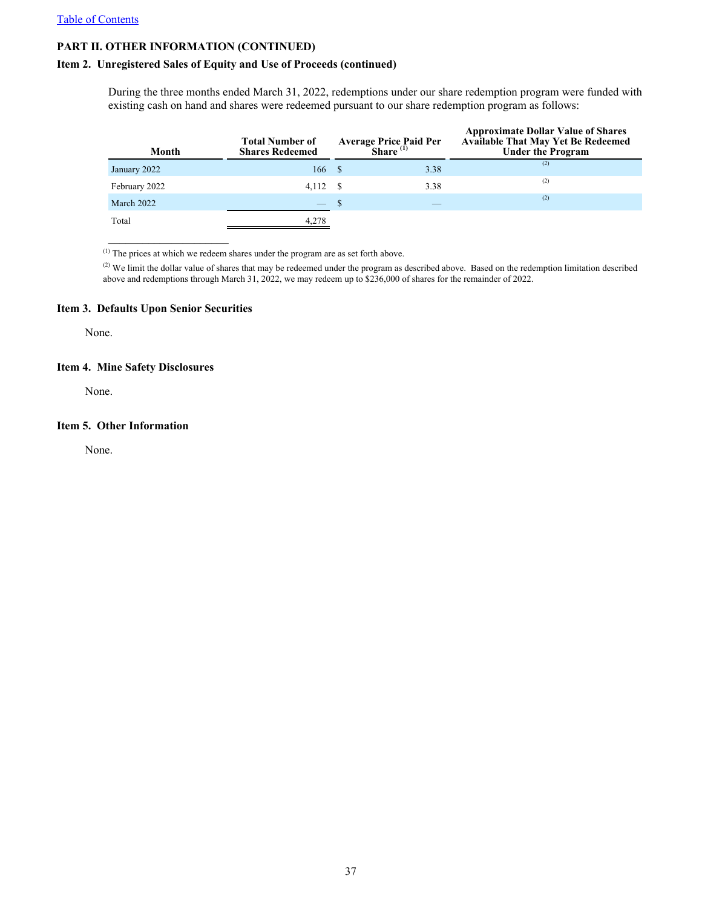[Table of Contents](#)

## PART II. OTHER INFORMATION (CONTINUED)

### Item 2. Unregistered Sales of Equity and Use of Proceeds (continued)

During the three months ended March 31, 2022, redemptions under our share redemption program were funded with existing cash on hand and shares were redeemed pursuant to our share redemption program as follows:

| Month | Total Number of Shares Redeemed | Average Price Paid Per Share [(1)] | Approximate Dollar Value of Shares Available That May Yet Be Redeemed Under the Program |
|---|---|---|---|
| January 2022 | 166 | $ 3.38 | [(2)] |
| February 2022 | 4,112 | $ 3.38 | [(2)] |
| March 2022 | — | $ — | [(2)] |
| Total | 4,278 | | |

[(1)] The prices at which we redeem shares under the program are as set forth above.

[(2)] We limit the dollar value of shares that may be redeemed under the program as described above. Based on the redemption limitation described above and redemptions through March 31, 2022, we may redeem up to $236,000 of shares for the remainder of 2022.

### Item 3. Defaults Upon Senior Securities

None.

### Item 4. Mine Safety Disclosures

None.

### Item 5. Other Information

None.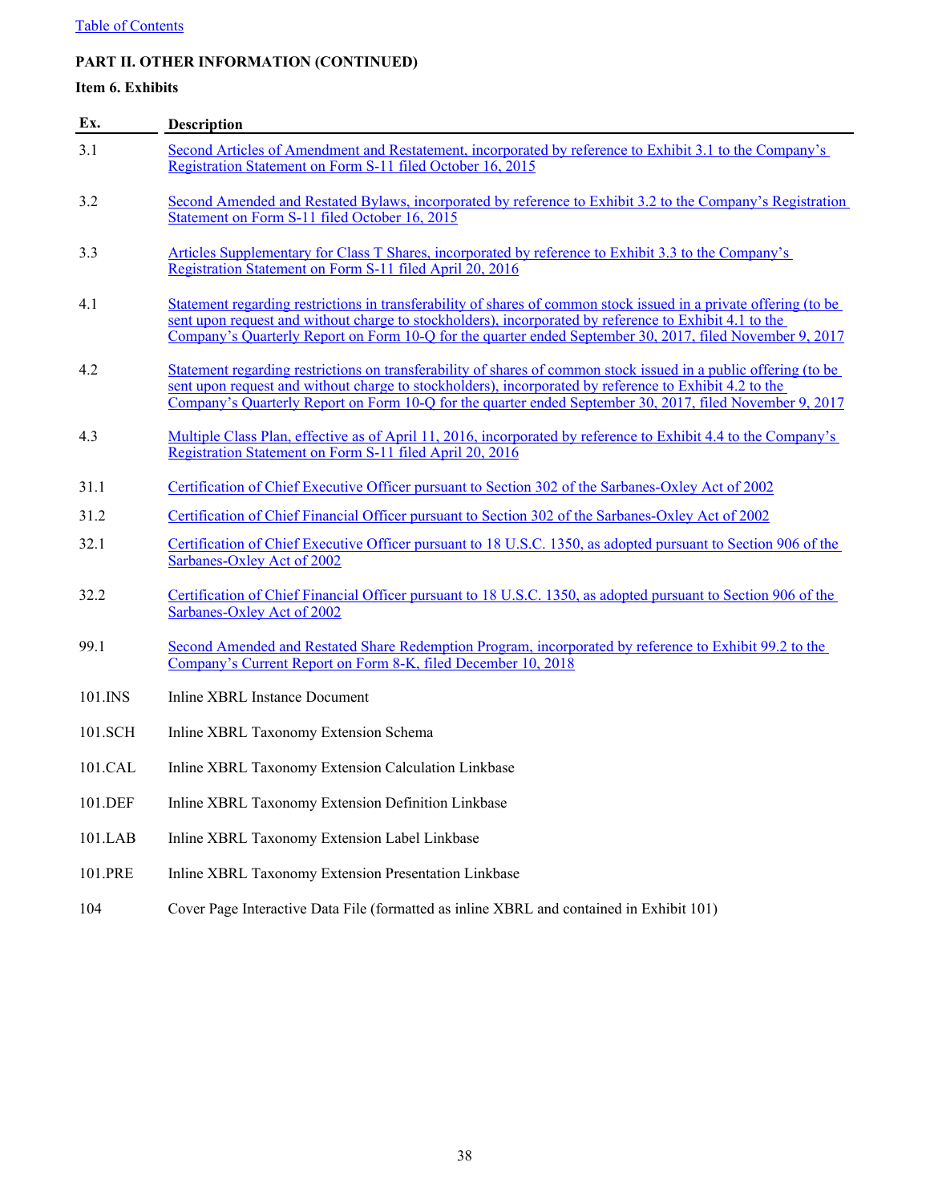[Table of Contents](#)

**PART II. OTHER INFORMATION (CONTINUED)**

**Item 6. Exhibits**

| Ex. | Description |
|---|---|
| 3.1 | Second Articles of Amendment and Restatement, incorporated by reference to Exhibit 3.1 to the Company's Registration Statement on Form S-11 filed October 16, 2015 |
| 3.2 | Second Amended and Restated Bylaws, incorporated by reference to Exhibit 3.2 to the Company's Registration Statement on Form S-11 filed October 16, 2015 |
| 3.3 | Articles Supplementary for Class T Shares, incorporated by reference to Exhibit 3.3 to the Company's Registration Statement on Form S-11 filed April 20, 2016 |
| 4.1 | Statement regarding restrictions in transferability of shares of common stock issued in a private offering (to be sent upon request and without charge to stockholders), incorporated by reference to Exhibit 4.1 to the Company's Quarterly Report on Form 10-Q for the quarter ended September 30, 2017, filed November 9, 2017 |
| 4.2 | Statement regarding restrictions on transferability of shares of common stock issued in a public offering (to be sent upon request and without charge to stockholders), incorporated by reference to Exhibit 4.2 to the Company's Quarterly Report on Form 10-Q for the quarter ended September 30, 2017, filed November 9, 2017 |
| 4.3 | Multiple Class Plan, effective as of April 11, 2016, incorporated by reference to Exhibit 4.4 to the Company's Registration Statement on Form S-11 filed April 20, 2016 |
| 31.1 | Certification of Chief Executive Officer pursuant to Section 302 of the Sarbanes-Oxley Act of 2002 |
| 31.2 | Certification of Chief Financial Officer pursuant to Section 302 of the Sarbanes-Oxley Act of 2002 |
| 32.1 | Certification of Chief Executive Officer pursuant to 18 U.S.C. 1350, as adopted pursuant to Section 906 of the Sarbanes-Oxley Act of 2002 |
| 32.2 | Certification of Chief Financial Officer pursuant to 18 U.S.C. 1350, as adopted pursuant to Section 906 of the Sarbanes-Oxley Act of 2002 |
| 99.1 | Second Amended and Restated Share Redemption Program, incorporated by reference to Exhibit 99.2 to the Company's Current Report on Form 8-K, filed December 10, 2018 |
| 101.INS | Inline XBRL Instance Document |
| 101.SCH | Inline XBRL Taxonomy Extension Schema |
| 101.CAL | Inline XBRL Taxonomy Extension Calculation Linkbase |
| 101.DEF | Inline XBRL Taxonomy Extension Definition Linkbase |
| 101.LAB | Inline XBRL Taxonomy Extension Label Linkbase |
| 101.PRE | Inline XBRL Taxonomy Extension Presentation Linkbase |
| 104 | Cover Page Interactive Data File (formatted as inline XBRL and contained in Exhibit 101) |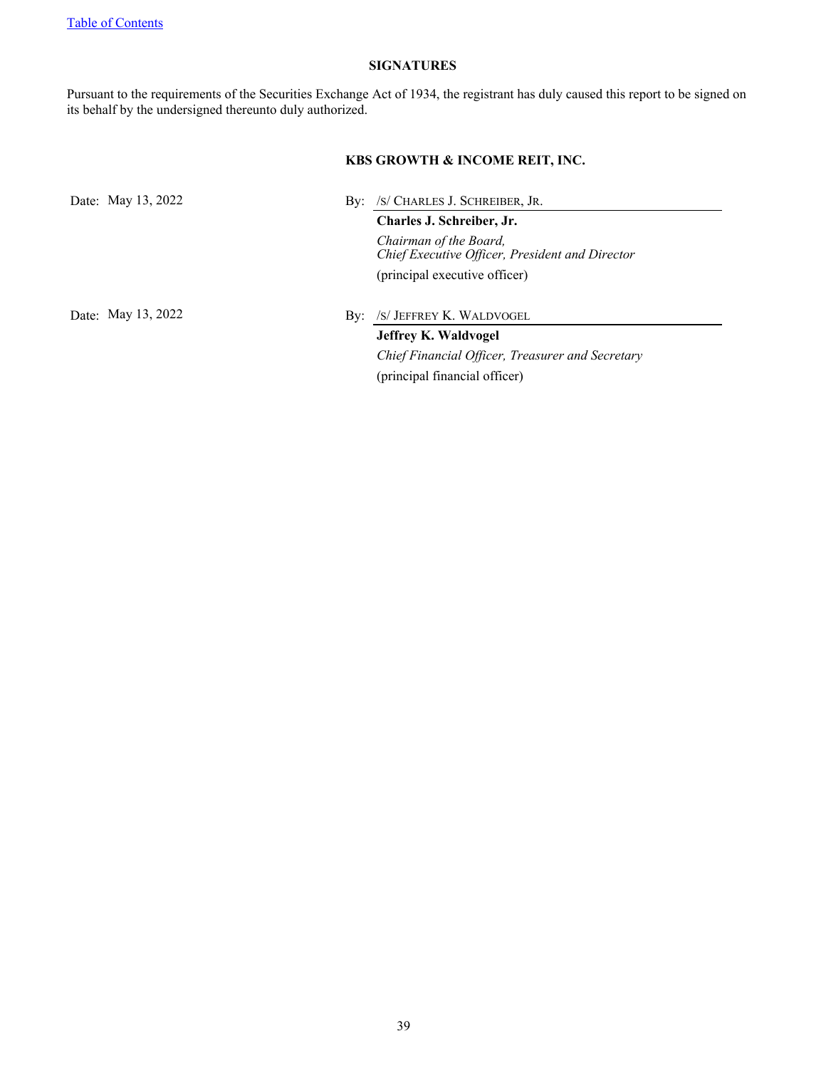## SIGNATURES

Pursuant to the requirements of the Securities Exchange Act of 1934, the registrant has duly caused this report to be signed on its behalf by the undersigned thereunto duly authorized.

**KBS GROWTH & INCOME REIT, INC.**

| | |
|---|---|
| Date: May 13, 2022 | By: /S/ CHARLES J. SCHREIBER, JR. |
| | **Charles J. Schreiber, Jr.** |
| | *Chairman of the Board,* *Chief Executive Officer, President and Director* |
| | (principal executive officer) |
| Date: May 13, 2022 | By: /S/ JEFFREY K. WALDVOGEL |
| | **Jeffrey K. Waldvogel** |
| | *Chief Financial Officer, Treasurer and Secretary* |
| | (principal financial officer) |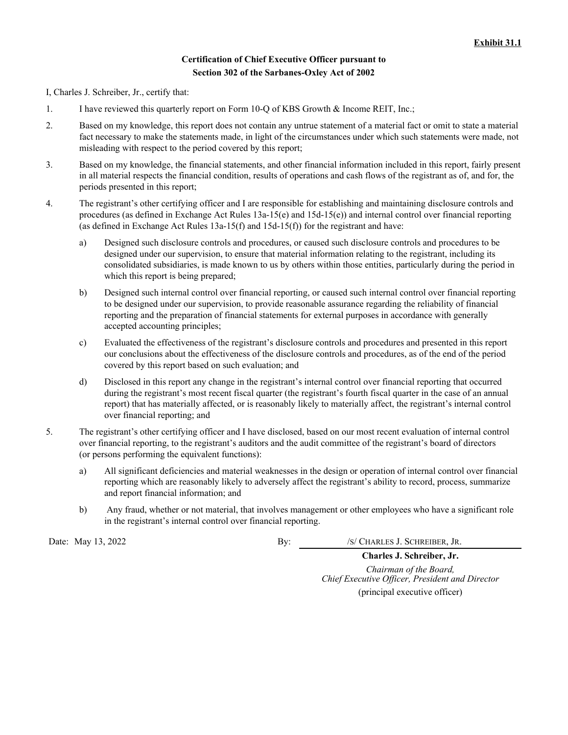**Exhibit 31.1**

**Certification of Chief Executive Officer pursuant to**
**Section 302 of the Sarbanes-Oxley Act of 2002**

I, Charles J. Schreiber, Jr., certify that:

1. I have reviewed this quarterly report on Form 10-Q of KBS Growth & Income REIT, Inc.;

2. Based on my knowledge, this report does not contain any untrue statement of a material fact or omit to state a material fact necessary to make the statements made, in light of the circumstances under which such statements were made, not misleading with respect to the period covered by this report;

3. Based on my knowledge, the financial statements, and other financial information included in this report, fairly present in all material respects the financial condition, results of operations and cash flows of the registrant as of, and for, the periods presented in this report;

4. The registrant's other certifying officer and I are responsible for establishing and maintaining disclosure controls and procedures (as defined in Exchange Act Rules 13a-15(e) and 15d-15(e)) and internal control over financial reporting (as defined in Exchange Act Rules 13a-15(f) and 15d-15(f)) for the registrant and have:

   a) Designed such disclosure controls and procedures, or caused such disclosure controls and procedures to be designed under our supervision, to ensure that material information relating to the registrant, including its consolidated subsidiaries, is made known to us by others within those entities, particularly during the period in which this report is being prepared;

   b) Designed such internal control over financial reporting, or caused such internal control over financial reporting to be designed under our supervision, to provide reasonable assurance regarding the reliability of financial reporting and the preparation of financial statements for external purposes in accordance with generally accepted accounting principles;

   c) Evaluated the effectiveness of the registrant's disclosure controls and procedures and presented in this report our conclusions about the effectiveness of the disclosure controls and procedures, as of the end of the period covered by this report based on such evaluation; and

   d) Disclosed in this report any change in the registrant's internal control over financial reporting that occurred during the registrant's most recent fiscal quarter (the registrant's fourth fiscal quarter in the case of an annual report) that has materially affected, or is reasonably likely to materially affect, the registrant's internal control over financial reporting; and

5. The registrant's other certifying officer and I have disclosed, based on our most recent evaluation of internal control over financial reporting, to the registrant's auditors and the audit committee of the registrant's board of directors (or persons performing the equivalent functions):

   a) All significant deficiencies and material weaknesses in the design or operation of internal control over financial reporting which are reasonably likely to adversely affect the registrant's ability to record, process, summarize and report financial information; and

   b) Any fraud, whether or not material, that involves management or other employees who have a significant role in the registrant's internal control over financial reporting.

Date: May 13, 2022

By: /S/ CHARLES J. SCHREIBER, JR.

**Charles J. Schreiber, Jr.**
*Chairman of the Board,*
*Chief Executive Officer, President and Director*
(principal executive officer)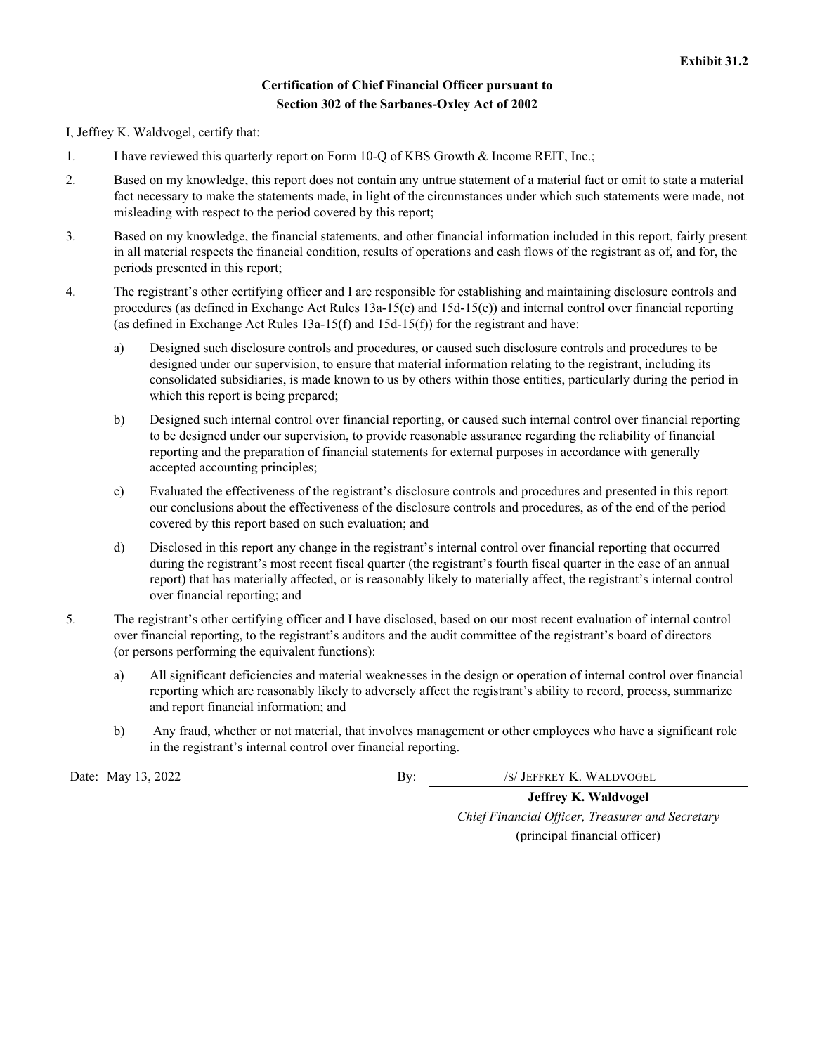**Exhibit 31.2**

**Certification of Chief Financial Officer pursuant to**
**Section 302 of the Sarbanes-Oxley Act of 2002**

I, Jeffrey K. Waldvogel, certify that:

1. I have reviewed this quarterly report on Form 10-Q of KBS Growth & Income REIT, Inc.;

2. Based on my knowledge, this report does not contain any untrue statement of a material fact or omit to state a material fact necessary to make the statements made, in light of the circumstances under which such statements were made, not misleading with respect to the period covered by this report;

3. Based on my knowledge, the financial statements, and other financial information included in this report, fairly present in all material respects the financial condition, results of operations and cash flows of the registrant as of, and for, the periods presented in this report;

4. The registrant's other certifying officer and I are responsible for establishing and maintaining disclosure controls and procedures (as defined in Exchange Act Rules 13a-15(e) and 15d-15(e)) and internal control over financial reporting (as defined in Exchange Act Rules 13a-15(f) and 15d-15(f)) for the registrant and have:

   a) Designed such disclosure controls and procedures, or caused such disclosure controls and procedures to be designed under our supervision, to ensure that material information relating to the registrant, including its consolidated subsidiaries, is made known to us by others within those entities, particularly during the period in which this report is being prepared;

   b) Designed such internal control over financial reporting, or caused such internal control over financial reporting to be designed under our supervision, to provide reasonable assurance regarding the reliability of financial reporting and the preparation of financial statements for external purposes in accordance with generally accepted accounting principles;

   c) Evaluated the effectiveness of the registrant's disclosure controls and procedures and presented in this report our conclusions about the effectiveness of the disclosure controls and procedures, as of the end of the period covered by this report based on such evaluation; and

   d) Disclosed in this report any change in the registrant's internal control over financial reporting that occurred during the registrant's most recent fiscal quarter (the registrant's fourth fiscal quarter in the case of an annual report) that has materially affected, or is reasonably likely to materially affect, the registrant's internal control over financial reporting; and

5. The registrant's other certifying officer and I have disclosed, based on our most recent evaluation of internal control over financial reporting, to the registrant's auditors and the audit committee of the registrant's board of directors (or persons performing the equivalent functions):

   a) All significant deficiencies and material weaknesses in the design or operation of internal control over financial reporting which are reasonably likely to adversely affect the registrant's ability to record, process, summarize and report financial information; and

   b) Any fraud, whether or not material, that involves management or other employees who have a significant role in the registrant's internal control over financial reporting.

Date: May 13, 2022

By: /S/ JEFFREY K. WALDVOGEL

**Jeffrey K. Waldvogel**
*Chief Financial Officer, Treasurer and Secretary*
(principal financial officer)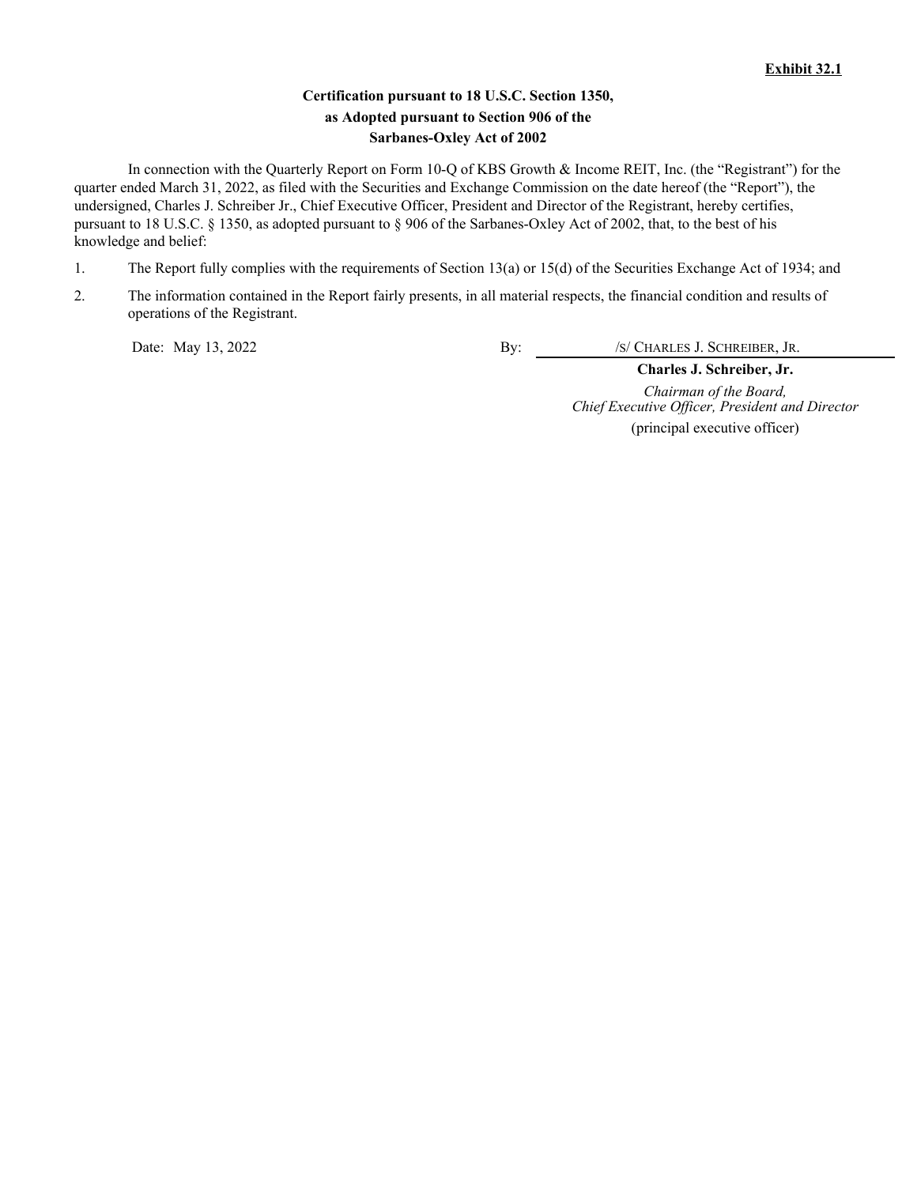**Exhibit 32.1**

**Certification pursuant to 18 U.S.C. Section 1350,**
**as Adopted pursuant to Section 906 of the**
**Sarbanes-Oxley Act of 2002**

In connection with the Quarterly Report on Form 10-Q of KBS Growth & Income REIT, Inc. (the "Registrant") for the quarter ended March 31, 2022, as filed with the Securities and Exchange Commission on the date hereof (the "Report"), the undersigned, Charles J. Schreiber Jr., Chief Executive Officer, President and Director of the Registrant, hereby certifies, pursuant to 18 U.S.C. § 1350, as adopted pursuant to § 906 of the Sarbanes-Oxley Act of 2002, that, to the best of his knowledge and belief:

1. The Report fully complies with the requirements of Section 13(a) or 15(d) of the Securities Exchange Act of 1934; and
2. The information contained in the Report fairly presents, in all material respects, the financial condition and results of operations of the Registrant.

Date: May 13, 2022

By: /S/ CHARLES J. SCHREIBER, JR.

**Charles J. Schreiber, Jr.**

*Chairman of the Board,*
*Chief Executive Officer, President and Director*

(principal executive officer)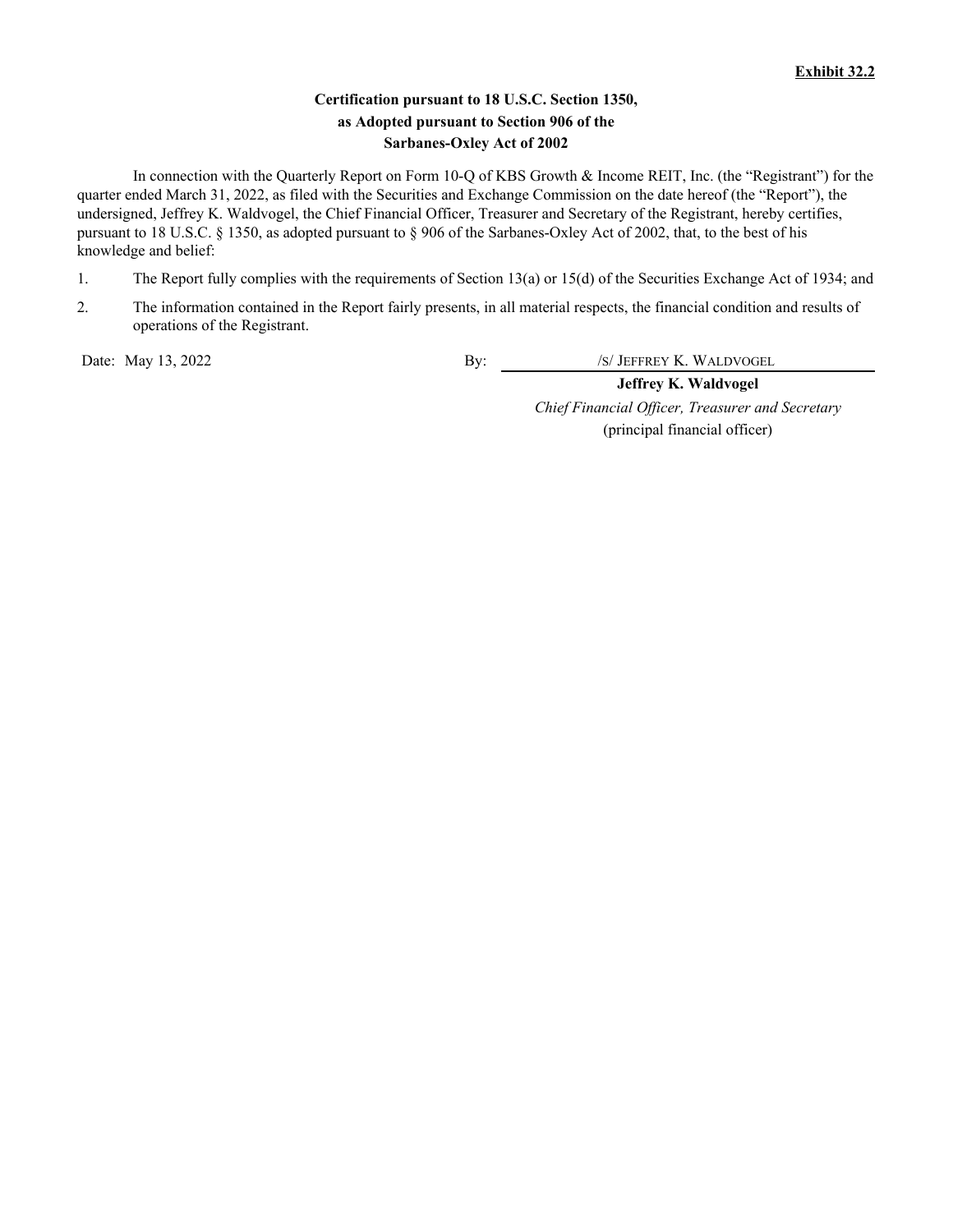**Exhibit 32.2**

**Certification pursuant to 18 U.S.C. Section 1350,**
**as Adopted pursuant to Section 906 of the**
**Sarbanes-Oxley Act of 2002**

In connection with the Quarterly Report on Form 10-Q of KBS Growth & Income REIT, Inc. (the "Registrant") for the quarter ended March 31, 2022, as filed with the Securities and Exchange Commission on the date hereof (the "Report"), the undersigned, Jeffrey K. Waldvogel, the Chief Financial Officer, Treasurer and Secretary of the Registrant, hereby certifies, pursuant to 18 U.S.C. § 1350, as adopted pursuant to § 906 of the Sarbanes-Oxley Act of 2002, that, to the best of his knowledge and belief:

1. The Report fully complies with the requirements of Section 13(a) or 15(d) of the Securities Exchange Act of 1934; and
2. The information contained in the Report fairly presents, in all material respects, the financial condition and results of operations of the Registrant.

Date: May 13, 2022

By: /S/ JEFFREY K. WALDVOGEL

**Jeffrey K. Waldvogel**
*Chief Financial Officer, Treasurer and Secretary*
(principal financial officer)